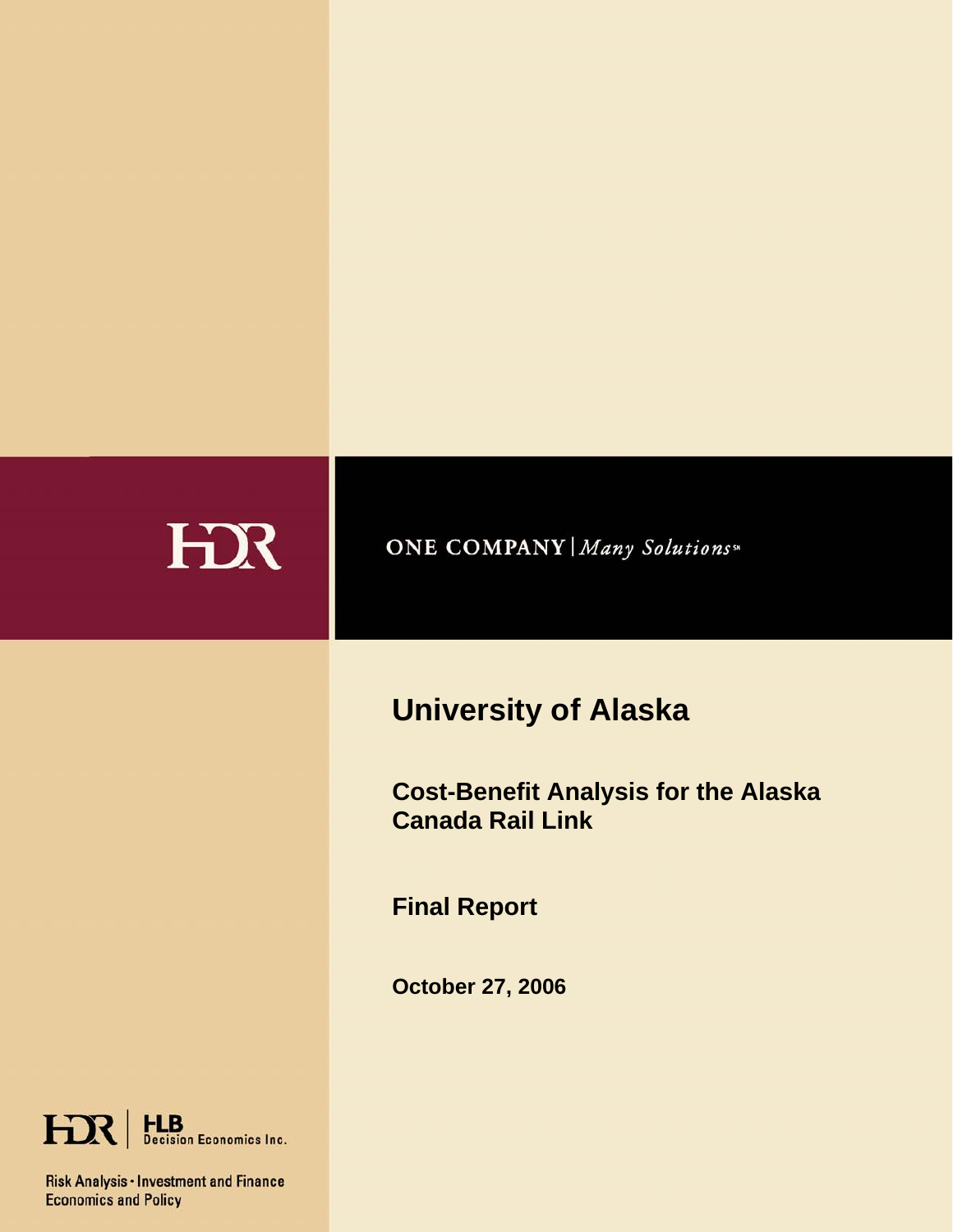HDR

ONE COMPANY | *Many Solutions*℠

# University of Alaska

## Cost-Benefit Analysis for the Alaska Canada Rail Link

## Final Report

**October 27, 2006**

HDR | HLB Decision Economics Inc.

Risk Analysis · Investment and Finance
Economics and Policy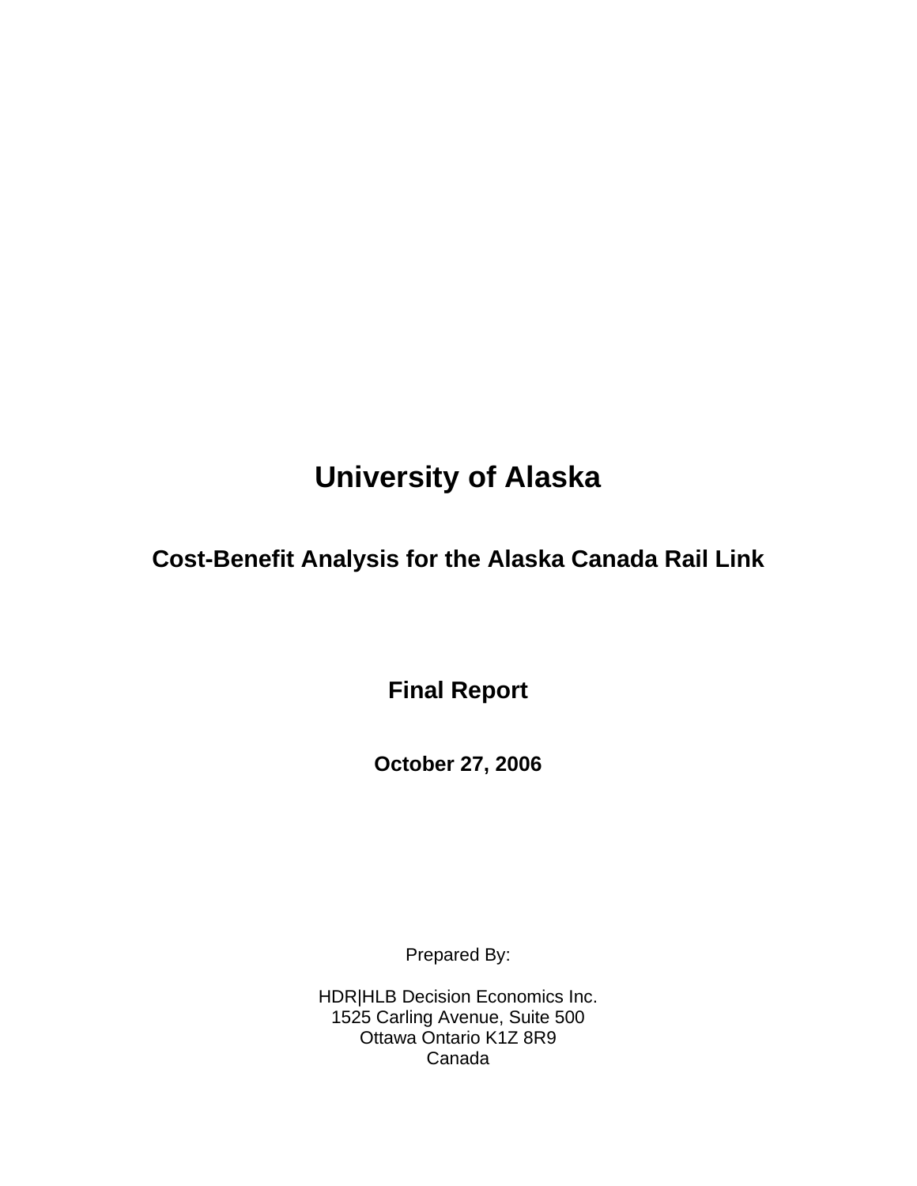# University of Alaska

## Cost-Benefit Analysis for the Alaska Canada Rail Link

### Final Report

**October 27, 2006**

Prepared By:

HDR|HLB Decision Economics Inc.
1525 Carling Avenue, Suite 500
Ottawa Ontario K1Z 8R9
Canada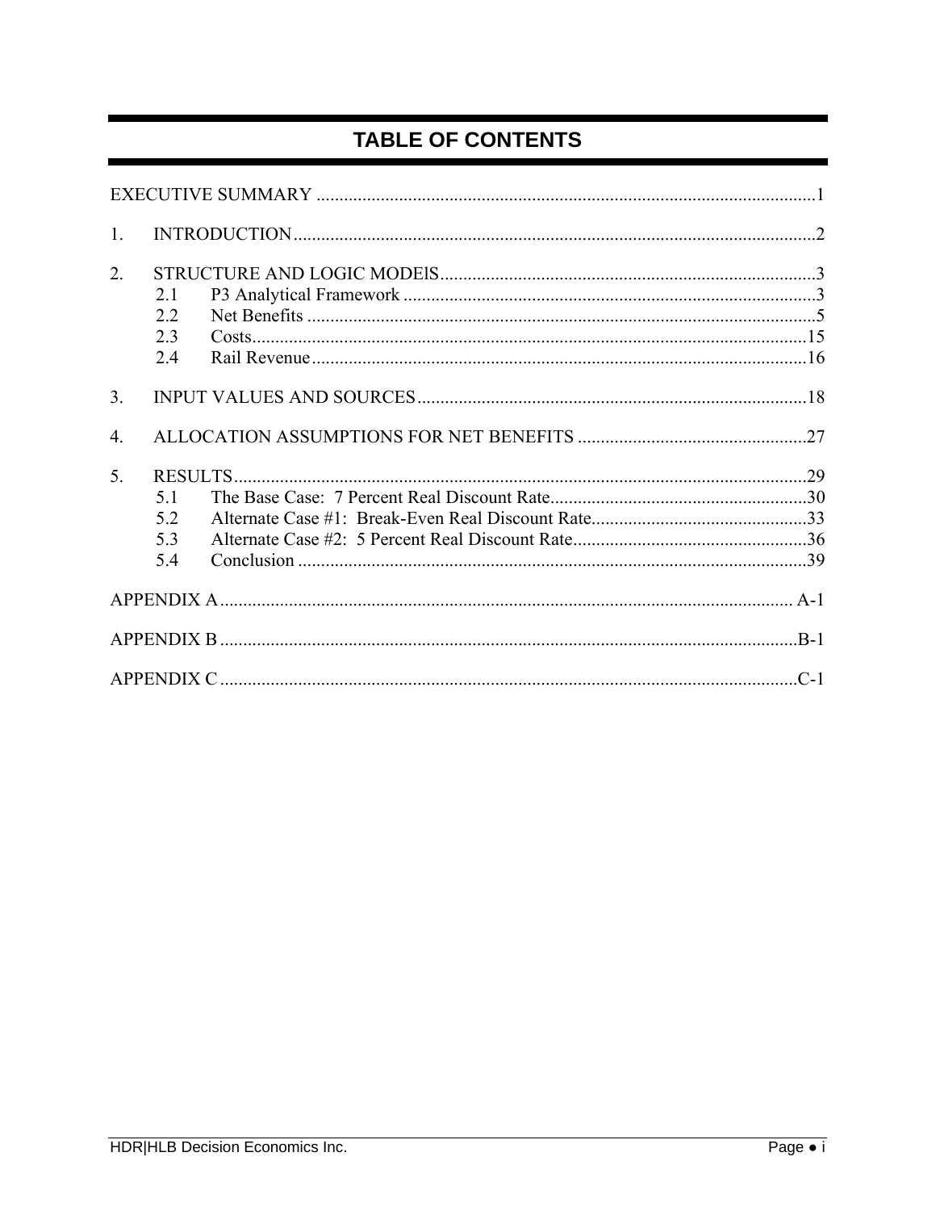# TABLE OF CONTENTS

EXECUTIVE SUMMARY ........................................................................................................1

1. INTRODUCTION..............................................................................................................2

2. STRUCTURE AND LOGIC MODElS..................................................................................3
   - 2.1 P3 Analytical Framework ..........................................................................................3
   - 2.2 Net Benefits ..............................................................................................................5
   - 2.3 Costs.........................................................................................................................15
   - 2.4 Rail Revenue............................................................................................................16

3. INPUT VALUES AND SOURCES.....................................................................................18

4. ALLOCATION ASSUMPTIONS FOR NET BENEFITS ..................................................27

5. RESULTS.............................................................................................................................29
   - 5.1 The Base Case: 7 Percent Real Discount Rate.........................................................30
   - 5.2 Alternate Case #1: Break-Even Real Discount Rate................................................33
   - 5.3 Alternate Case #2: 5 Percent Real Discount Rate....................................................36
   - 5.4 Conclusion ...............................................................................................................39

APPENDIX A............................................................................................................................ A-1

APPENDIX B .............................................................................................................................B-1

APPENDIX C .............................................................................................................................C-1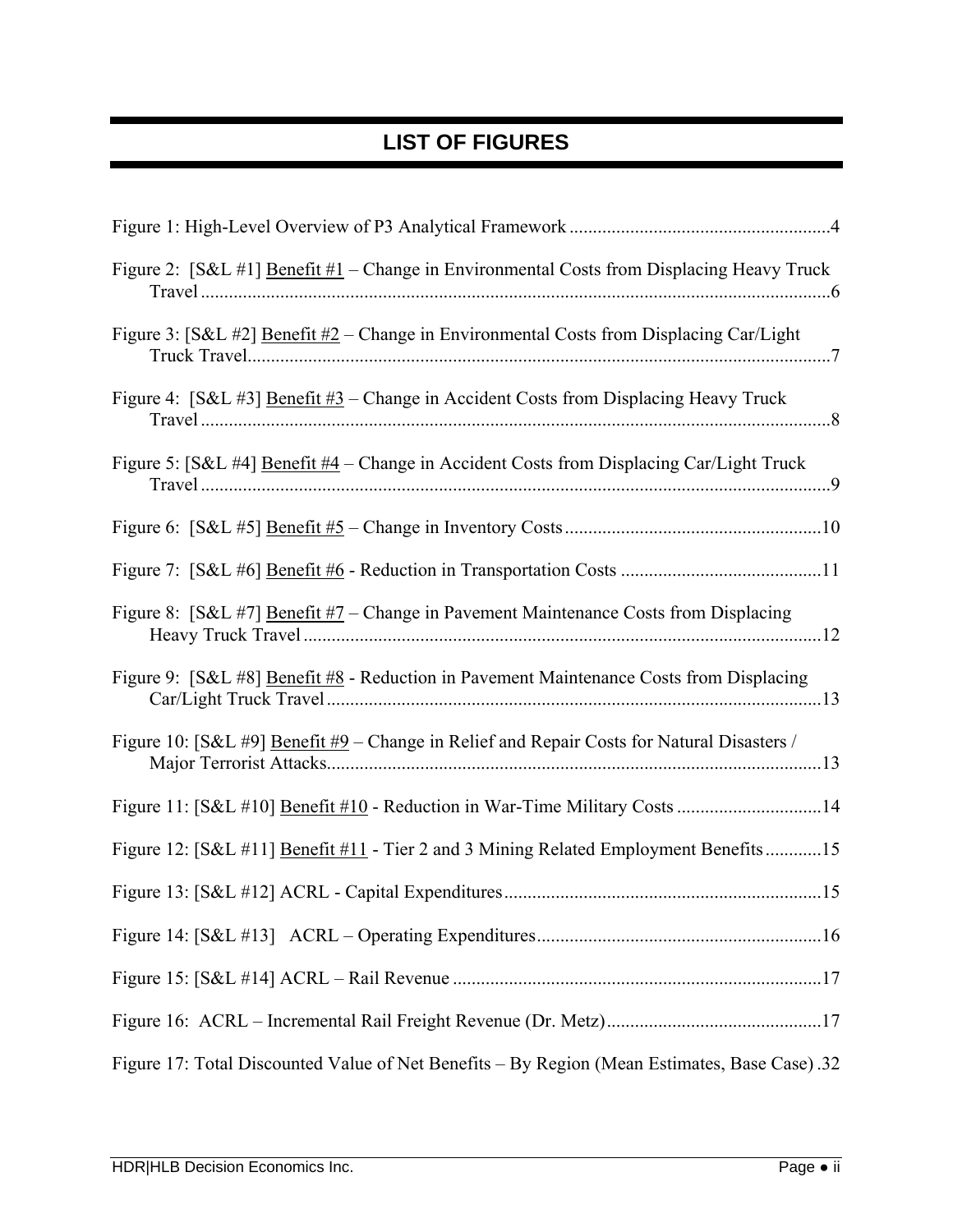# LIST OF FIGURES

Figure 1: High-Level Overview of P3 Analytical Framework ....................................................... 4

Figure 2: [S&L #1] <u>Benefit #1</u> – Change in Environmental Costs from Displacing Heavy Truck Travel ....................................................................................................................... 6

Figure 3: [S&L #2] <u>Benefit #2</u> – Change in Environmental Costs from Displacing Car/Light Truck Travel ............................................................................................................. 7

Figure 4: [S&L #3] <u>Benefit #3</u> – Change in Accident Costs from Displacing Heavy Truck Travel ....................................................................................................................... 8

Figure 5: [S&L #4] <u>Benefit #4</u> – Change in Accident Costs from Displacing Car/Light Truck Travel ....................................................................................................................... 9

Figure 6: [S&L #5] <u>Benefit #5</u> – Change in Inventory Costs ...................................................... 10

Figure 7: [S&L #6] <u>Benefit #6</u> - Reduction in Transportation Costs ........................................... 11

Figure 8: [S&L #7] <u>Benefit #7</u> – Change in Pavement Maintenance Costs from Displacing Heavy Truck Travel ............................................................................................... 12

Figure 9: [S&L #8] <u>Benefit #8</u> - Reduction in Pavement Maintenance Costs from Displacing Car/Light Truck Travel .......................................................................................... 13

Figure 10: [S&L #9] <u>Benefit #9</u> – Change in Relief and Repair Costs for Natural Disasters / Major Terrorist Attacks .......................................................................................... 13

Figure 11: [S&L #10] <u>Benefit #10</u> - Reduction in War-Time Military Costs ............................... 14

Figure 12: [S&L #11] <u>Benefit #11</u> - Tier 2 and 3 Mining Related Employment Benefits ............ 15

Figure 13: [S&L #12] ACRL - Capital Expenditures .................................................................... 15

Figure 14: [S&L #13] ACRL – Operating Expenditures ............................................................. 16

Figure 15: [S&L #14] ACRL – Rail Revenue .............................................................................. 17

Figure 16: ACRL – Incremental Rail Freight Revenue (Dr. Metz) .............................................. 17

Figure 17: Total Discounted Value of Net Benefits – By Region (Mean Estimates, Base Case) . 32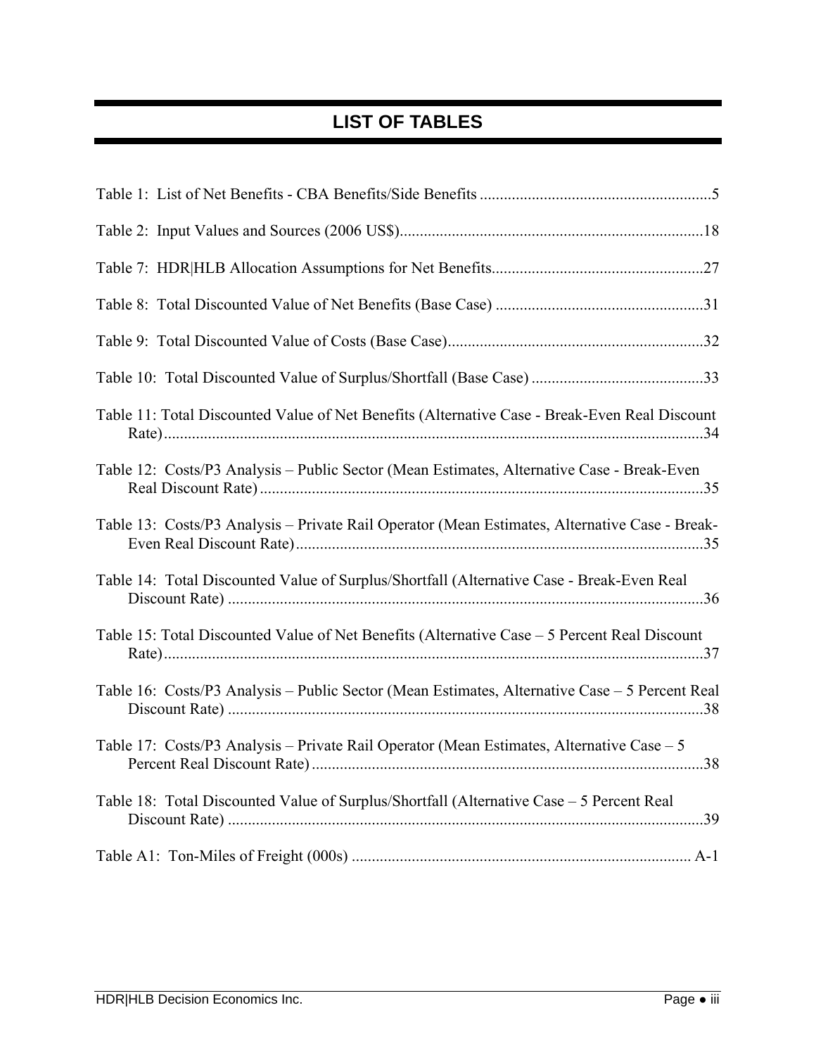# LIST OF TABLES

Table 1: List of Net Benefits - CBA Benefits/Side Benefits .......................................................... 5

Table 2: Input Values and Sources (2006 US$) ........................................................................... 18

Table 7: HDR|HLB Allocation Assumptions for Net Benefits..................................................... 27

Table 8: Total Discounted Value of Net Benefits (Base Case) .................................................... 31

Table 9: Total Discounted Value of Costs (Base Case)................................................................ 32

Table 10: Total Discounted Value of Surplus/Shortfall (Base Case) ........................................... 33

Table 11: Total Discounted Value of Net Benefits (Alternative Case - Break-Even Real Discount Rate)........................................................................................................................... 34

Table 12: Costs/P3 Analysis – Public Sector (Mean Estimates, Alternative Case - Break-Even Real Discount Rate) ................................................................................................ 35

Table 13: Costs/P3 Analysis – Private Rail Operator (Mean Estimates, Alternative Case - Break-Even Real Discount Rate)...................................................................................... 35

Table 14: Total Discounted Value of Surplus/Shortfall (Alternative Case - Break-Even Real Discount Rate) ....................................................................................................... 36

Table 15: Total Discounted Value of Net Benefits (Alternative Case – 5 Percent Real Discount Rate)........................................................................................................................... 37

Table 16: Costs/P3 Analysis – Public Sector (Mean Estimates, Alternative Case – 5 Percent Real Discount Rate) ....................................................................................................... 38

Table 17: Costs/P3 Analysis – Private Rail Operator (Mean Estimates, Alternative Case – 5 Percent Real Discount Rate) .................................................................................. 38

Table 18: Total Discounted Value of Surplus/Shortfall (Alternative Case – 5 Percent Real Discount Rate) ....................................................................................................... 39

Table A1: Ton-Miles of Freight (000s) ..................................................................................... A-1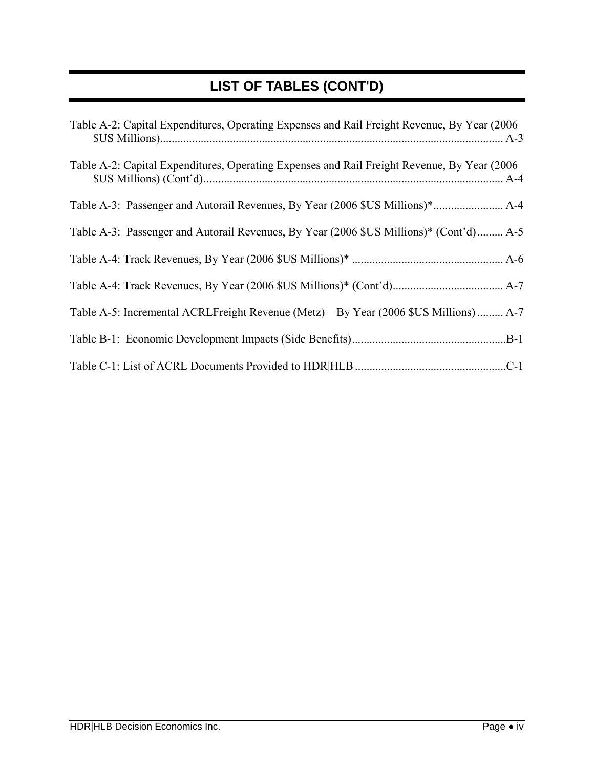# LIST OF TABLES (CONT'D)

Table A-2: Capital Expenditures, Operating Expenses and Rail Freight Revenue, By Year (2006 $US Millions)...................................................................................................................... A-3

Table A-2: Capital Expenditures, Operating Expenses and Rail Freight Revenue, By Year (2006 $US Millions) (Cont'd)....................................................................................................... A-4

Table A-3: Passenger and Autorail Revenues, By Year (2006 $US Millions)*........................ A-4

Table A-3: Passenger and Autorail Revenues, By Year (2006 $US Millions)* (Cont'd)......... A-5

Table A-4: Track Revenues, By Year (2006 $US Millions)* .................................................... A-6

Table A-4: Track Revenues, By Year (2006 $US Millions)* (Cont'd)...................................... A-7

Table A-5: Incremental ACRLFreight Revenue (Metz) – By Year (2006 $US Millions) ......... A-7

Table B-1: Economic Development Impacts (Side Benefits).....................................................B-1

Table C-1: List of ACRL Documents Provided to HDR|HLB ...................................................C-1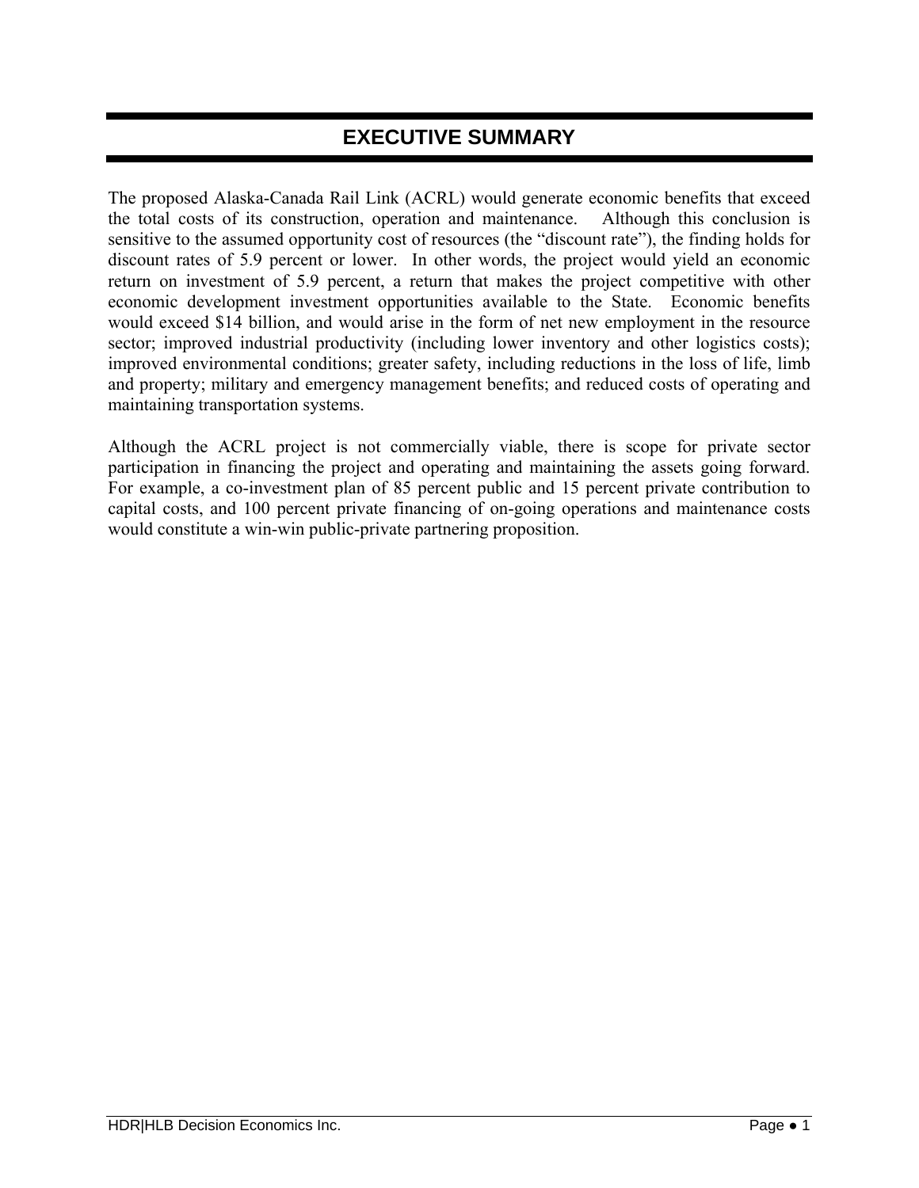# EXECUTIVE SUMMARY

The proposed Alaska-Canada Rail Link (ACRL) would generate economic benefits that exceed the total costs of its construction, operation and maintenance. Although this conclusion is sensitive to the assumed opportunity cost of resources (the "discount rate"), the finding holds for discount rates of 5.9 percent or lower. In other words, the project would yield an economic return on investment of 5.9 percent, a return that makes the project competitive with other economic development investment opportunities available to the State. Economic benefits would exceed $14 billion, and would arise in the form of net new employment in the resource sector; improved industrial productivity (including lower inventory and other logistics costs); improved environmental conditions; greater safety, including reductions in the loss of life, limb and property; military and emergency management benefits; and reduced costs of operating and maintaining transportation systems.

Although the ACRL project is not commercially viable, there is scope for private sector participation in financing the project and operating and maintaining the assets going forward. For example, a co-investment plan of 85 percent public and 15 percent private contribution to capital costs, and 100 percent private financing of on-going operations and maintenance costs would constitute a win-win public-private partnering proposition.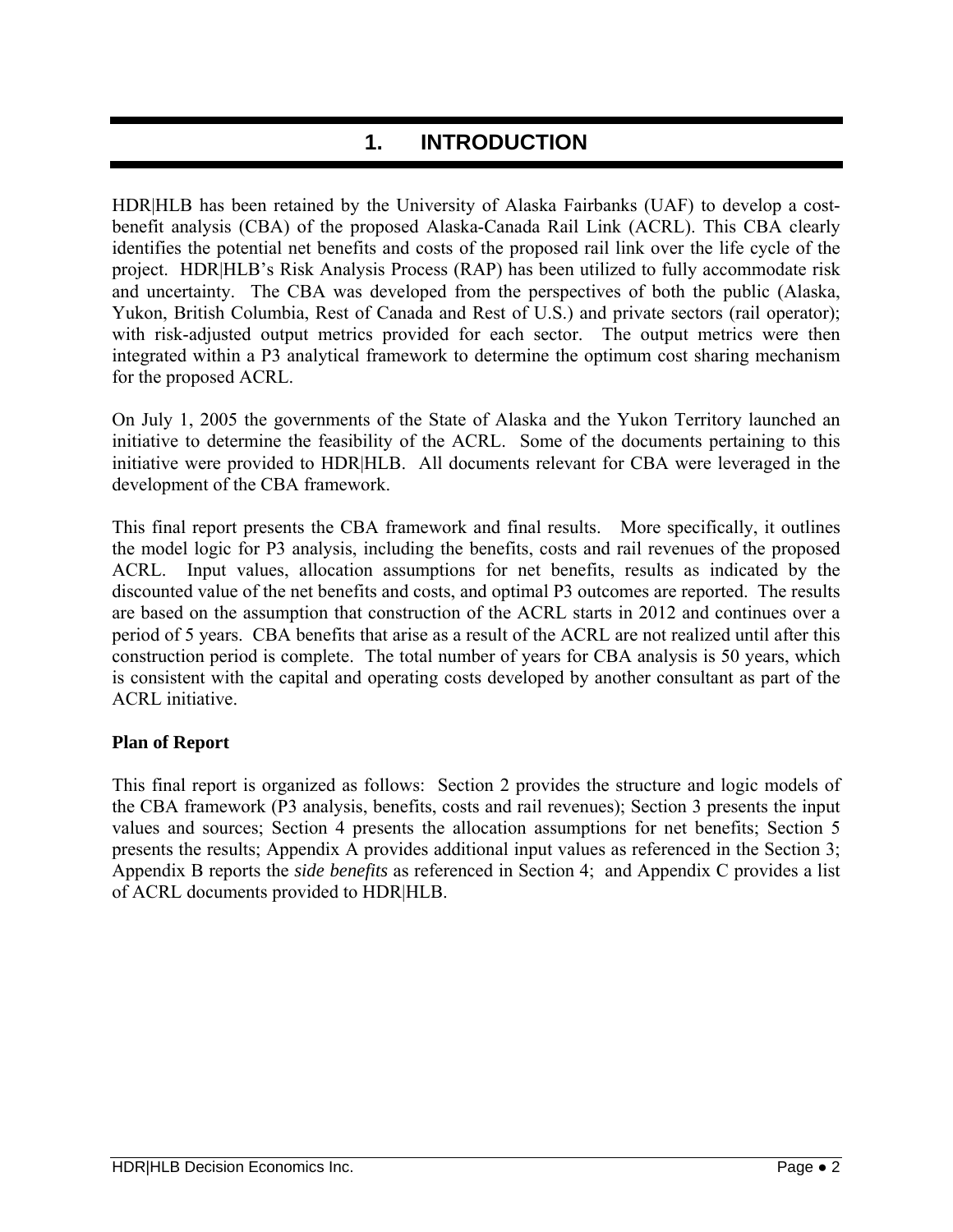# 1. INTRODUCTION

HDR|HLB has been retained by the University of Alaska Fairbanks (UAF) to develop a cost-benefit analysis (CBA) of the proposed Alaska-Canada Rail Link (ACRL). This CBA clearly identifies the potential net benefits and costs of the proposed rail link over the life cycle of the project. HDR|HLB's Risk Analysis Process (RAP) has been utilized to fully accommodate risk and uncertainty. The CBA was developed from the perspectives of both the public (Alaska, Yukon, British Columbia, Rest of Canada and Rest of U.S.) and private sectors (rail operator); with risk-adjusted output metrics provided for each sector. The output metrics were then integrated within a P3 analytical framework to determine the optimum cost sharing mechanism for the proposed ACRL.

On July 1, 2005 the governments of the State of Alaska and the Yukon Territory launched an initiative to determine the feasibility of the ACRL. Some of the documents pertaining to this initiative were provided to HDR|HLB. All documents relevant for CBA were leveraged in the development of the CBA framework.

This final report presents the CBA framework and final results. More specifically, it outlines the model logic for P3 analysis, including the benefits, costs and rail revenues of the proposed ACRL. Input values, allocation assumptions for net benefits, results as indicated by the discounted value of the net benefits and costs, and optimal P3 outcomes are reported. The results are based on the assumption that construction of the ACRL starts in 2012 and continues over a period of 5 years. CBA benefits that arise as a result of the ACRL are not realized until after this construction period is complete. The total number of years for CBA analysis is 50 years, which is consistent with the capital and operating costs developed by another consultant as part of the ACRL initiative.

**Plan of Report**

This final report is organized as follows: Section 2 provides the structure and logic models of the CBA framework (P3 analysis, benefits, costs and rail revenues); Section 3 presents the input values and sources; Section 4 presents the allocation assumptions for net benefits; Section 5 presents the results; Appendix A provides additional input values as referenced in the Section 3; Appendix B reports the *side benefits* as referenced in Section 4; and Appendix C provides a list of ACRL documents provided to HDR|HLB.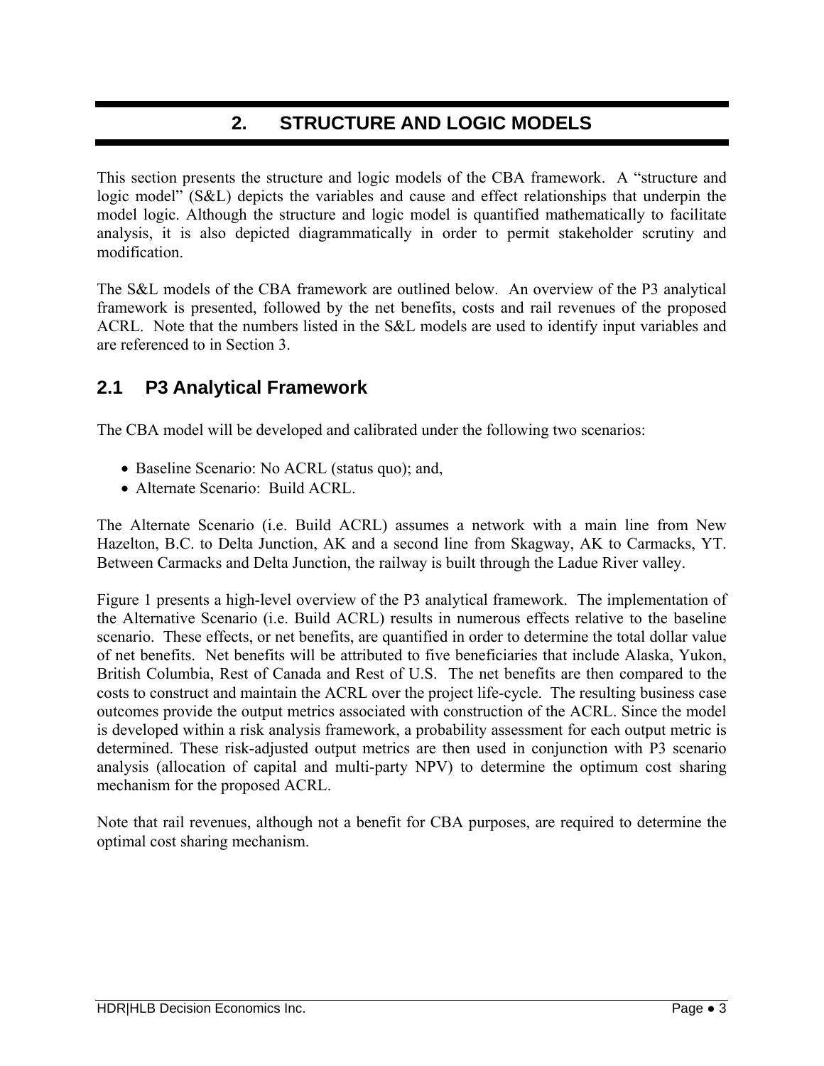# 2. STRUCTURE AND LOGIC MODELS

This section presents the structure and logic models of the CBA framework. A "structure and logic model" (S&L) depicts the variables and cause and effect relationships that underpin the model logic. Although the structure and logic model is quantified mathematically to facilitate analysis, it is also depicted diagrammatically in order to permit stakeholder scrutiny and modification.

The S&L models of the CBA framework are outlined below. An overview of the P3 analytical framework is presented, followed by the net benefits, costs and rail revenues of the proposed ACRL. Note that the numbers listed in the S&L models are used to identify input variables and are referenced to in Section 3.

## 2.1 P3 Analytical Framework

The CBA model will be developed and calibrated under the following two scenarios:

- Baseline Scenario: No ACRL (status quo); and,
- Alternate Scenario: Build ACRL.

The Alternate Scenario (i.e. Build ACRL) assumes a network with a main line from New Hazelton, B.C. to Delta Junction, AK and a second line from Skagway, AK to Carmacks, YT. Between Carmacks and Delta Junction, the railway is built through the Ladue River valley.

Figure 1 presents a high-level overview of the P3 analytical framework. The implementation of the Alternative Scenario (i.e. Build ACRL) results in numerous effects relative to the baseline scenario. These effects, or net benefits, are quantified in order to determine the total dollar value of net benefits. Net benefits will be attributed to five beneficiaries that include Alaska, Yukon, British Columbia, Rest of Canada and Rest of U.S. The net benefits are then compared to the costs to construct and maintain the ACRL over the project life-cycle. The resulting business case outcomes provide the output metrics associated with construction of the ACRL. Since the model is developed within a risk analysis framework, a probability assessment for each output metric is determined. These risk-adjusted output metrics are then used in conjunction with P3 scenario analysis (allocation of capital and multi-party NPV) to determine the optimum cost sharing mechanism for the proposed ACRL.

Note that rail revenues, although not a benefit for CBA purposes, are required to determine the optimal cost sharing mechanism.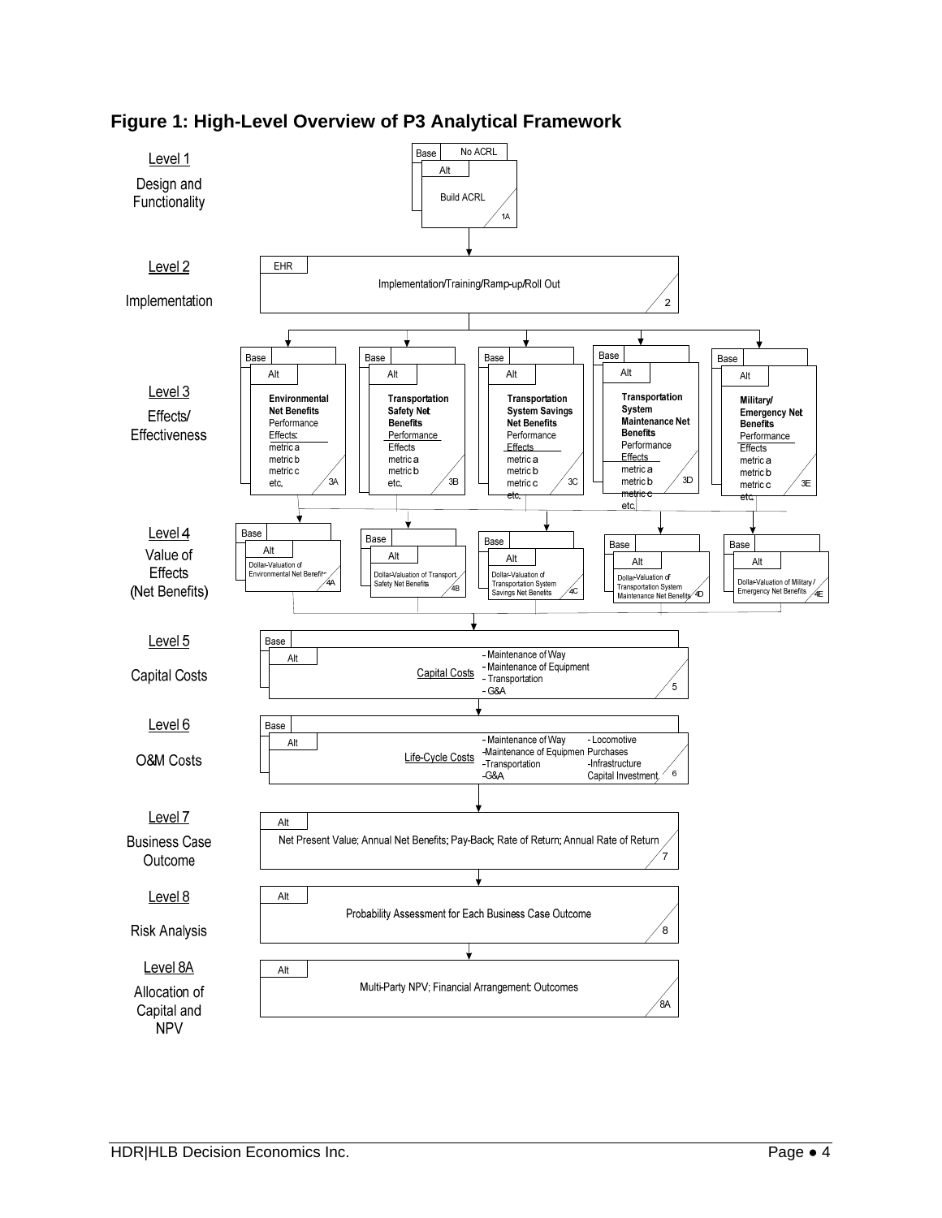**Figure 1: High-Level Overview of P3 Analytical Framework**

**Level 1** — Design and Functionality
- Base: No ACRL
- Alt: Build ACRL (1A)

**Level 2** — Implementation
- EHR: Implementation/Training/Ramp-up/Roll Out (2)

**Level 3** — Effects/ Effectiveness
- Base / Alt: Environmental Net Benefits — Performance Effects: metric a, metric b, metric c, etc. (3A)
- Base / Alt: Transportation Safety Net Benefits — Performance Effects: metric a, metric b, etc. (3B)
- Base / Alt: Transportation System Savings Net Benefits — Performance Effects: metric a, metric b, metric c, etc. (3C)
- Base / Alt: Transportation System Maintenance Net Benefits — Performance Effects: metric a, metric b, metric c, etc. (3D)
- Base / Alt: Military/ Emergency Net Benefits — Performance Effects: metric a, metric b, metric c, etc. (3E)

**Level 4** — Value of Effects (Net Benefits)
- Base / Alt: Dollar-Valuation of Environmental Net Benefits (4A)
- Base / Alt: Dollar-Valuation of Transport Safety Net Benefits (4B)
- Base / Alt: Dollar-Valuation of Transportation System Savings Net Benefits (4C)
- Base / Alt: Dollar-Valuation of Transportation System Maintenance Net Benefits (4D)
- Base / Alt: Dollar-Valuation of Military / Emergency Net Benefits (4E)

**Level 5** — Capital Costs
- Base / Alt: Capital Costs — Maintenance of Way; Maintenance of Equipment; Transportation; G&A (5)

**Level 6** — O&M Costs
- Base / Alt: Life-Cycle Costs — Maintenance of Way; Maintenance of Equipment; Transportation; G&A; Locomotive Purchases; Infrastructure Capital Investment (6)

**Level 7** — Business Case Outcome
- Alt: Net Present Value; Annual Net Benefits; Pay-Back; Rate of Return; Annual Rate of Return (7)

**Level 8** — Risk Analysis
- Alt: Probability Assessment for Each Business Case Outcome (8)

**Level 8A** — Allocation of Capital and NPV
- Alt: Multi-Party NPV; Financial Arrangement: Outcomes (8A)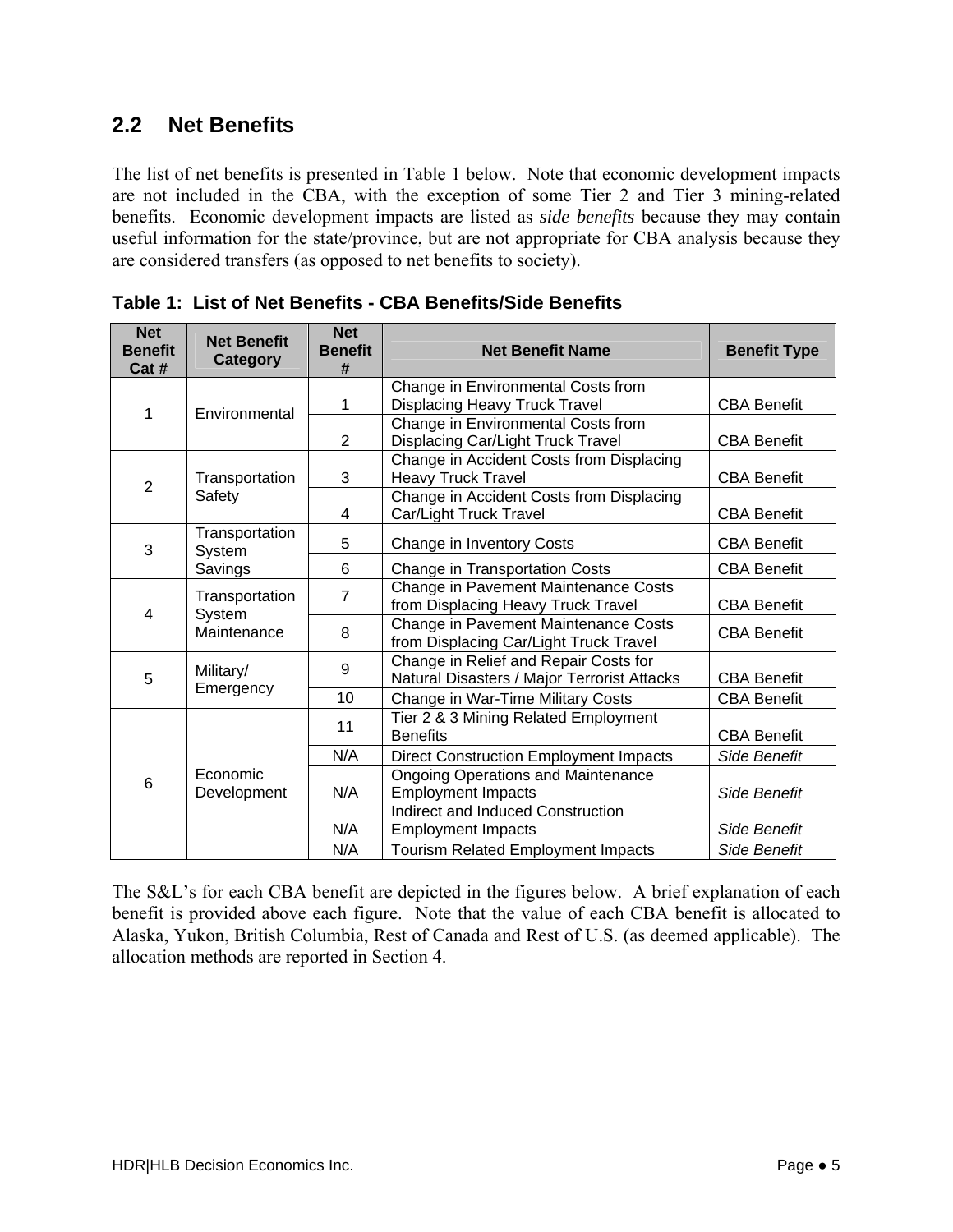## 2.2 Net Benefits

The list of net benefits is presented in Table 1 below. Note that economic development impacts are not included in the CBA, with the exception of some Tier 2 and Tier 3 mining-related benefits. Economic development impacts are listed as *side benefits* because they may contain useful information for the state/province, but are not appropriate for CBA analysis because they are considered transfers (as opposed to net benefits to society).

**Table 1: List of Net Benefits - CBA Benefits/Side Benefits**

| Net Benefit Cat # | Net Benefit Category | Net Benefit # | Net Benefit Name | Benefit Type |
|---|---|---|---|---|
| 1 | Environmental | 1 | Change in Environmental Costs from Displacing Heavy Truck Travel | CBA Benefit |
| | | 2 | Change in Environmental Costs from Displacing Car/Light Truck Travel | CBA Benefit |
| 2 | Transportation Safety | 3 | Change in Accident Costs from Displacing Heavy Truck Travel | CBA Benefit |
| | | 4 | Change in Accident Costs from Displacing Car/Light Truck Travel | CBA Benefit |
| 3 | Transportation System Savings | 5 | Change in Inventory Costs | CBA Benefit |
| | | 6 | Change in Transportation Costs | CBA Benefit |
| 4 | Transportation System Maintenance | 7 | Change in Pavement Maintenance Costs from Displacing Heavy Truck Travel | CBA Benefit |
| | | 8 | Change in Pavement Maintenance Costs from Displacing Car/Light Truck Travel | CBA Benefit |
| 5 | Military/ Emergency | 9 | Change in Relief and Repair Costs for Natural Disasters / Major Terrorist Attacks | CBA Benefit |
| | | 10 | Change in War-Time Military Costs | CBA Benefit |
| 6 | Economic Development | 11 | Tier 2 & 3 Mining Related Employment Benefits | CBA Benefit |
| | | N/A | Direct Construction Employment Impacts | *Side Benefit* |
| | | N/A | Ongoing Operations and Maintenance Employment Impacts | *Side Benefit* |
| | | N/A | Indirect and Induced Construction Employment Impacts | *Side Benefit* |
| | | N/A | Tourism Related Employment Impacts | *Side Benefit* |

The S&L's for each CBA benefit are depicted in the figures below. A brief explanation of each benefit is provided above each figure. Note that the value of each CBA benefit is allocated to Alaska, Yukon, British Columbia, Rest of Canada and Rest of U.S. (as deemed applicable). The allocation methods are reported in Section 4.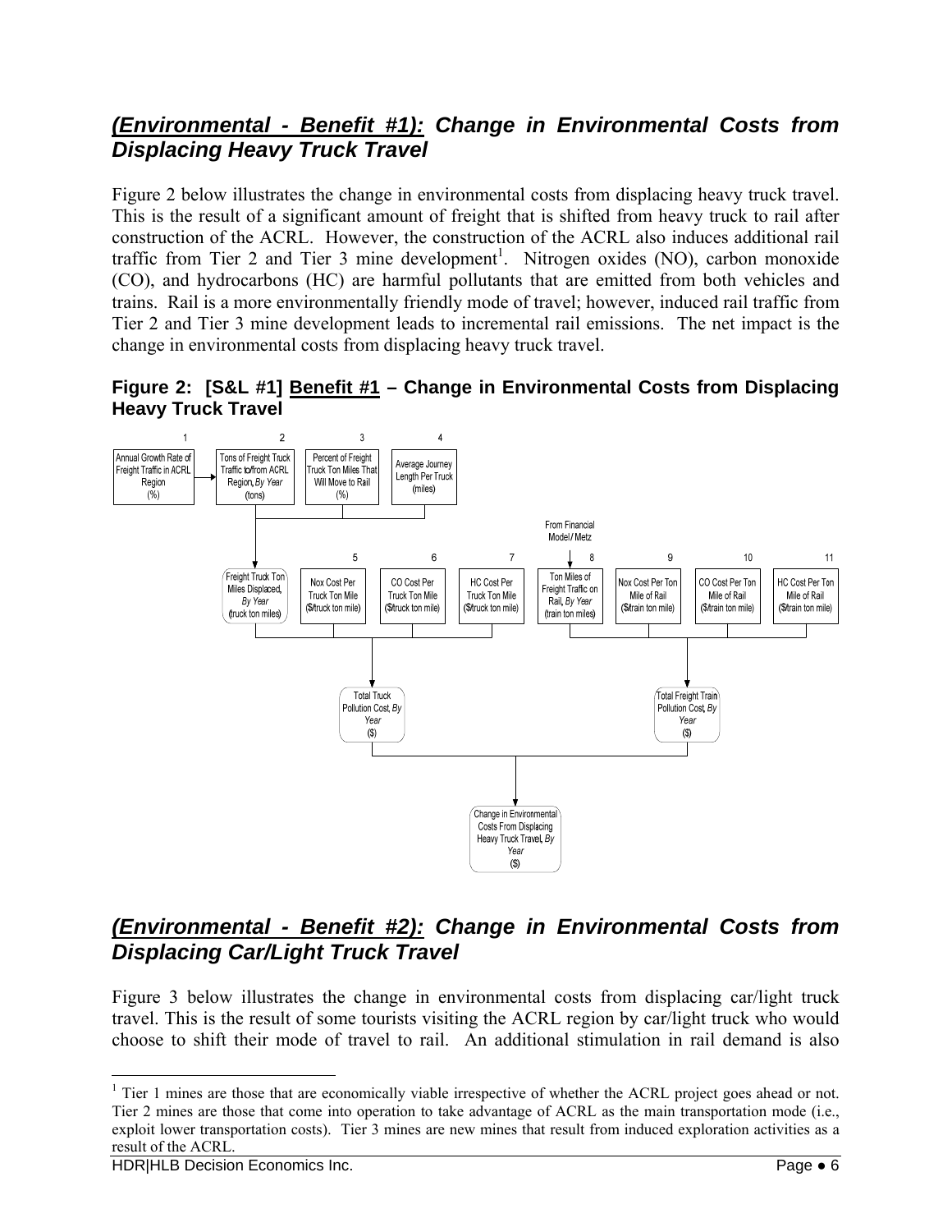## ***(Environmental - Benefit #1):*** ***Change in Environmental Costs from Displacing Heavy Truck Travel***

Figure 2 below illustrates the change in environmental costs from displacing heavy truck travel. This is the result of a significant amount of freight that is shifted from heavy truck to rail after construction of the ACRL. However, the construction of the ACRL also induces additional rail traffic from Tier 2 and Tier 3 mine development[1]. Nitrogen oxides (NO), carbon monoxide (CO), and hydrocarbons (HC) are harmful pollutants that are emitted from both vehicles and trains. Rail is a more environmentally friendly mode of travel; however, induced rail traffic from Tier 2 and Tier 3 mine development leads to incremental rail emissions. The net impact is the change in environmental costs from displacing heavy truck travel.

**Figure 2: [S&L #1] Benefit #1 – Change in Environmental Costs from Displacing Heavy Truck Travel**

1. Annual Growth Rate of Freight Traffic in ACRL Region (%)
2. Tons of Freight Truck Traffic to/from ACRL Region, *By Year* (tons)
3. Percent of Freight Truck Ton Miles That Will Move to Rail (%)
4. Average Journey Length Per Truck (miles)

Freight Truck Ton Miles Displaced, *By Year* (truck ton miles)

5. Nox Cost Per Truck Ton Mile ($/truck ton mile)
6. CO Cost Per Truck Ton Mile ($/truck ton mile)
7. HC Cost Per Truck Ton Mile ($/truck ton mile)
8. Ton Miles of Freight Traffic on Rail, *By Year* (train ton miles) — From Financial Model / Metz
9. Nox Cost Per Ton Mile of Rail ($/train ton mile)
10. CO Cost Per Ton Mile of Rail ($/train ton mile)
11. HC Cost Per Ton Mile of Rail ($/train ton mile)

Total Truck Pollution Cost, *By Year* ($)

Total Freight Train Pollution Cost, *By Year* ($)

Change in Environmental Costs From Displacing Heavy Truck Travel, *By Year* ($)

## ***(Environmental - Benefit #2):*** ***Change in Environmental Costs from Displacing Car/Light Truck Travel***

Figure 3 below illustrates the change in environmental costs from displacing car/light truck travel. This is the result of some tourists visiting the ACRL region by car/light truck who would choose to shift their mode of travel to rail. An additional stimulation in rail demand is also

[1] Tier 1 mines are those that are economically viable irrespective of whether the ACRL project goes ahead or not. Tier 2 mines are those that come into operation to take advantage of ACRL as the main transportation mode (i.e., exploit lower transportation costs). Tier 3 mines are new mines that result from induced exploration activities as a result of the ACRL.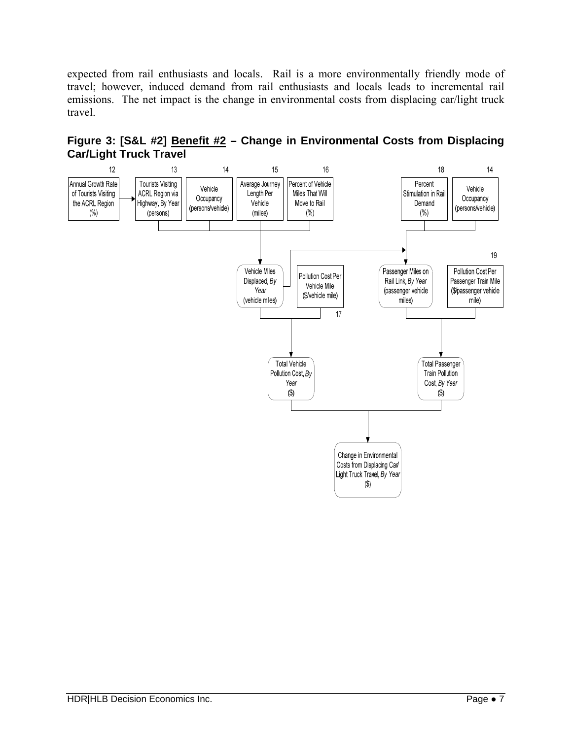expected from rail enthusiasts and locals. Rail is a more environmentally friendly mode of travel; however, induced demand from rail enthusiasts and locals leads to incremental rail emissions. The net impact is the change in environmental costs from displacing car/light truck travel.

**Figure 3: [S&L #2] Benefit #2 – Change in Environmental Costs from Displacing Car/Light Truck Travel**

12 — Annual Growth Rate of Tourists Visiting the ACRL Region (%)

13 — Tourists Visiting ACRL Region via Highway, By Year (persons)

14 — Vehicle Occupancy (persons/vehicle)

15 — Average Journey Length Per Vehicle (miles)

16 — Percent of Vehicle Miles That Will Move to Rail (%)

18 — Percent Stimulation in Rail Demand (%)

14 — Vehicle Occupancy (persons/vehicle)

Vehicle Miles Displaced, *By Year* (vehicle miles)

17 — Pollution Cost Per Vehicle Mile ($/vehicle mile)

Passenger Miles on Rail Link, *By Year* (passenger vehicle miles)

19 — Pollution Cost Per Passenger Train Mile ($/passenger vehicle mile)

Total Vehicle Pollution Cost, *By Year* ($)

Total Passenger Train Pollution Cost, *By Year* ($)

Change in Environmental Costs from Displacing Car/ Light Truck Travel, *By Year* ($)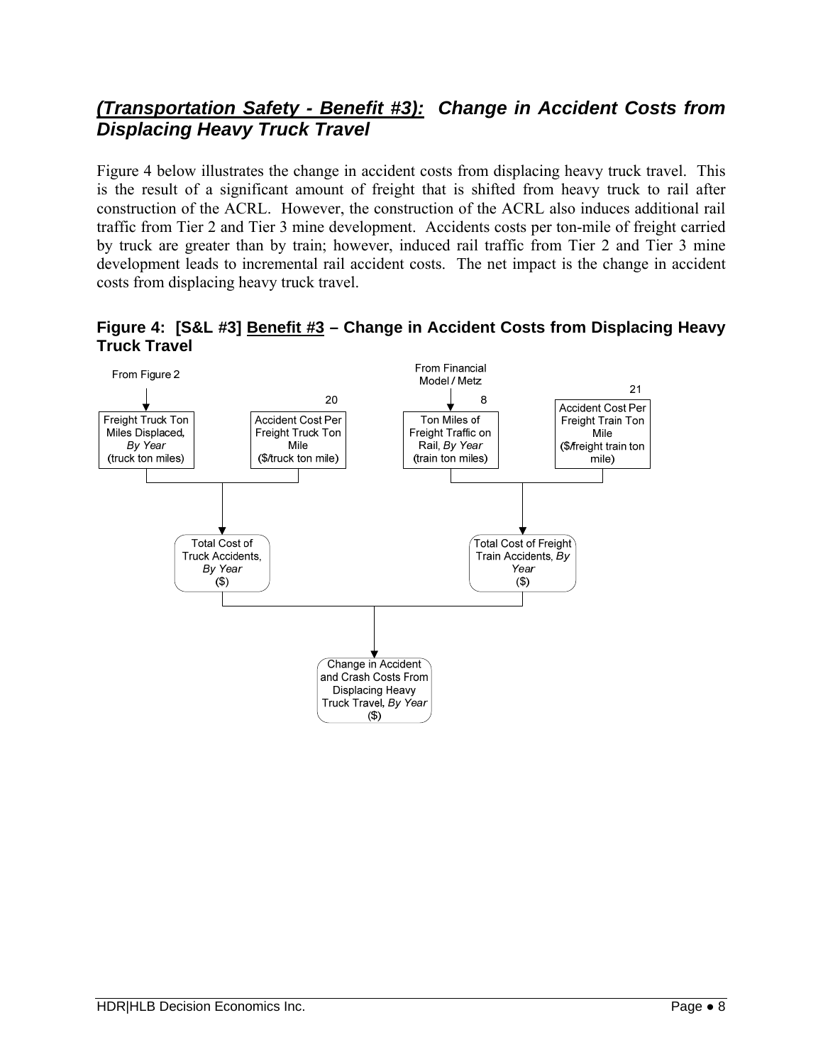## *(Transportation Safety - Benefit #3): Change in Accident Costs from Displacing Heavy Truck Travel*

Figure 4 below illustrates the change in accident costs from displacing heavy truck travel. This is the result of a significant amount of freight that is shifted from heavy truck to rail after construction of the ACRL. However, the construction of the ACRL also induces additional rail traffic from Tier 2 and Tier 3 mine development. Accidents costs per ton-mile of freight carried by truck are greater than by train; however, induced rail traffic from Tier 2 and Tier 3 mine development leads to incremental rail accident costs. The net impact is the change in accident costs from displacing heavy truck travel.

**Figure 4: [S&L #3] Benefit #3 – Change in Accident Costs from Displacing Heavy Truck Travel**

From Figure 2

Freight Truck Ton Miles Displaced, *By Year* (truck ton miles)

20

Accident Cost Per Freight Truck Ton Mile ($/truck ton mile)

From Financial Model / Metz

8

Ton Miles of Freight Traffic on Rail, *By Year* (train ton miles)

21

Accident Cost Per Freight Train Ton Mile ($/freight train ton mile)

Total Cost of Truck Accidents, *By Year* ($)

Total Cost of Freight Train Accidents, *By Year* ($)

Change in Accident and Crash Costs From Displacing Heavy Truck Travel, *By Year* ($)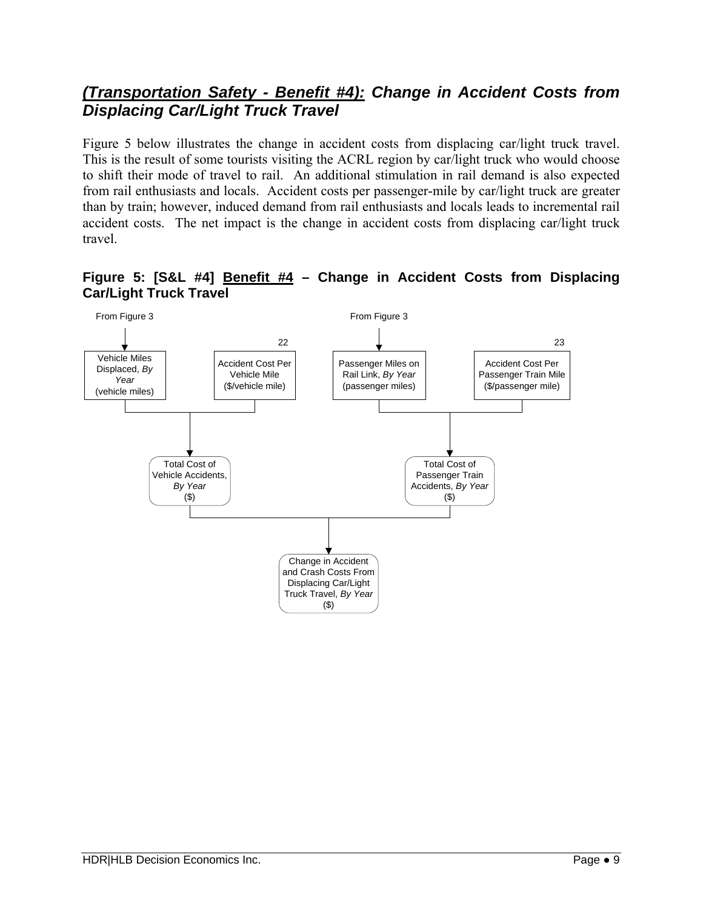## ***(Transportation Safety - Benefit #4):*** *Change in Accident Costs from Displacing Car/Light Truck Travel*

Figure 5 below illustrates the change in accident costs from displacing car/light truck travel. This is the result of some tourists visiting the ACRL region by car/light truck who would choose to shift their mode of travel to rail. An additional stimulation in rail demand is also expected from rail enthusiasts and locals. Accident costs per passenger-mile by car/light truck are greater than by train; however, induced demand from rail enthusiasts and locals leads to incremental rail accident costs. The net impact is the change in accident costs from displacing car/light truck travel.

**Figure 5: [S&L #4] Benefit #4 – Change in Accident Costs from Displacing Car/Light Truck Travel**

From Figure 3

Vehicle Miles Displaced, *By Year* (vehicle miles)

22

Accident Cost Per Vehicle Mile ($/vehicle mile)

From Figure 3

Passenger Miles on Rail Link, *By Year* (passenger miles)

23

Accident Cost Per Passenger Train Mile ($/passenger mile)

Total Cost of Vehicle Accidents, *By Year* ($)

Total Cost of Passenger Train Accidents, *By Year* ($)

Change in Accident and Crash Costs From Displacing Car/Light Truck Travel, *By Year* ($)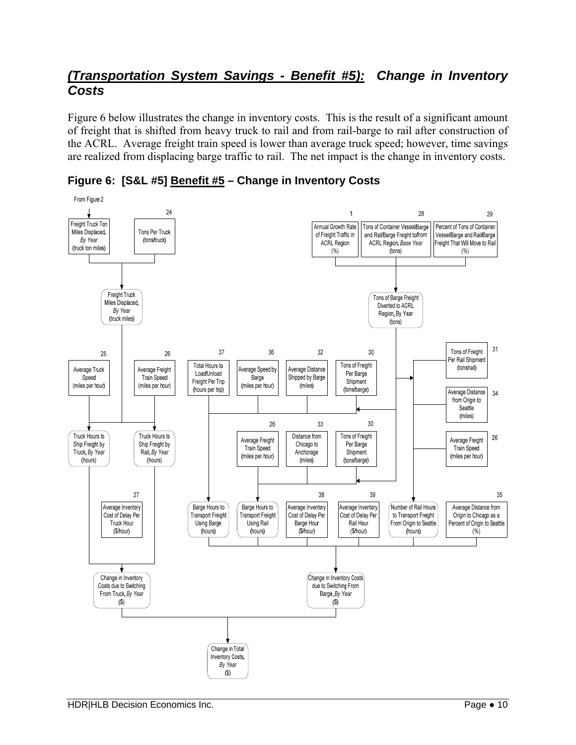## *(Transportation System Savings - Benefit #5):* Change in Inventory Costs

Figure 6 below illustrates the change in inventory costs. This is the result of a significant amount of freight that is shifted from heavy truck to rail and from rail-barge to rail after construction of the ACRL. Average freight train speed is lower than average truck speed; however, time savings are realized from displacing barge traffic to rail. The net impact is the change in inventory costs.

### Figure 6: [S&L #5] Benefit #5 – Change in Inventory Costs

From Figure 2

- Freight Truck Ton Miles Displaced, *By Year* (truck ton miles)
- 24 – Tons Per Truck (tons/truck)
  - → Freight Truck Miles Displaced, *By Year* (truck miles)
- 25 – Average Truck Speed (miles per hour)
- 26 – Average Freight Train Speed (miles per hour)
  - → Truck Hours to Ship Freight by Truck, *By Year* (hours)
  - → Truck Hours to Ship Freight by Rail, *By Year* (hours)
- 27 – Average Inventory Cost of Delay Per Truck Hour ($/hour)
  - → Change in Inventory Costs due to Switching From Truck, *By Year* ($)

- 1 – Annual Growth Rate of Freight Traffic in ACRL Region (%)
- 28 – Tons of Container Vessel/Barge and Rail/Barge Freight to/from ACRL Region, *Base Year* (tons)
- 29 – Percent of Tons of Container Vessel/Barge and Rail/Barge Freight That Will Move to Rail (%)
  - → Tons of Barge Freight Diverted to ACRL Region, By Year (tons)
- 37 – Total Hours to Load/Unload Freight Per Trip (hours per trip)
- 36 – Average Speed by Barge (miles per hour)
- 32 – Average Distance Shipped by Barge (miles)
- 30 – Tons of Freight Per Barge Shipment (tons/barge)
  - → Barge Hours to Transport Freight Using Barge (hours)
- 26 – Average Freight Train Speed (miles per hour)
- 33 – Distance from Chicago to Anchorage (miles)
- 30 – Tons of Freight Per Barge Shipment (tons/barge)
  - → Barge Hours to Transport Freight Using Rail (hours)
- 31 – Tons of Freight Per Rail Shipment (tons/rail)
- 34 – Average Distance from Origin to Seattle (miles)
- 26 – Average Freight Train Speed (miles per hour)
  - → Number of Rail Hours to Transport Freight From Origin to Seattle (hours)
- 38 – Average Inventory Cost of Delay Per Barge Hour ($/hour)
- 39 – Average Inventory Cost of Delay Per Rail Hour ($/hour)
- 35 – Average Distance from Origin to Chicago as a Percent of Origin to Seattle (%)
  - → Change in Inventory Costs due to Switching From Barge, *By Year* ($)

→ Change in Total Inventory Costs, *By Year* ($)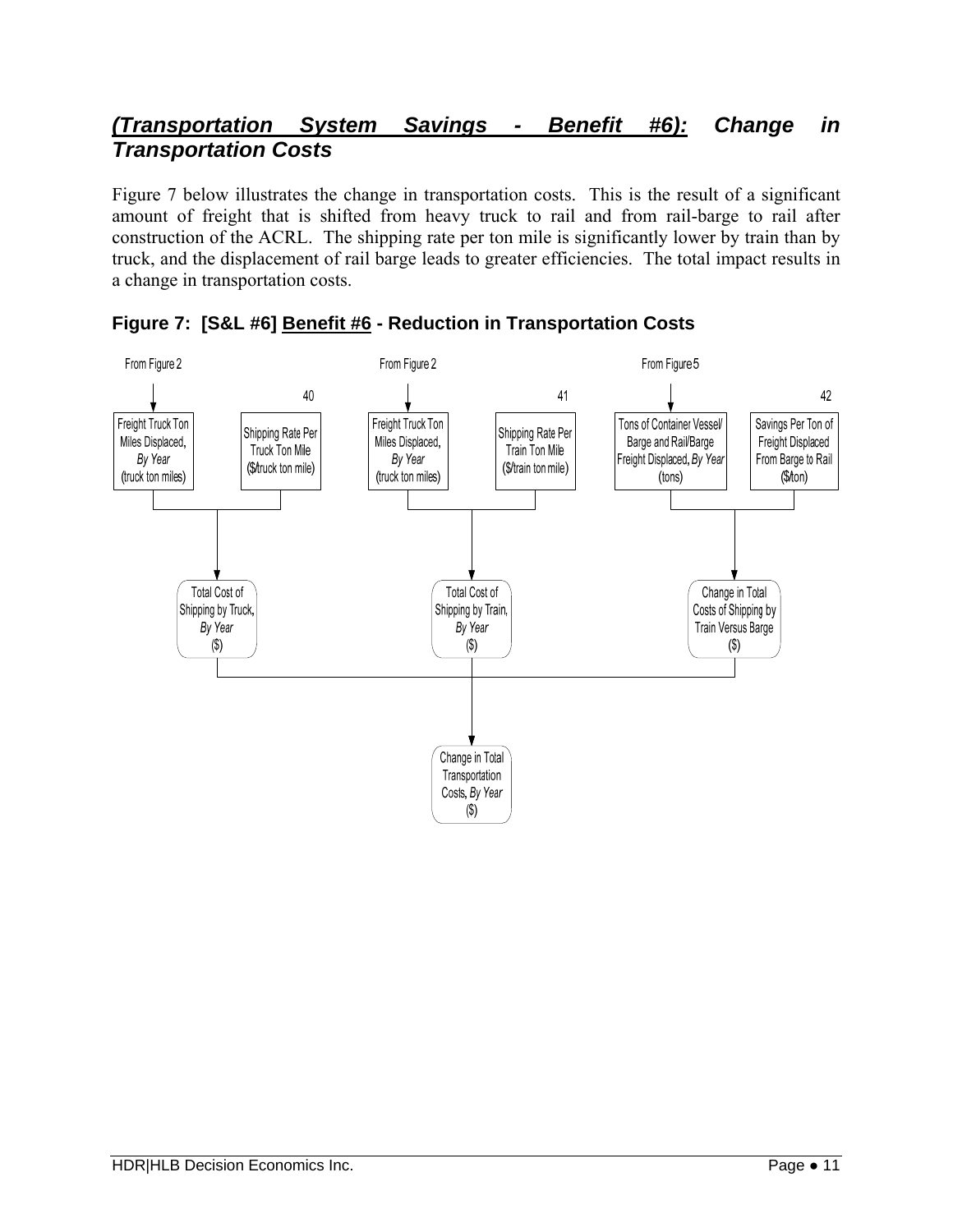## *(Transportation System Savings - Benefit #6):* *Change in Transportation Costs*

Figure 7 below illustrates the change in transportation costs. This is the result of a significant amount of freight that is shifted from heavy truck to rail and from rail-barge to rail after construction of the ACRL. The shipping rate per ton mile is significantly lower by train than by truck, and the displacement of rail barge leads to greater efficiencies. The total impact results in a change in transportation costs.

**Figure 7: [S&L #6] Benefit #6 - Reduction in Transportation Costs**

From Figure 2

Freight Truck Ton Miles Displaced, *By Year* (truck ton miles)

40

Shipping Rate Per Truck Ton Mile ($/truck ton mile)

From Figure 2

Freight Truck Ton Miles Displaced, *By Year* (truck ton miles)

41

Shipping Rate Per Train Ton Mile ($/train ton mile)

From Figure 5

Tons of Container Vessel/ Barge and Rail/Barge Freight Displaced, *By Year* (tons)

42

Savings Per Ton of Freight Displaced From Barge to Rail ($/ton)

Total Cost of Shipping by Truck, *By Year* ($)

Total Cost of Shipping by Train, *By Year* ($)

Change in Total Costs of Shipping by Train Versus Barge ($)

Change in Total Transportation Costs, *By Year* ($)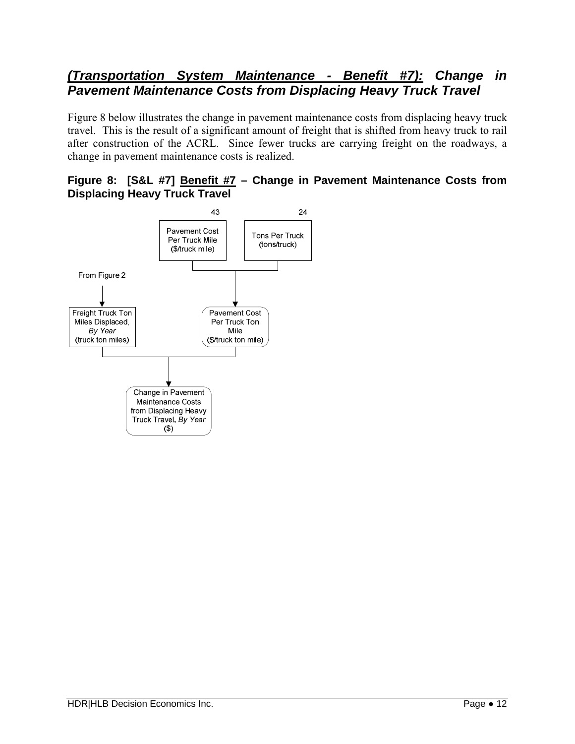## ***(Transportation System Maintenance - Benefit #7):* Change in Pavement Maintenance Costs from Displacing Heavy Truck Travel**

Figure 8 below illustrates the change in pavement maintenance costs from displacing heavy truck travel. This is the result of a significant amount of freight that is shifted from heavy truck to rail after construction of the ACRL. Since fewer trucks are carrying freight on the roadways, a change in pavement maintenance costs is realized.

**Figure 8: [S&L #7] Benefit #7 – Change in Pavement Maintenance Costs from Displacing Heavy Truck Travel**

43

Pavement Cost Per Truck Mile ($/truck mile)

24

Tons Per Truck (tons/truck)

From Figure 2

Freight Truck Ton Miles Displaced, *By Year* (truck ton miles)

Pavement Cost Per Truck Ton Mile ($/truck ton mile)

Change in Pavement Maintenance Costs from Displacing Heavy Truck Travel, *By Year* ($)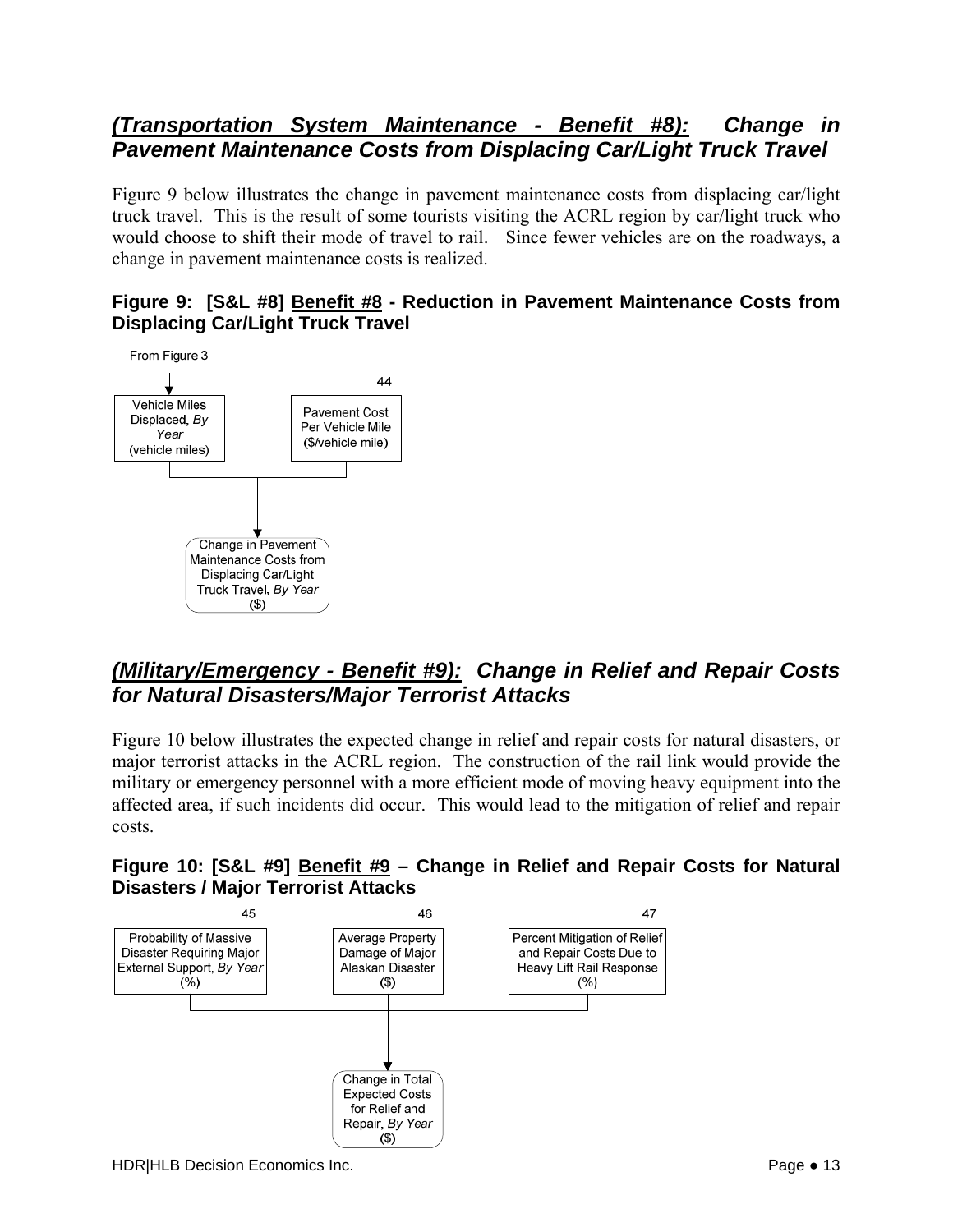## *(Transportation System Maintenance - Benefit #8):* Change in Pavement Maintenance Costs from Displacing Car/Light Truck Travel

Figure 9 below illustrates the change in pavement maintenance costs from displacing car/light truck travel. This is the result of some tourists visiting the ACRL region by car/light truck who would choose to shift their mode of travel to rail. Since fewer vehicles are on the roadways, a change in pavement maintenance costs is realized.

**Figure 9: [S&L #8] Benefit #8 - Reduction in Pavement Maintenance Costs from Displacing Car/Light Truck Travel**

From Figure 3

Vehicle Miles Displaced, *By Year* (vehicle miles)

44 Pavement Cost Per Vehicle Mile ($/vehicle mile)

Change in Pavement Maintenance Costs from Displacing Car/Light Truck Travel, *By Year* ($)

## *(Military/Emergency - Benefit #9):* Change in Relief and Repair Costs for Natural Disasters/Major Terrorist Attacks

Figure 10 below illustrates the expected change in relief and repair costs for natural disasters, or major terrorist attacks in the ACRL region. The construction of the rail link would provide the military or emergency personnel with a more efficient mode of moving heavy equipment into the affected area, if such incidents did occur. This would lead to the mitigation of relief and repair costs.

**Figure 10: [S&L #9] Benefit #9 – Change in Relief and Repair Costs for Natural Disasters / Major Terrorist Attacks**

45 Probability of Massive Disaster Requiring Major External Support, *By Year* (%)

46 Average Property Damage of Major Alaskan Disaster ($)

47 Percent Mitigation of Relief and Repair Costs Due to Heavy Lift Rail Response (%)

Change in Total Expected Costs for Relief and Repair, *By Year* ($)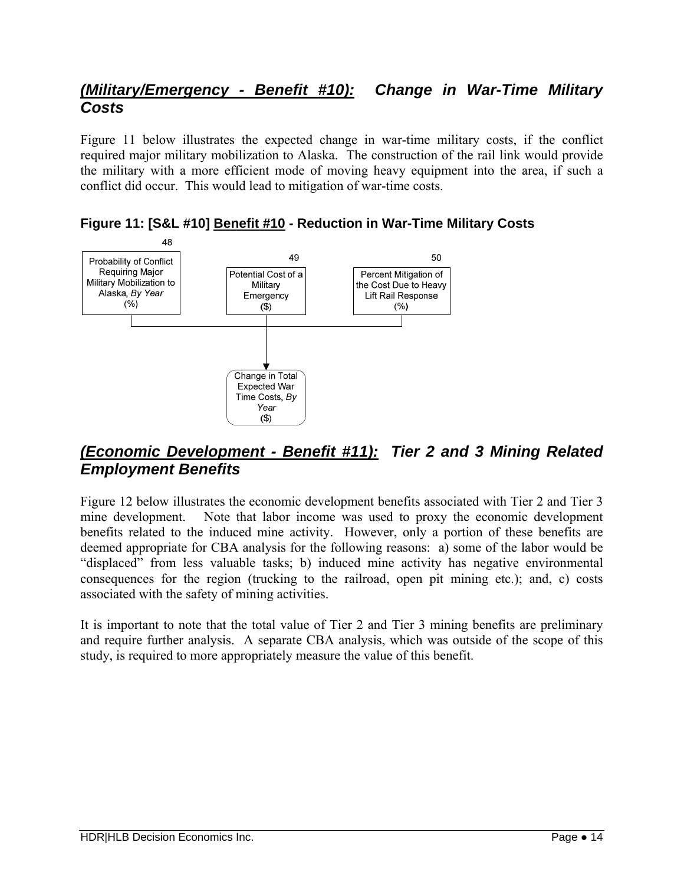## ***(Military/Emergency - Benefit #10):*** ***Change in War-Time Military Costs***

Figure 11 below illustrates the expected change in war-time military costs, if the conflict required major military mobilization to Alaska. The construction of the rail link would provide the military with a more efficient mode of moving heavy equipment into the area, if such a conflict did occur. This would lead to mitigation of war-time costs.

**Figure 11: [S&L #10] Benefit #10 - Reduction in War-Time Military Costs**

48 — Probability of Conflict Requiring Major Military Mobilization to Alaska, *By Year* (%)

49 — Potential Cost of a Military Emergency ($)

50 — Percent Mitigation of the Cost Due to Heavy Lift Rail Response (%)

→ Change in Total Expected War Time Costs, *By Year* ($)

## ***(Economic Development - Benefit #11):*** ***Tier 2 and 3 Mining Related Employment Benefits***

Figure 12 below illustrates the economic development benefits associated with Tier 2 and Tier 3 mine development. Note that labor income was used to proxy the economic development benefits related to the induced mine activity. However, only a portion of these benefits are deemed appropriate for CBA analysis for the following reasons: a) some of the labor would be "displaced" from less valuable tasks; b) induced mine activity has negative environmental consequences for the region (trucking to the railroad, open pit mining etc.); and, c) costs associated with the safety of mining activities.

It is important to note that the total value of Tier 2 and Tier 3 mining benefits are preliminary and require further analysis. A separate CBA analysis, which was outside of the scope of this study, is required to more appropriately measure the value of this benefit.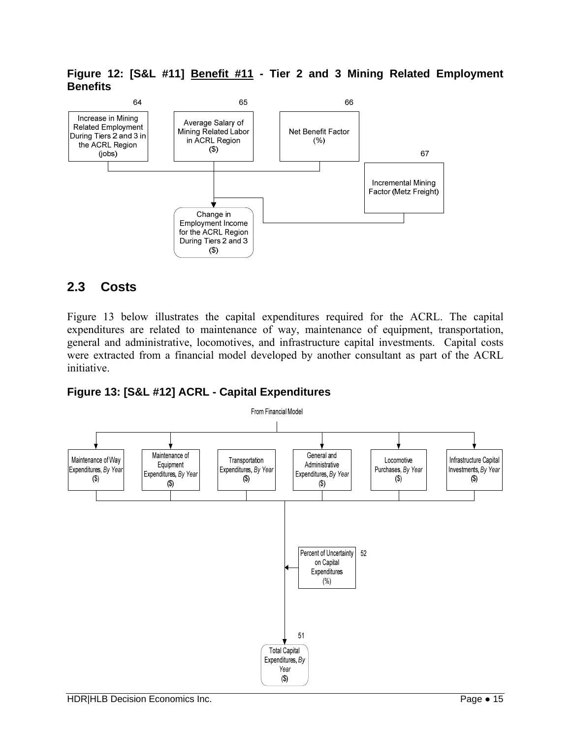**Figure 12: [S&L #11] Benefit #11 - Tier 2 and 3 Mining Related Employment Benefits**

64

Increase in Mining Related Employment During Tiers 2 and 3 in the ACRL Region (jobs)

65

Average Salary of Mining Related Labor in ACRL Region ($)

66

Net Benefit Factor (%)

67

Incremental Mining Factor (Metz Freight)

Change in Employment Income for the ACRL Region During Tiers 2 and 3 ($)

## 2.3 Costs

Figure 13 below illustrates the capital expenditures required for the ACRL. The capital expenditures are related to maintenance of way, maintenance of equipment, transportation, general and administrative, locomotives, and infrastructure capital investments. Capital costs were extracted from a financial model developed by another consultant as part of the ACRL initiative.

**Figure 13: [S&L #12] ACRL - Capital Expenditures**

From Financial Model

Maintenance of Way Expenditures, *By Year* ($)

Maintenance of Equipment Expenditures, *By Year* ($)

Transportation Expenditures, *By Year* ($)

General and Administrative Expenditures, *By Year* ($)

Locomotive Purchases, *By Year* ($)

Infrastructure Capital Investments, *By Year* ($)

52

Percent of Uncertainty on Capital Expenditures (%)

51

Total Capital Expenditures, *By Year* ($)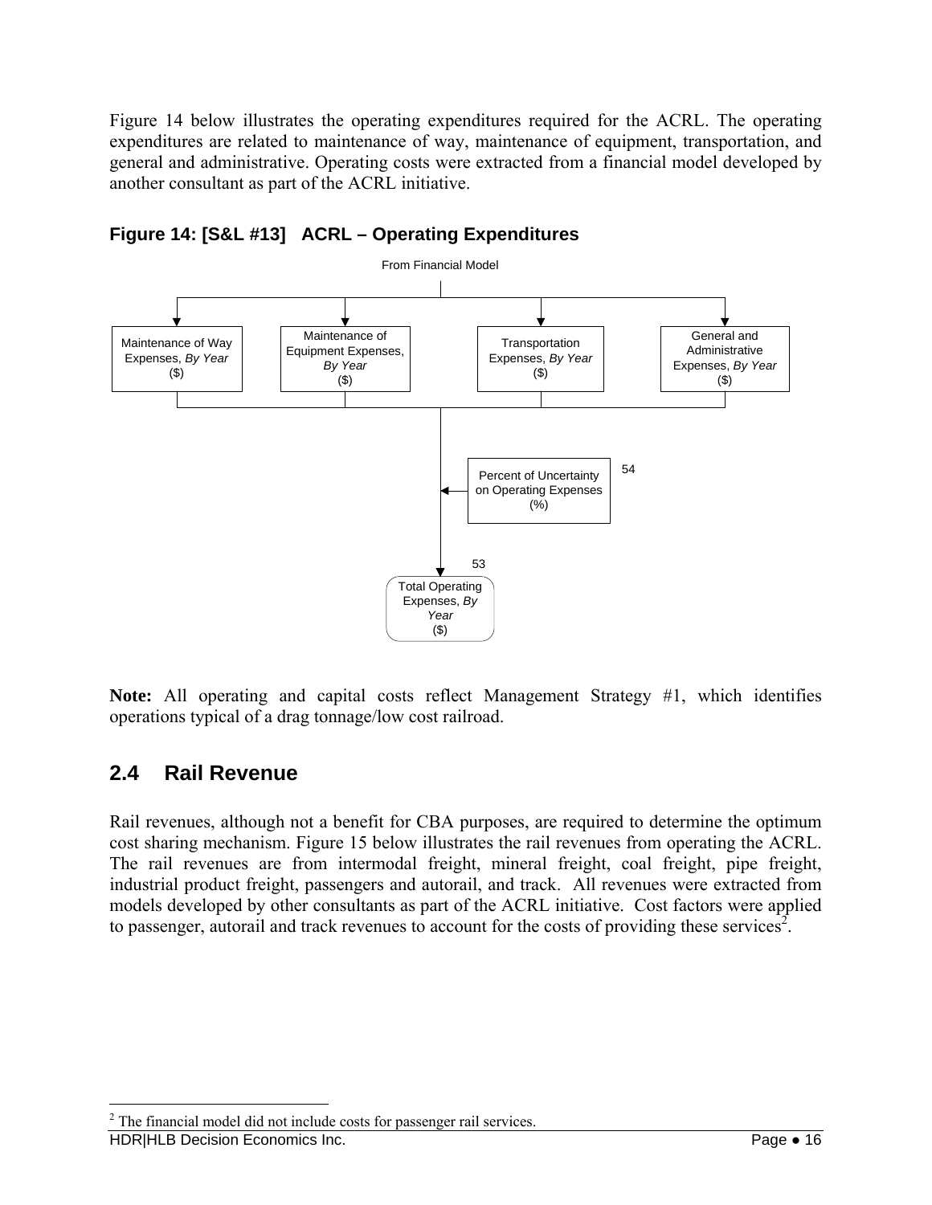Figure 14 below illustrates the operating expenditures required for the ACRL. The operating expenditures are related to maintenance of way, maintenance of equipment, transportation, and general and administrative. Operating costs were extracted from a financial model developed by another consultant as part of the ACRL initiative.

**Figure 14: [S&L #13] ACRL – Operating Expenditures**

From Financial Model

Maintenance of Way Expenses, *By Year* ($)

Maintenance of Equipment Expenses, *By Year* ($)

Transportation Expenses, *By Year* ($)

General and Administrative Expenses, *By Year* ($)

Percent of Uncertainty on Operating Expenses (%) 54

53 Total Operating Expenses, *By Year* ($)

**Note:** All operating and capital costs reflect Management Strategy #1, which identifies operations typical of a drag tonnage/low cost railroad.

## 2.4 Rail Revenue

Rail revenues, although not a benefit for CBA purposes, are required to determine the optimum cost sharing mechanism. Figure 15 below illustrates the rail revenues from operating the ACRL. The rail revenues are from intermodal freight, mineral freight, coal freight, pipe freight, industrial product freight, passengers and autorail, and track. All revenues were extracted from models developed by other consultants as part of the ACRL initiative. Cost factors were applied to passenger, autorail and track revenues to account for the costs of providing these services[2].

[2] The financial model did not include costs for passenger rail services.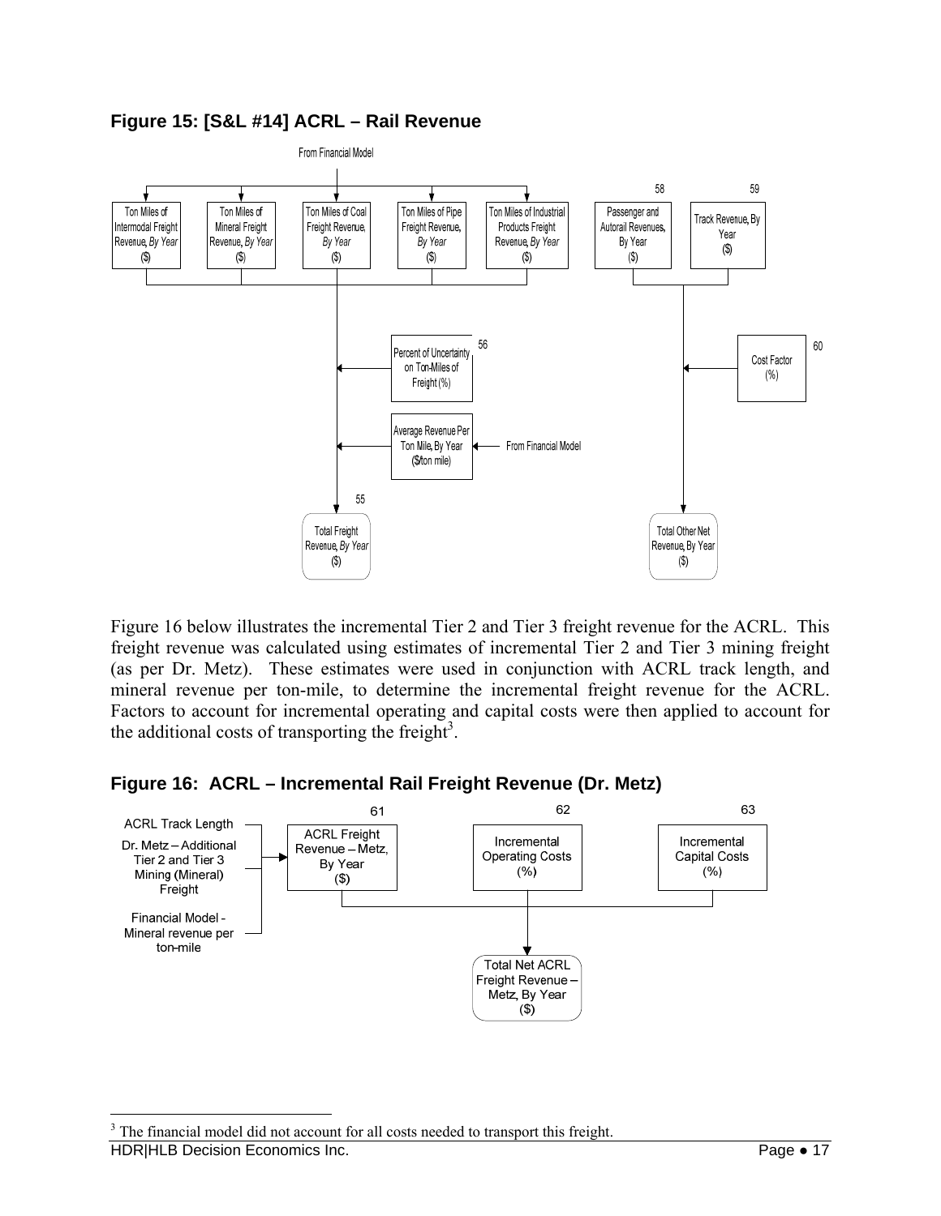### Figure 15: [S&L #14] ACRL – Rail Revenue

Figure 16 below illustrates the incremental Tier 2 and Tier 3 freight revenue for the ACRL. This freight revenue was calculated using estimates of incremental Tier 2 and Tier 3 mining freight (as per Dr. Metz). These estimates were used in conjunction with ACRL track length, and mineral revenue per ton-mile, to determine the incremental freight revenue for the ACRL. Factors to account for incremental operating and capital costs were then applied to account for the additional costs of transporting the freight[3].

### Figure 16: ACRL – Incremental Rail Freight Revenue (Dr. Metz)

[3] The financial model did not account for all costs needed to transport this freight.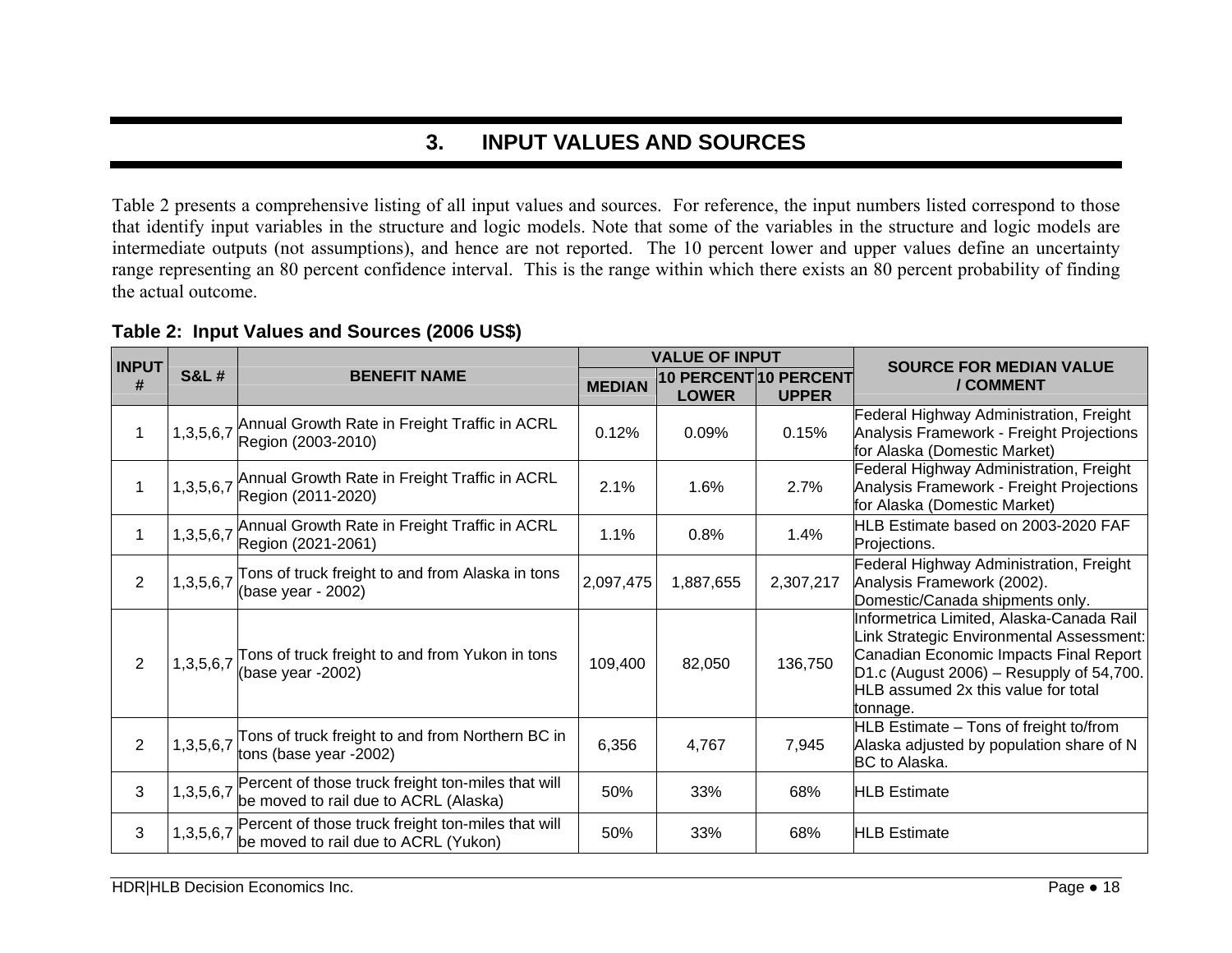# 3. INPUT VALUES AND SOURCES

Table 2 presents a comprehensive listing of all input values and sources. For reference, the input numbers listed correspond to those that identify input variables in the structure and logic models. Note that some of the variables in the structure and logic models are intermediate outputs (not assumptions), and hence are not reported. The 10 percent lower and upper values define an uncertainty range representing an 80 percent confidence interval. This is the range within which there exists an 80 percent probability of finding the actual outcome.

**Table 2: Input Values and Sources (2006 US$)**

| INPUT # | S&L # | BENEFIT NAME | VALUE OF INPUT | | | SOURCE FOR MEDIAN VALUE / COMMENT |
|---|---|---|---|---|---|---|
| | | | MEDIAN | 10 PERCENT LOWER | 10 PERCENT UPPER | |
| 1 | 1,3,5,6,7 | Annual Growth Rate in Freight Traffic in ACRL Region (2003-2010) | 0.12% | 0.09% | 0.15% | Federal Highway Administration, Freight Analysis Framework - Freight Projections for Alaska (Domestic Market) |
| 1 | 1,3,5,6,7 | Annual Growth Rate in Freight Traffic in ACRL Region (2011-2020) | 2.1% | 1.6% | 2.7% | Federal Highway Administration, Freight Analysis Framework - Freight Projections for Alaska (Domestic Market) |
| 1 | 1,3,5,6,7 | Annual Growth Rate in Freight Traffic in ACRL Region (2021-2061) | 1.1% | 0.8% | 1.4% | HLB Estimate based on 2003-2020 FAF Projections. |
| 2 | 1,3,5,6,7 | Tons of truck freight to and from Alaska in tons (base year - 2002) | 2,097,475 | 1,887,655 | 2,307,217 | Federal Highway Administration, Freight Analysis Framework (2002). Domestic/Canada shipments only. |
| 2 | 1,3,5,6,7 | Tons of truck freight to and from Yukon in tons (base year -2002) | 109,400 | 82,050 | 136,750 | Informetrica Limited, Alaska-Canada Rail Link Strategic Environmental Assessment: Canadian Economic Impacts Final Report D1.c (August 2006) – Resupply of 54,700. HLB assumed 2x this value for total tonnage. |
| 2 | 1,3,5,6,7 | Tons of truck freight to and from Northern BC in tons (base year -2002) | 6,356 | 4,767 | 7,945 | HLB Estimate – Tons of freight to/from Alaska adjusted by population share of N BC to Alaska. |
| 3 | 1,3,5,6,7 | Percent of those truck freight ton-miles that will be moved to rail due to ACRL (Alaska) | 50% | 33% | 68% | HLB Estimate |
| 3 | 1,3,5,6,7 | Percent of those truck freight ton-miles that will be moved to rail due to ACRL (Yukon) | 50% | 33% | 68% | HLB Estimate |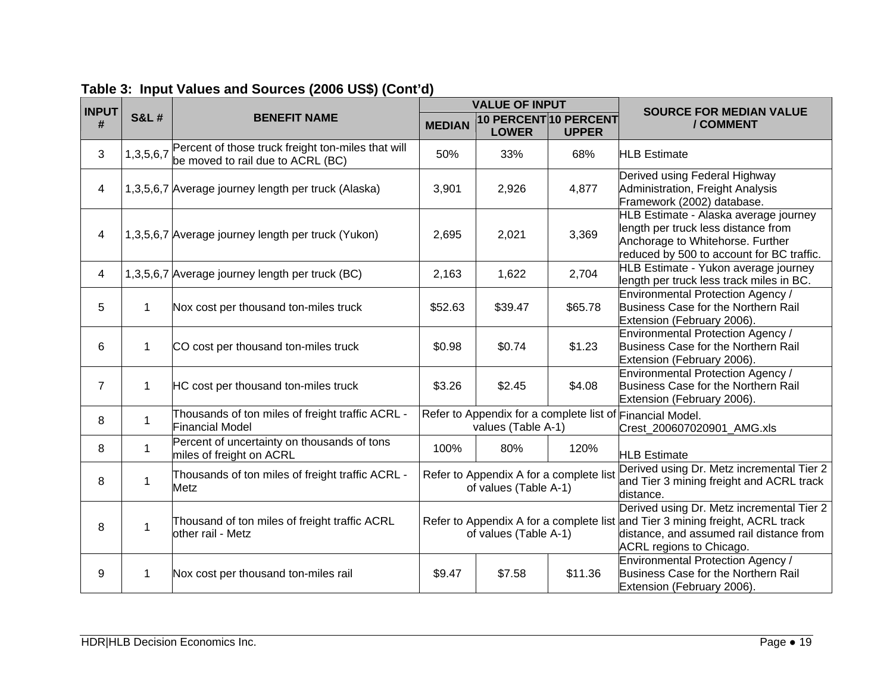**Table 3: Input Values and Sources (2006 US$) (Cont'd)**

| INPUT # | S&L # | BENEFIT NAME | VALUE OF INPUT | | | SOURCE FOR MEDIAN VALUE / COMMENT |
|---|---|---|---|---|---|---|
| | | | MEDIAN | 10 PERCENT LOWER | 10 PERCENT UPPER | |
| 3 | 1,3,5,6,7 | Percent of those truck freight ton-miles that will be moved to rail due to ACRL (BC) | 50% | 33% | 68% | HLB Estimate |
| 4 | 1,3,5,6,7 | Average journey length per truck (Alaska) | 3,901 | 2,926 | 4,877 | Derived using Federal Highway Administration, Freight Analysis Framework (2002) database. |
| 4 | 1,3,5,6,7 | Average journey length per truck (Yukon) | 2,695 | 2,021 | 3,369 | HLB Estimate - Alaska average journey length per truck less distance from Anchorage to Whitehorse. Further reduced by 500 to account for BC traffic. |
| 4 | 1,3,5,6,7 | Average journey length per truck (BC) | 2,163 | 1,622 | 2,704 | HLB Estimate - Yukon average journey length per truck less track miles in BC. |
| 5 | 1 | Nox cost per thousand ton-miles truck | $52.63 | $39.47 | $65.78 | Environmental Protection Agency / Business Case for the Northern Rail Extension (February 2006). |
| 6 | 1 | CO cost per thousand ton-miles truck | $0.98 | $0.74 | $1.23 | Environmental Protection Agency / Business Case for the Northern Rail Extension (February 2006). |
| 7 | 1 | HC cost per thousand ton-miles truck | $3.26 | $2.45 | $4.08 | Environmental Protection Agency / Business Case for the Northern Rail Extension (February 2006). |
| 8 | 1 | Thousands of ton miles of freight traffic ACRL - Financial Model | Refer to Appendix for a complete list of values (Table A-1) | | | Financial Model. Crest_200607020901_AMG.xls |
| 8 | 1 | Percent of uncertainty on thousands of tons miles of freight on ACRL | 100% | 80% | 120% | HLB Estimate |
| 8 | 1 | Thousands of ton miles of freight traffic ACRL - Metz | Refer to Appendix A for a complete list of values (Table A-1) | | | Derived using Dr. Metz incremental Tier 2 and Tier 3 mining freight and ACRL track distance. |
| 8 | 1 | Thousand of ton miles of freight traffic ACRL other rail - Metz | Refer to Appendix A for a complete list of values (Table A-1) | | | Derived using Dr. Metz incremental Tier 2 and Tier 3 mining freight, ACRL track distance, and assumed rail distance from ACRL regions to Chicago. |
| 9 | 1 | Nox cost per thousand ton-miles rail | $9.47 | $7.58 | $11.36 | Environmental Protection Agency / Business Case for the Northern Rail Extension (February 2006). |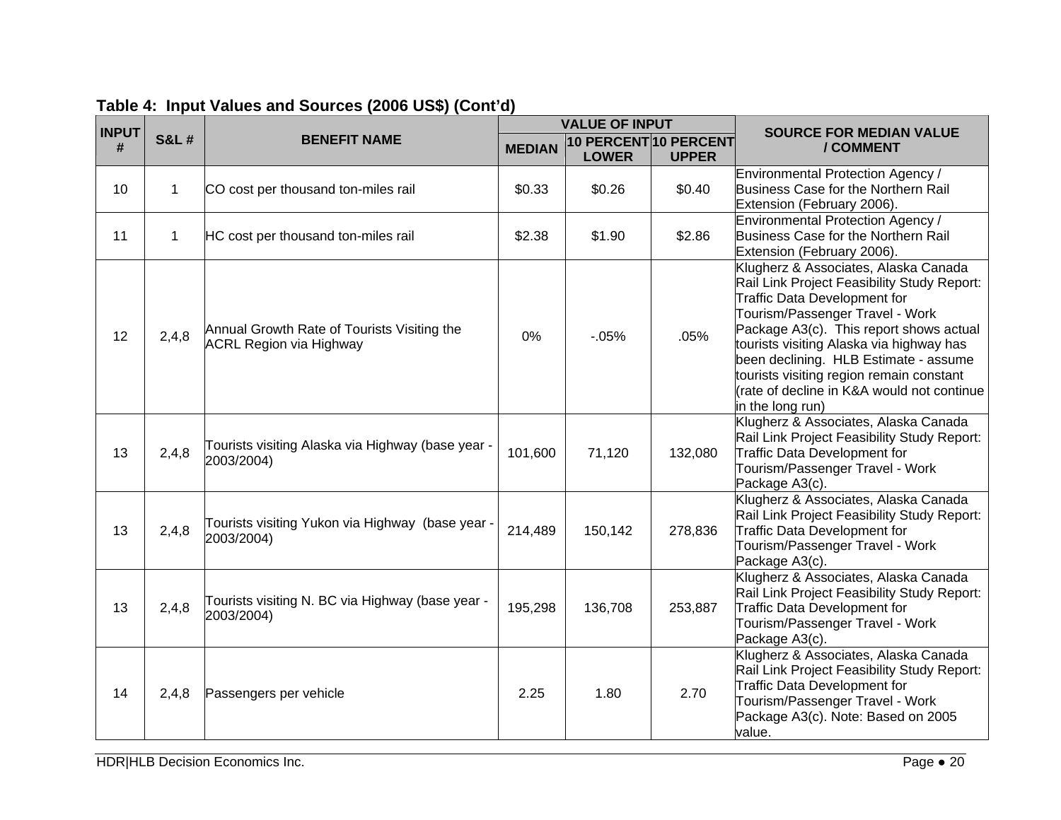**Table 4: Input Values and Sources (2006 US$) (Cont'd)**

| INPUT # | S&L # | BENEFIT NAME | VALUE OF INPUT | | | SOURCE FOR MEDIAN VALUE / COMMENT |
|---|---|---|---|---|---|---|
| | | | MEDIAN | 10 PERCENT LOWER | 10 PERCENT UPPER | |
| 10 | 1 | CO cost per thousand ton-miles rail | $0.33 | $0.26 | $0.40 | Environmental Protection Agency / Business Case for the Northern Rail Extension (February 2006). |
| 11 | 1 | HC cost per thousand ton-miles rail | $2.38 | $1.90 | $2.86 | Environmental Protection Agency / Business Case for the Northern Rail Extension (February 2006). |
| 12 | 2,4,8 | Annual Growth Rate of Tourists Visiting the ACRL Region via Highway | 0% | -.05% | .05% | Klugherz & Associates, Alaska Canada Rail Link Project Feasibility Study Report: Traffic Data Development for Tourism/Passenger Travel - Work Package A3(c). This report shows actual tourists visiting Alaska via highway has been declining. HLB Estimate - assume tourists visiting region remain constant (rate of decline in K&A would not continue in the long run) |
| 13 | 2,4,8 | Tourists visiting Alaska via Highway (base year - 2003/2004) | 101,600 | 71,120 | 132,080 | Klugherz & Associates, Alaska Canada Rail Link Project Feasibility Study Report: Traffic Data Development for Tourism/Passenger Travel - Work Package A3(c). |
| 13 | 2,4,8 | Tourists visiting Yukon via Highway (base year - 2003/2004) | 214,489 | 150,142 | 278,836 | Klugherz & Associates, Alaska Canada Rail Link Project Feasibility Study Report: Traffic Data Development for Tourism/Passenger Travel - Work Package A3(c). |
| 13 | 2,4,8 | Tourists visiting N. BC via Highway (base year - 2003/2004) | 195,298 | 136,708 | 253,887 | Klugherz & Associates, Alaska Canada Rail Link Project Feasibility Study Report: Traffic Data Development for Tourism/Passenger Travel - Work Package A3(c). |
| 14 | 2,4,8 | Passengers per vehicle | 2.25 | 1.80 | 2.70 | Klugherz & Associates, Alaska Canada Rail Link Project Feasibility Study Report: Traffic Data Development for Tourism/Passenger Travel - Work Package A3(c). Note: Based on 2005 value. |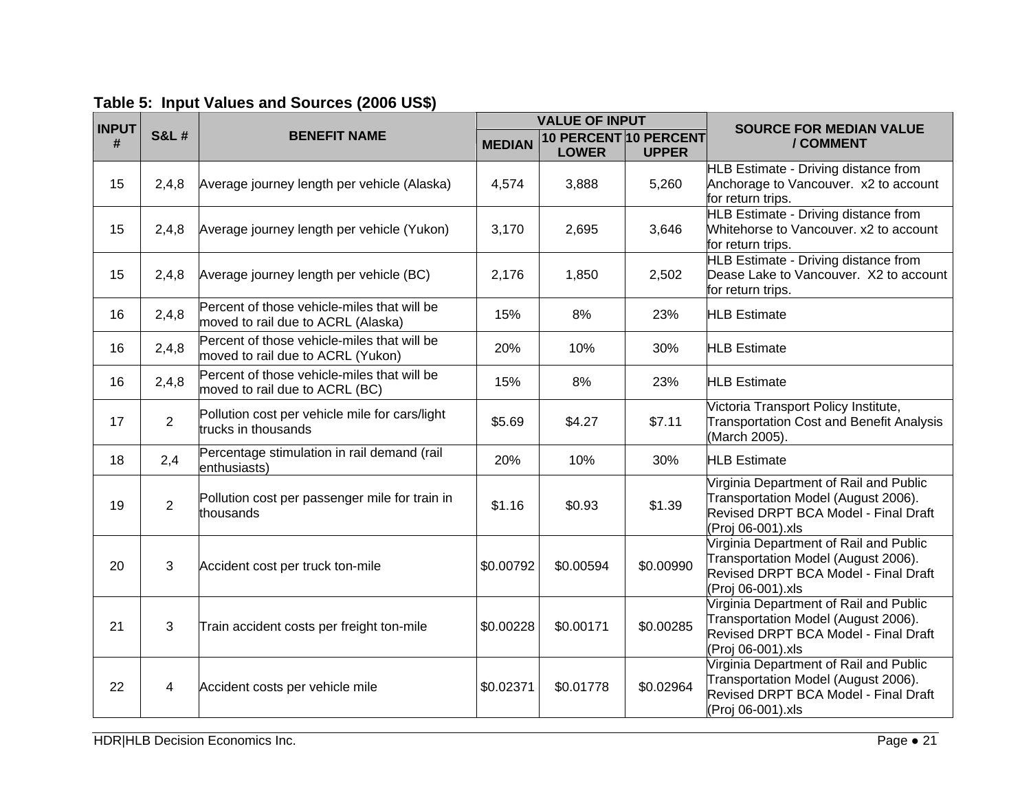**Table 5: Input Values and Sources (2006 US$)**

| INPUT # | S&L # | BENEFIT NAME | VALUE OF INPUT | | | SOURCE FOR MEDIAN VALUE / COMMENT |
|---|---|---|---|---|---|---|
| | | | MEDIAN | 10 PERCENT LOWER | 10 PERCENT UPPER | |
| 15 | 2,4,8 | Average journey length per vehicle (Alaska) | 4,574 | 3,888 | 5,260 | HLB Estimate - Driving distance from Anchorage to Vancouver. x2 to account for return trips. |
| 15 | 2,4,8 | Average journey length per vehicle (Yukon) | 3,170 | 2,695 | 3,646 | HLB Estimate - Driving distance from Whitehorse to Vancouver. x2 to account for return trips. |
| 15 | 2,4,8 | Average journey length per vehicle (BC) | 2,176 | 1,850 | 2,502 | HLB Estimate - Driving distance from Dease Lake to Vancouver. X2 to account for return trips. |
| 16 | 2,4,8 | Percent of those vehicle-miles that will be moved to rail due to ACRL (Alaska) | 15% | 8% | 23% | HLB Estimate |
| 16 | 2,4,8 | Percent of those vehicle-miles that will be moved to rail due to ACRL (Yukon) | 20% | 10% | 30% | HLB Estimate |
| 16 | 2,4,8 | Percent of those vehicle-miles that will be moved to rail due to ACRL (BC) | 15% | 8% | 23% | HLB Estimate |
| 17 | 2 | Pollution cost per vehicle mile for cars/light trucks in thousands | $5.69 | $4.27 | $7.11 | Victoria Transport Policy Institute, Transportation Cost and Benefit Analysis (March 2005). |
| 18 | 2,4 | Percentage stimulation in rail demand (rail enthusiasts) | 20% | 10% | 30% | HLB Estimate |
| 19 | 2 | Pollution cost per passenger mile for train in thousands | $1.16 | $0.93 | $1.39 | Virginia Department of Rail and Public Transportation Model (August 2006). Revised DRPT BCA Model - Final Draft (Proj 06-001).xls |
| 20 | 3 | Accident cost per truck ton-mile | $0.00792 | $0.00594 | $0.00990 | Virginia Department of Rail and Public Transportation Model (August 2006). Revised DRPT BCA Model - Final Draft (Proj 06-001).xls |
| 21 | 3 | Train accident costs per freight ton-mile | $0.00228 | $0.00171 | $0.00285 | Virginia Department of Rail and Public Transportation Model (August 2006). Revised DRPT BCA Model - Final Draft (Proj 06-001).xls |
| 22 | 4 | Accident costs per vehicle mile | $0.02371 | $0.01778 | $0.02964 | Virginia Department of Rail and Public Transportation Model (August 2006). Revised DRPT BCA Model - Final Draft (Proj 06-001).xls |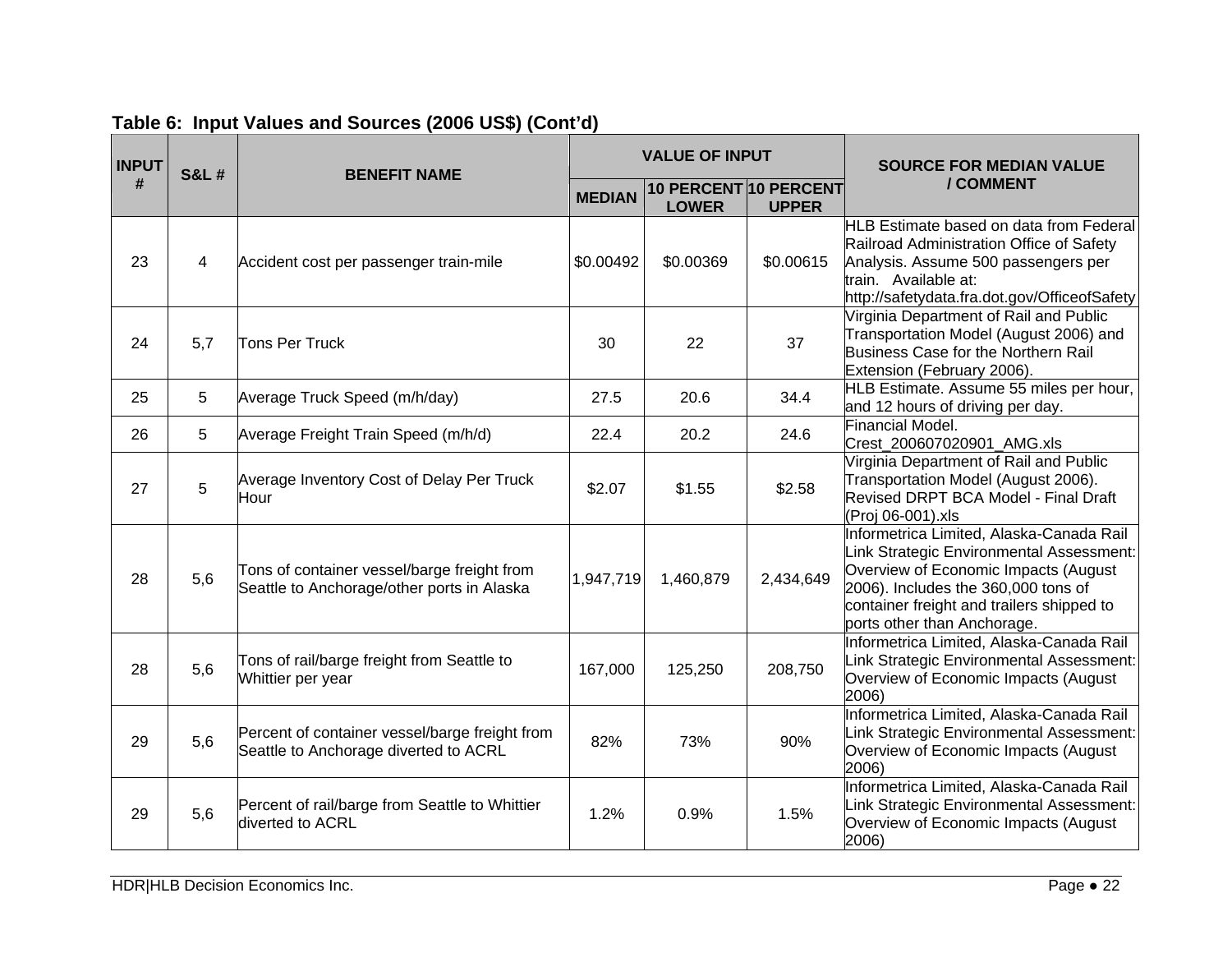**Table 6: Input Values and Sources (2006 US$) (Cont'd)**

| INPUT # | S&L # | BENEFIT NAME | VALUE OF INPUT | | | SOURCE FOR MEDIAN VALUE / COMMENT |
|---|---|---|---|---|---|---|
| | | | MEDIAN | 10 PERCENT LOWER | 10 PERCENT UPPER | |
| 23 | 4 | Accident cost per passenger train-mile | $0.00492 | $0.00369 | $0.00615 | HLB Estimate based on data from Federal Railroad Administration Office of Safety Analysis. Assume 500 passengers per train. Available at: http://safetydata.fra.dot.gov/OfficeofSafety |
| 24 | 5,7 | Tons Per Truck | 30 | 22 | 37 | Virginia Department of Rail and Public Transportation Model (August 2006) and Business Case for the Northern Rail Extension (February 2006). |
| 25 | 5 | Average Truck Speed (m/h/day) | 27.5 | 20.6 | 34.4 | HLB Estimate. Assume 55 miles per hour, and 12 hours of driving per day. |
| 26 | 5 | Average Freight Train Speed (m/h/d) | 22.4 | 20.2 | 24.6 | Financial Model. Crest_200607020901_AMG.xls |
| 27 | 5 | Average Inventory Cost of Delay Per Truck Hour | $2.07 | $1.55 | $2.58 | Virginia Department of Rail and Public Transportation Model (August 2006). Revised DRPT BCA Model - Final Draft (Proj 06-001).xls |
| 28 | 5,6 | Tons of container vessel/barge freight from Seattle to Anchorage/other ports in Alaska | 1,947,719 | 1,460,879 | 2,434,649 | Informetrica Limited, Alaska-Canada Rail Link Strategic Environmental Assessment: Overview of Economic Impacts (August 2006). Includes the 360,000 tons of container freight and trailers shipped to ports other than Anchorage. |
| 28 | 5,6 | Tons of rail/barge freight from Seattle to Whittier per year | 167,000 | 125,250 | 208,750 | Informetrica Limited, Alaska-Canada Rail Link Strategic Environmental Assessment: Overview of Economic Impacts (August 2006) |
| 29 | 5,6 | Percent of container vessel/barge freight from Seattle to Anchorage diverted to ACRL | 82% | 73% | 90% | Informetrica Limited, Alaska-Canada Rail Link Strategic Environmental Assessment: Overview of Economic Impacts (August 2006) |
| 29 | 5,6 | Percent of rail/barge from Seattle to Whittier diverted to ACRL | 1.2% | 0.9% | 1.5% | Informetrica Limited, Alaska-Canada Rail Link Strategic Environmental Assessment: Overview of Economic Impacts (August 2006) |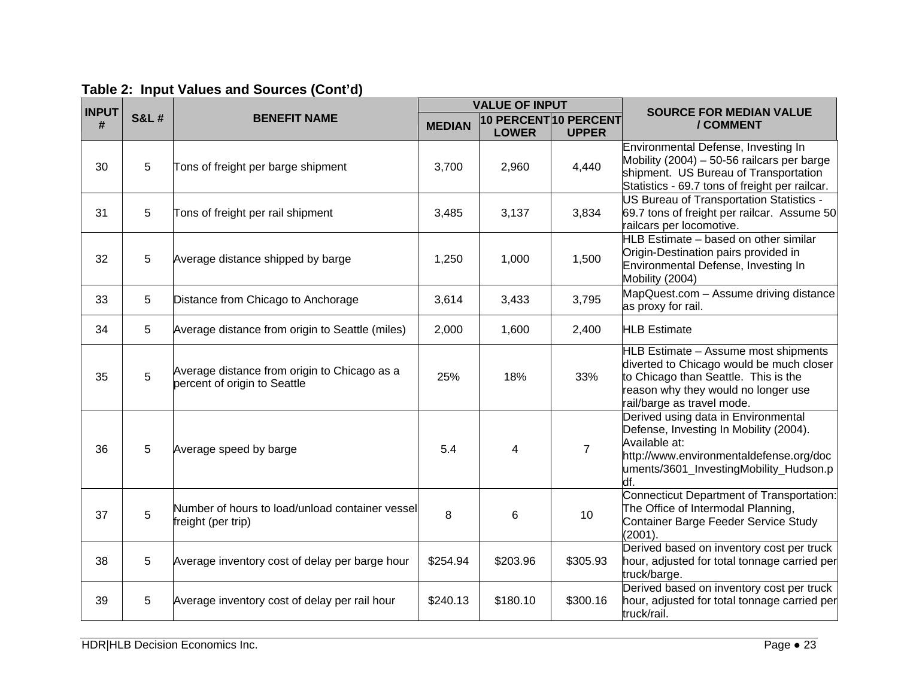**Table 2: Input Values and Sources (Cont'd)**

| INPUT # | S&L # | BENEFIT NAME | VALUE OF INPUT | | | SOURCE FOR MEDIAN VALUE / COMMENT |
|---|---|---|---|---|---|---|
| | | | MEDIAN | 10 PERCENT LOWER | 10 PERCENT UPPER | |
| 30 | 5 | Tons of freight per barge shipment | 3,700 | 2,960 | 4,440 | Environmental Defense, Investing In Mobility (2004) – 50-56 railcars per barge shipment. US Bureau of Transportation Statistics - 69.7 tons of freight per railcar. |
| 31 | 5 | Tons of freight per rail shipment | 3,485 | 3,137 | 3,834 | US Bureau of Transportation Statistics - 69.7 tons of freight per railcar. Assume 50 railcars per locomotive. |
| 32 | 5 | Average distance shipped by barge | 1,250 | 1,000 | 1,500 | HLB Estimate – based on other similar Origin-Destination pairs provided in Environmental Defense, Investing In Mobility (2004) |
| 33 | 5 | Distance from Chicago to Anchorage | 3,614 | 3,433 | 3,795 | MapQuest.com – Assume driving distance as proxy for rail. |
| 34 | 5 | Average distance from origin to Seattle (miles) | 2,000 | 1,600 | 2,400 | HLB Estimate |
| 35 | 5 | Average distance from origin to Chicago as a percent of origin to Seattle | 25% | 18% | 33% | HLB Estimate – Assume most shipments diverted to Chicago would be much closer to Chicago than Seattle. This is the reason why they would no longer use rail/barge as travel mode. |
| 36 | 5 | Average speed by barge | 5.4 | 4 | 7 | Derived using data in Environmental Defense, Investing In Mobility (2004). Available at: http://www.environmentaldefense.org/documents/3601_InvestingMobility_Hudson.pdf. |
| 37 | 5 | Number of hours to load/unload container vessel freight (per trip) | 8 | 6 | 10 | Connecticut Department of Transportation: The Office of Intermodal Planning, Container Barge Feeder Service Study (2001). |
| 38 | 5 | Average inventory cost of delay per barge hour | $254.94 | $203.96 | $305.93 | Derived based on inventory cost per truck hour, adjusted for total tonnage carried per truck/barge. |
| 39 | 5 | Average inventory cost of delay per rail hour | $240.13 | $180.10 | $300.16 | Derived based on inventory cost per truck hour, adjusted for total tonnage carried per truck/rail. |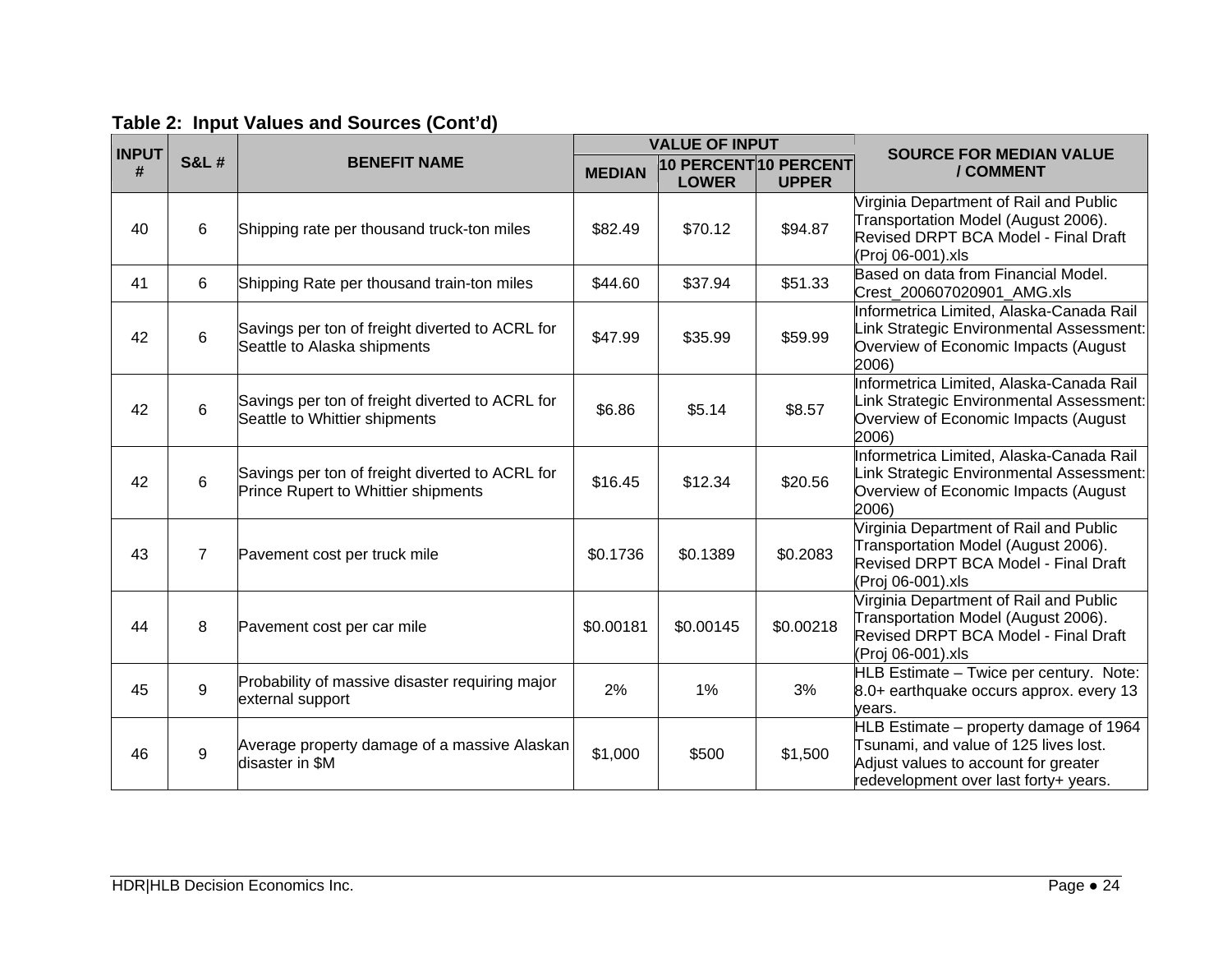**Table 2: Input Values and Sources (Cont'd)**

| INPUT # | S&L # | BENEFIT NAME | VALUE OF INPUT | | | SOURCE FOR MEDIAN VALUE / COMMENT |
|---|---|---|---|---|---|---|
| | | | MEDIAN | 10 PERCENT LOWER | 10 PERCENT UPPER | |
| 40 | 6 | Shipping rate per thousand truck-ton miles | $82.49 | $70.12 | $94.87 | Virginia Department of Rail and Public Transportation Model (August 2006). Revised DRPT BCA Model - Final Draft (Proj 06-001).xls |
| 41 | 6 | Shipping Rate per thousand train-ton miles | $44.60 | $37.94 | $51.33 | Based on data from Financial Model. Crest_200607020901_AMG.xls |
| 42 | 6 | Savings per ton of freight diverted to ACRL for Seattle to Alaska shipments | $47.99 | $35.99 | $59.99 | Informetrica Limited, Alaska-Canada Rail Link Strategic Environmental Assessment: Overview of Economic Impacts (August 2006) |
| 42 | 6 | Savings per ton of freight diverted to ACRL for Seattle to Whittier shipments | $6.86 | $5.14 | $8.57 | Informetrica Limited, Alaska-Canada Rail Link Strategic Environmental Assessment: Overview of Economic Impacts (August 2006) |
| 42 | 6 | Savings per ton of freight diverted to ACRL for Prince Rupert to Whittier shipments | $16.45 | $12.34 | $20.56 | Informetrica Limited, Alaska-Canada Rail Link Strategic Environmental Assessment: Overview of Economic Impacts (August 2006) |
| 43 | 7 | Pavement cost per truck mile | $0.1736 | $0.1389 | $0.2083 | Virginia Department of Rail and Public Transportation Model (August 2006). Revised DRPT BCA Model - Final Draft (Proj 06-001).xls |
| 44 | 8 | Pavement cost per car mile | $0.00181 | $0.00145 | $0.00218 | Virginia Department of Rail and Public Transportation Model (August 2006). Revised DRPT BCA Model - Final Draft (Proj 06-001).xls |
| 45 | 9 | Probability of massive disaster requiring major external support | 2% | 1% | 3% | HLB Estimate – Twice per century. Note: 8.0+ earthquake occurs approx. every 13 years. |
| 46 | 9 | Average property damage of a massive Alaskan disaster in $M | $1,000 | $500 | $1,500 | HLB Estimate – property damage of 1964 Tsunami, and value of 125 lives lost. Adjust values to account for greater redevelopment over last forty+ years. |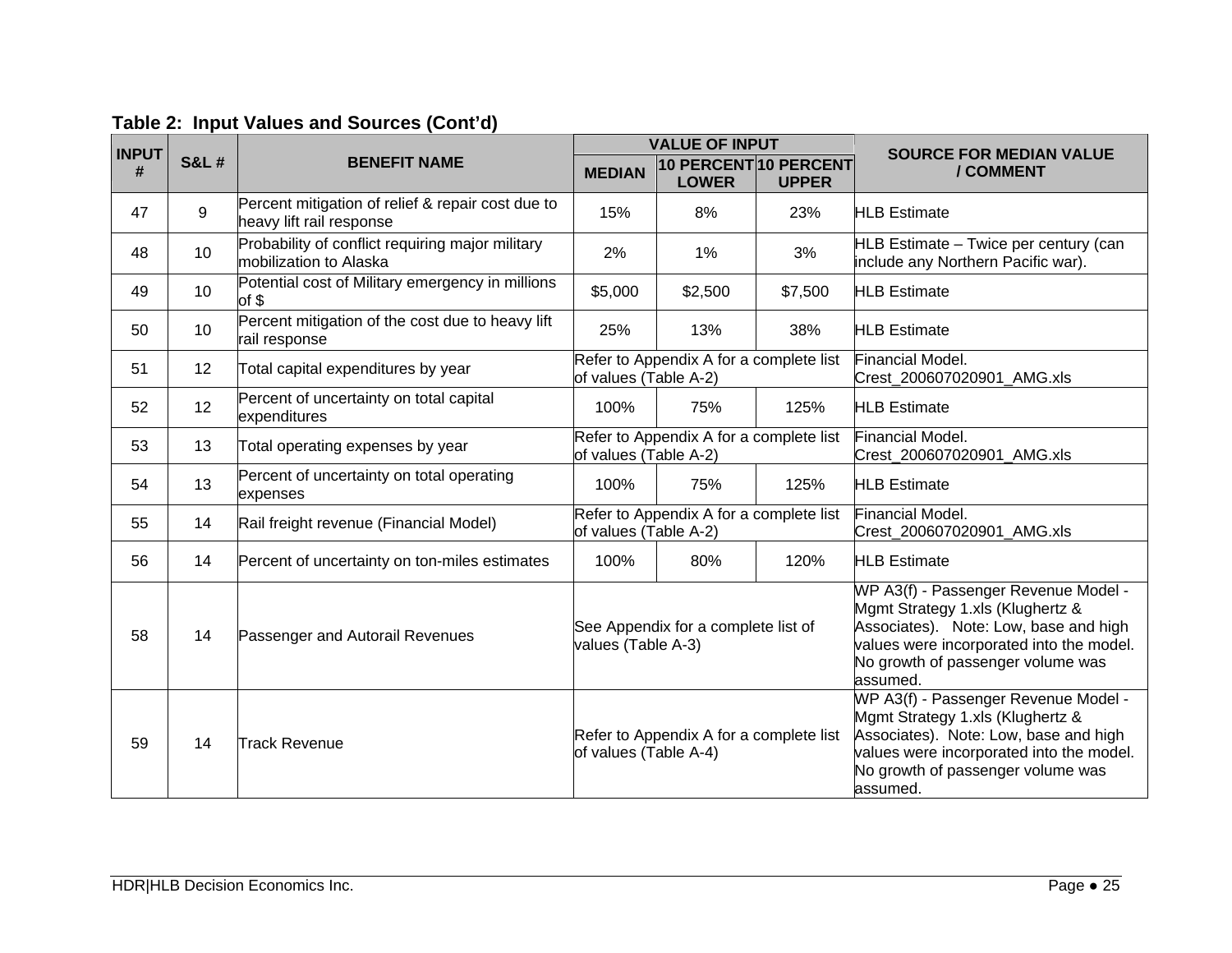**Table 2: Input Values and Sources (Cont'd)**

| INPUT # | S&L # | BENEFIT NAME | VALUE OF INPUT | | | SOURCE FOR MEDIAN VALUE / COMMENT |
|---|---|---|---|---|---|---|
| | | | MEDIAN | 10 PERCENT LOWER | 10 PERCENT UPPER | |
| 47 | 9 | Percent mitigation of relief & repair cost due to heavy lift rail response | 15% | 8% | 23% | HLB Estimate |
| 48 | 10 | Probability of conflict requiring major military mobilization to Alaska | 2% | 1% | 3% | HLB Estimate – Twice per century (can include any Northern Pacific war). |
| 49 | 10 | Potential cost of Military emergency in millions of $ | $5,000 | $2,500 | $7,500 | HLB Estimate |
| 50 | 10 | Percent mitigation of the cost due to heavy lift rail response | 25% | 13% | 38% | HLB Estimate |
| 51 | 12 | Total capital expenditures by year | Refer to Appendix A for a complete list of values (Table A-2) | | | Financial Model. Crest_200607020901_AMG.xls |
| 52 | 12 | Percent of uncertainty on total capital expenditures | 100% | 75% | 125% | HLB Estimate |
| 53 | 13 | Total operating expenses by year | Refer to Appendix A for a complete list of values (Table A-2) | | | Financial Model. Crest_200607020901_AMG.xls |
| 54 | 13 | Percent of uncertainty on total operating expenses | 100% | 75% | 125% | HLB Estimate |
| 55 | 14 | Rail freight revenue (Financial Model) | Refer to Appendix A for a complete list of values (Table A-2) | | | Financial Model. Crest_200607020901_AMG.xls |
| 56 | 14 | Percent of uncertainty on ton-miles estimates | 100% | 80% | 120% | HLB Estimate |
| 58 | 14 | Passenger and Autorail Revenues | See Appendix for a complete list of values (Table A-3) | | | WP A3(f) - Passenger Revenue Model - Mgmt Strategy 1.xls (Klughertz & Associates). Note: Low, base and high values were incorporated into the model. No growth of passenger volume was assumed. |
| 59 | 14 | Track Revenue | Refer to Appendix A for a complete list of values (Table A-4) | | | WP A3(f) - Passenger Revenue Model - Mgmt Strategy 1.xls (Klughertz & Associates). Note: Low, base and high values were incorporated into the model. No growth of passenger volume was assumed. |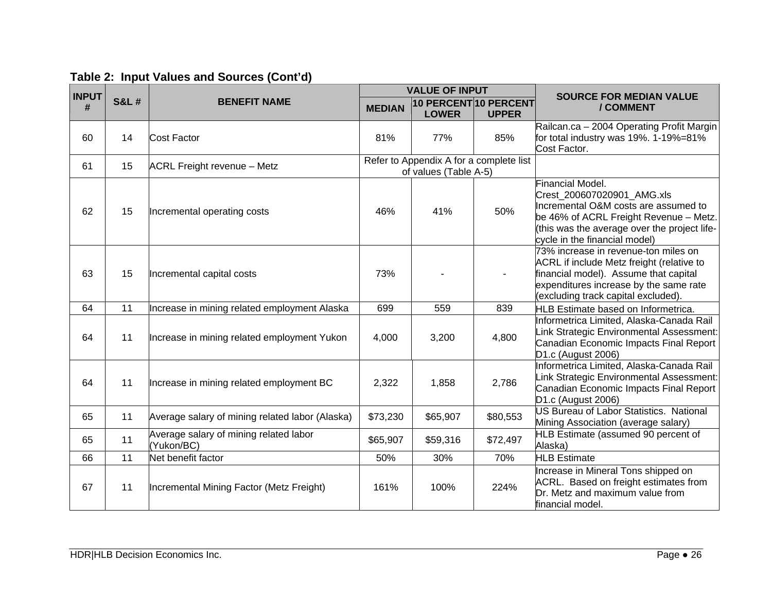**Table 2: Input Values and Sources (Cont'd)**

| INPUT # | S&L # | BENEFIT NAME | VALUE OF INPUT | | | SOURCE FOR MEDIAN VALUE / COMMENT |
|---|---|---|---|---|---|---|
| | | | MEDIAN | 10 PERCENT LOWER | 10 PERCENT UPPER | |
| 60 | 14 | Cost Factor | 81% | 77% | 85% | Railcan.ca – 2004 Operating Profit Margin for total industry was 19%. 1-19%=81% Cost Factor. |
| 61 | 15 | ACRL Freight revenue – Metz | Refer to Appendix A for a complete list of values (Table A-5) | | | |
| 62 | 15 | Incremental operating costs | 46% | 41% | 50% | Financial Model. Crest_200607020901_AMG.xls Incremental O&M costs are assumed to be 46% of ACRL Freight Revenue – Metz. (this was the average over the project life-cycle in the financial model) |
| 63 | 15 | Incremental capital costs | 73% | - | - | 73% increase in revenue-ton miles on ACRL if include Metz freight (relative to financial model). Assume that capital expenditures increase by the same rate (excluding track capital excluded). |
| 64 | 11 | Increase in mining related employment Alaska | 699 | 559 | 839 | HLB Estimate based on Informetrica. |
| 64 | 11 | Increase in mining related employment Yukon | 4,000 | 3,200 | 4,800 | Informetrica Limited, Alaska-Canada Rail Link Strategic Environmental Assessment: Canadian Economic Impacts Final Report D1.c (August 2006) |
| 64 | 11 | Increase in mining related employment BC | 2,322 | 1,858 | 2,786 | Informetrica Limited, Alaska-Canada Rail Link Strategic Environmental Assessment: Canadian Economic Impacts Final Report D1.c (August 2006) |
| 65 | 11 | Average salary of mining related labor (Alaska) | $73,230 | $65,907 | $80,553 | US Bureau of Labor Statistics. National Mining Association (average salary) |
| 65 | 11 | Average salary of mining related labor (Yukon/BC) | $65,907 | $59,316 | $72,497 | HLB Estimate (assumed 90 percent of Alaska) |
| 66 | 11 | Net benefit factor | 50% | 30% | 70% | HLB Estimate |
| 67 | 11 | Incremental Mining Factor (Metz Freight) | 161% | 100% | 224% | Increase in Mineral Tons shipped on ACRL. Based on freight estimates from Dr. Metz and maximum value from financial model. |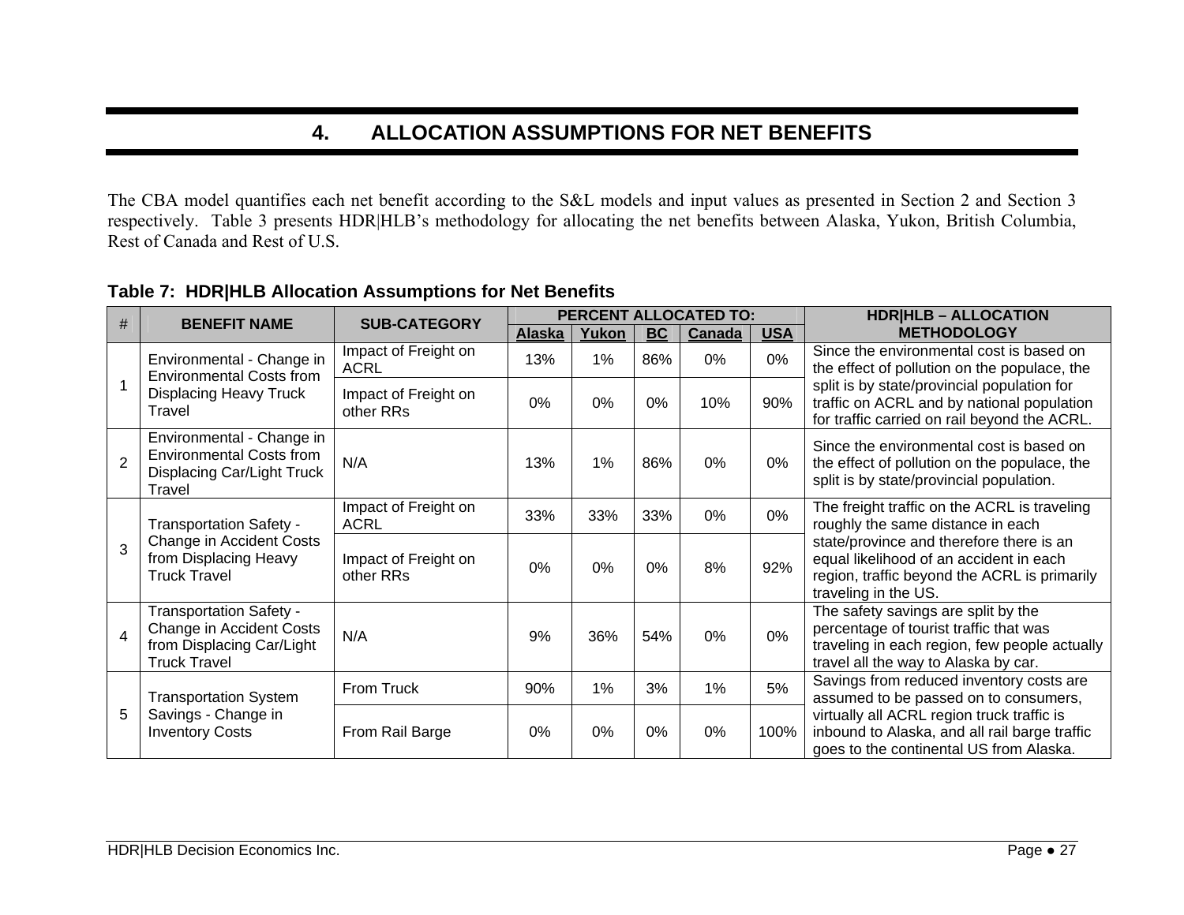# 4. ALLOCATION ASSUMPTIONS FOR NET BENEFITS

The CBA model quantifies each net benefit according to the S&L models and input values as presented in Section 2 and Section 3 respectively. Table 3 presents HDR|HLB's methodology for allocating the net benefits between Alaska, Yukon, British Columbia, Rest of Canada and Rest of U.S.

**Table 7: HDR|HLB Allocation Assumptions for Net Benefits**

| # | BENEFIT NAME | SUB-CATEGORY | PERCENT ALLOCATED TO: | | | | | HDR\|HLB – ALLOCATION METHODOLOGY |
|---|---|---|---|---|---|---|---|---|
| | | | **Alaska** | **Yukon** | **BC** | **Canada** | **USA** | |
| 1 | Environmental - Change in Environmental Costs from Displacing Heavy Truck Travel | Impact of Freight on ACRL | 13% | 1% | 86% | 0% | 0% | Since the environmental cost is based on the effect of pollution on the populace, the split is by state/provincial population for traffic on ACRL and by national population for traffic carried on rail beyond the ACRL. |
| | | Impact of Freight on other RRs | 0% | 0% | 0% | 10% | 90% | |
| 2 | Environmental - Change in Environmental Costs from Displacing Car/Light Truck Travel | N/A | 13% | 1% | 86% | 0% | 0% | Since the environmental cost is based on the effect of pollution on the populace, the split is by state/provincial population. |
| 3 | Transportation Safety - Change in Accident Costs from Displacing Heavy Truck Travel | Impact of Freight on ACRL | 33% | 33% | 33% | 0% | 0% | The freight traffic on the ACRL is traveling roughly the same distance in each state/province and therefore there is an equal likelihood of an accident in each region, traffic beyond the ACRL is primarily traveling in the US. |
| | | Impact of Freight on other RRs | 0% | 0% | 0% | 8% | 92% | |
| 4 | Transportation Safety - Change in Accident Costs from Displacing Car/Light Truck Travel | N/A | 9% | 36% | 54% | 0% | 0% | The safety savings are split by the percentage of tourist traffic that was traveling in each region, few people actually travel all the way to Alaska by car. |
| 5 | Transportation System Savings - Change in Inventory Costs | From Truck | 90% | 1% | 3% | 1% | 5% | Savings from reduced inventory costs are assumed to be passed on to consumers, virtually all ACRL region truck traffic is inbound to Alaska, and all rail barge traffic goes to the continental US from Alaska. |
| | | From Rail Barge | 0% | 0% | 0% | 0% | 100% | |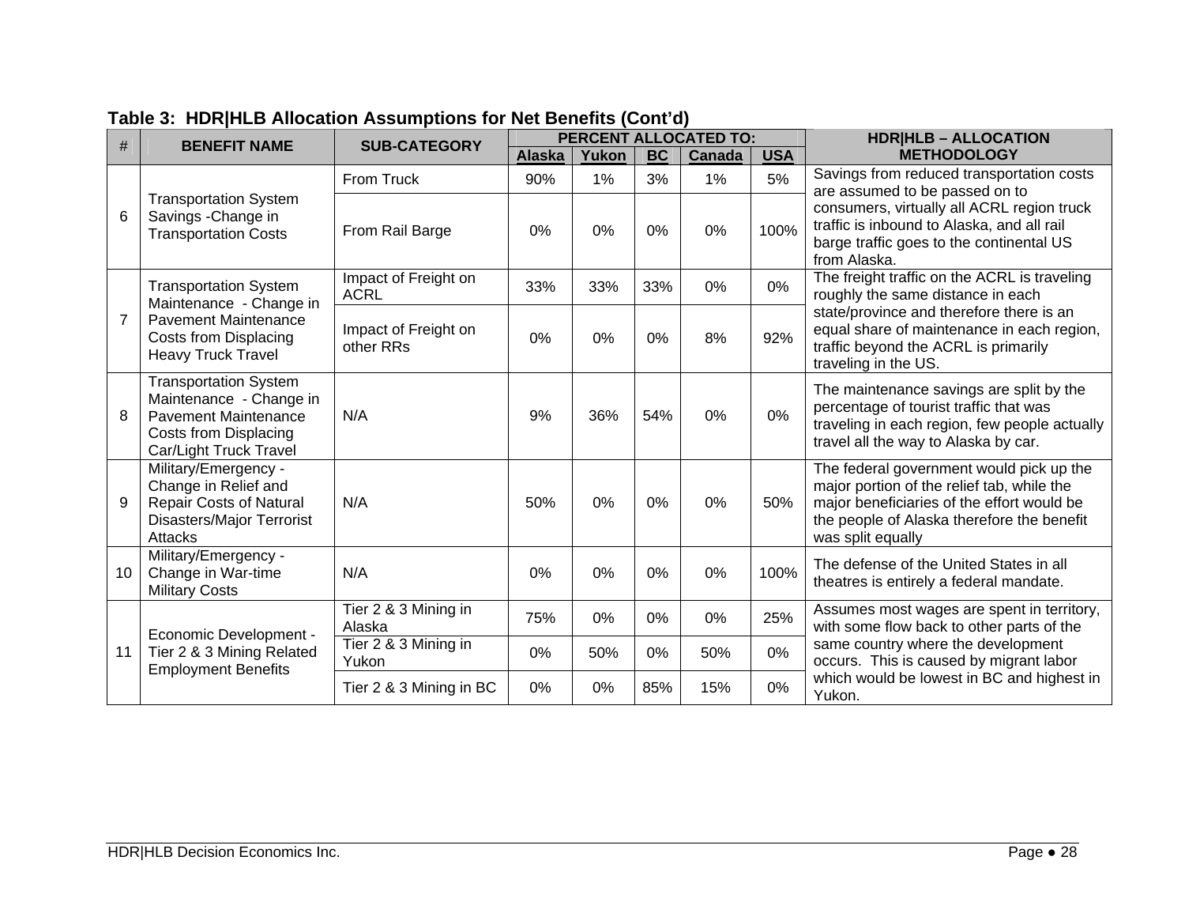**Table 3: HDR|HLB Allocation Assumptions for Net Benefits (Cont'd)**

| # | BENEFIT NAME | SUB-CATEGORY | PERCENT ALLOCATED TO: | | | | | HDR\|HLB – ALLOCATION METHODOLOGY |
|---|---|---|---|---|---|---|---|---|
| | | | Alaska | Yukon | BC | Canada | USA | |
| 6 | Transportation System Savings -Change in Transportation Costs | From Truck | 90% | 1% | 3% | 1% | 5% | Savings from reduced transportation costs are assumed to be passed on to consumers, virtually all ACRL region truck traffic is inbound to Alaska, and all rail barge traffic goes to the continental US from Alaska. |
| | | From Rail Barge | 0% | 0% | 0% | 0% | 100% | |
| 7 | Transportation System Maintenance - Change in Pavement Maintenance Costs from Displacing Heavy Truck Travel | Impact of Freight on ACRL | 33% | 33% | 33% | 0% | 0% | The freight traffic on the ACRL is traveling roughly the same distance in each state/province and therefore there is an equal share of maintenance in each region, traffic beyond the ACRL is primarily traveling in the US. |
| | | Impact of Freight on other RRs | 0% | 0% | 0% | 8% | 92% | |
| 8 | Transportation System Maintenance - Change in Pavement Maintenance Costs from Displacing Car/Light Truck Travel | N/A | 9% | 36% | 54% | 0% | 0% | The maintenance savings are split by the percentage of tourist traffic that was traveling in each region, few people actually travel all the way to Alaska by car. |
| 9 | Military/Emergency - Change in Relief and Repair Costs of Natural Disasters/Major Terrorist Attacks | N/A | 50% | 0% | 0% | 0% | 50% | The federal government would pick up the major portion of the relief tab, while the major beneficiaries of the effort would be the people of Alaska therefore the benefit was split equally |
| 10 | Military/Emergency - Change in War-time Military Costs | N/A | 0% | 0% | 0% | 0% | 100% | The defense of the United States in all theatres is entirely a federal mandate. |
| 11 | Economic Development - Tier 2 & 3 Mining Related Employment Benefits | Tier 2 & 3 Mining in Alaska | 75% | 0% | 0% | 0% | 25% | Assumes most wages are spent in territory, with some flow back to other parts of the same country where the development occurs. This is caused by migrant labor which would be lowest in BC and highest in Yukon. |
| | | Tier 2 & 3 Mining in Yukon | 0% | 50% | 0% | 50% | 0% | |
| | | Tier 2 & 3 Mining in BC | 0% | 0% | 85% | 15% | 0% | |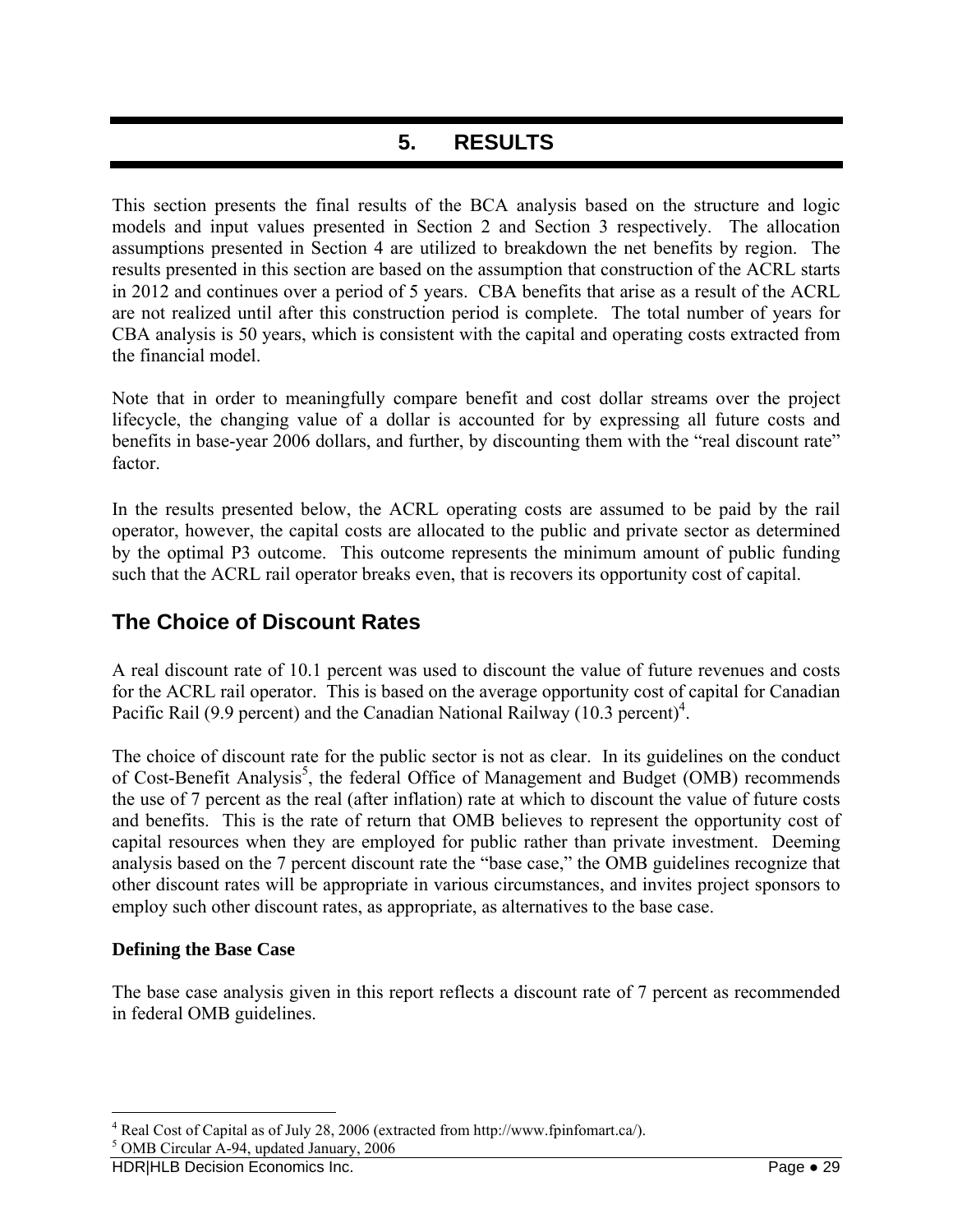# 5. RESULTS

This section presents the final results of the BCA analysis based on the structure and logic models and input values presented in Section 2 and Section 3 respectively. The allocation assumptions presented in Section 4 are utilized to breakdown the net benefits by region. The results presented in this section are based on the assumption that construction of the ACRL starts in 2012 and continues over a period of 5 years. CBA benefits that arise as a result of the ACRL are not realized until after this construction period is complete. The total number of years for CBA analysis is 50 years, which is consistent with the capital and operating costs extracted from the financial model.

Note that in order to meaningfully compare benefit and cost dollar streams over the project lifecycle, the changing value of a dollar is accounted for by expressing all future costs and benefits in base-year 2006 dollars, and further, by discounting them with the "real discount rate" factor.

In the results presented below, the ACRL operating costs are assumed to be paid by the rail operator, however, the capital costs are allocated to the public and private sector as determined by the optimal P3 outcome. This outcome represents the minimum amount of public funding such that the ACRL rail operator breaks even, that is recovers its opportunity cost of capital.

## The Choice of Discount Rates

A real discount rate of 10.1 percent was used to discount the value of future revenues and costs for the ACRL rail operator. This is based on the average opportunity cost of capital for Canadian Pacific Rail (9.9 percent) and the Canadian National Railway (10.3 percent)[4].

The choice of discount rate for the public sector is not as clear. In its guidelines on the conduct of Cost-Benefit Analysis[5], the federal Office of Management and Budget (OMB) recommends the use of 7 percent as the real (after inflation) rate at which to discount the value of future costs and benefits. This is the rate of return that OMB believes to represent the opportunity cost of capital resources when they are employed for public rather than private investment. Deeming analysis based on the 7 percent discount rate the "base case," the OMB guidelines recognize that other discount rates will be appropriate in various circumstances, and invites project sponsors to employ such other discount rates, as appropriate, as alternatives to the base case.

**Defining the Base Case**

The base case analysis given in this report reflects a discount rate of 7 percent as recommended in federal OMB guidelines.

[4] Real Cost of Capital as of July 28, 2006 (extracted from http://www.fpinfomart.ca/).

[5] OMB Circular A-94, updated January, 2006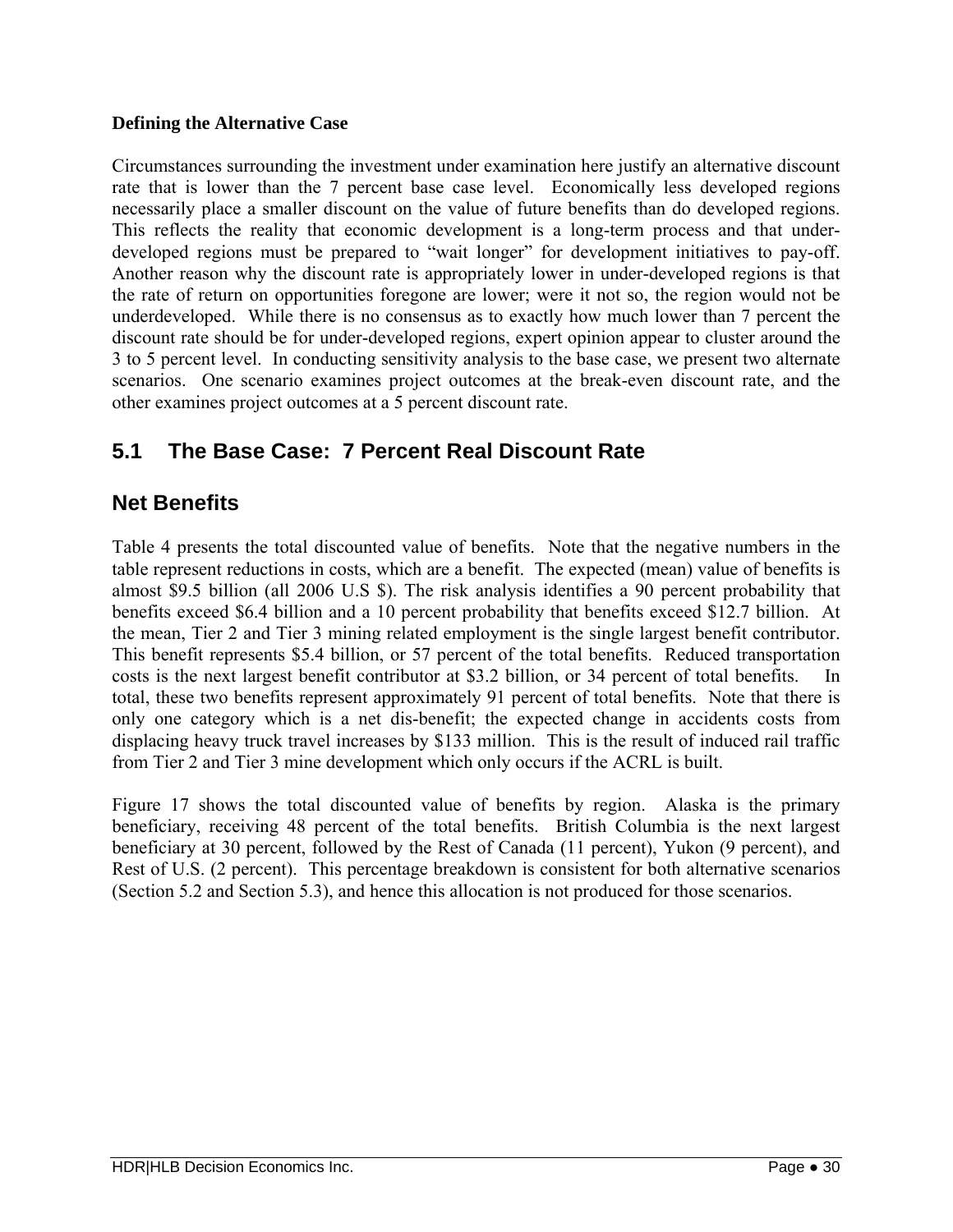**Defining the Alternative Case**

Circumstances surrounding the investment under examination here justify an alternative discount rate that is lower than the 7 percent base case level. Economically less developed regions necessarily place a smaller discount on the value of future benefits than do developed regions. This reflects the reality that economic development is a long-term process and that under-developed regions must be prepared to "wait longer" for development initiatives to pay-off. Another reason why the discount rate is appropriately lower in under-developed regions is that the rate of return on opportunities foregone are lower; were it not so, the region would not be underdeveloped. While there is no consensus as to exactly how much lower than 7 percent the discount rate should be for under-developed regions, expert opinion appear to cluster around the 3 to 5 percent level. In conducting sensitivity analysis to the base case, we present two alternate scenarios. One scenario examines project outcomes at the break-even discount rate, and the other examines project outcomes at a 5 percent discount rate.

## 5.1 The Base Case: 7 Percent Real Discount Rate

## Net Benefits

Table 4 presents the total discounted value of benefits. Note that the negative numbers in the table represent reductions in costs, which are a benefit. The expected (mean) value of benefits is almost $9.5 billion (all 2006 U.S $). The risk analysis identifies a 90 percent probability that benefits exceed $6.4 billion and a 10 percent probability that benefits exceed $12.7 billion. At the mean, Tier 2 and Tier 3 mining related employment is the single largest benefit contributor. This benefit represents $5.4 billion, or 57 percent of the total benefits. Reduced transportation costs is the next largest benefit contributor at $3.2 billion, or 34 percent of total benefits. In total, these two benefits represent approximately 91 percent of total benefits. Note that there is only one category which is a net dis-benefit; the expected change in accidents costs from displacing heavy truck travel increases by $133 million. This is the result of induced rail traffic from Tier 2 and Tier 3 mine development which only occurs if the ACRL is built.

Figure 17 shows the total discounted value of benefits by region. Alaska is the primary beneficiary, receiving 48 percent of the total benefits. British Columbia is the next largest beneficiary at 30 percent, followed by the Rest of Canada (11 percent), Yukon (9 percent), and Rest of U.S. (2 percent). This percentage breakdown is consistent for both alternative scenarios (Section 5.2 and Section 5.3), and hence this allocation is not produced for those scenarios.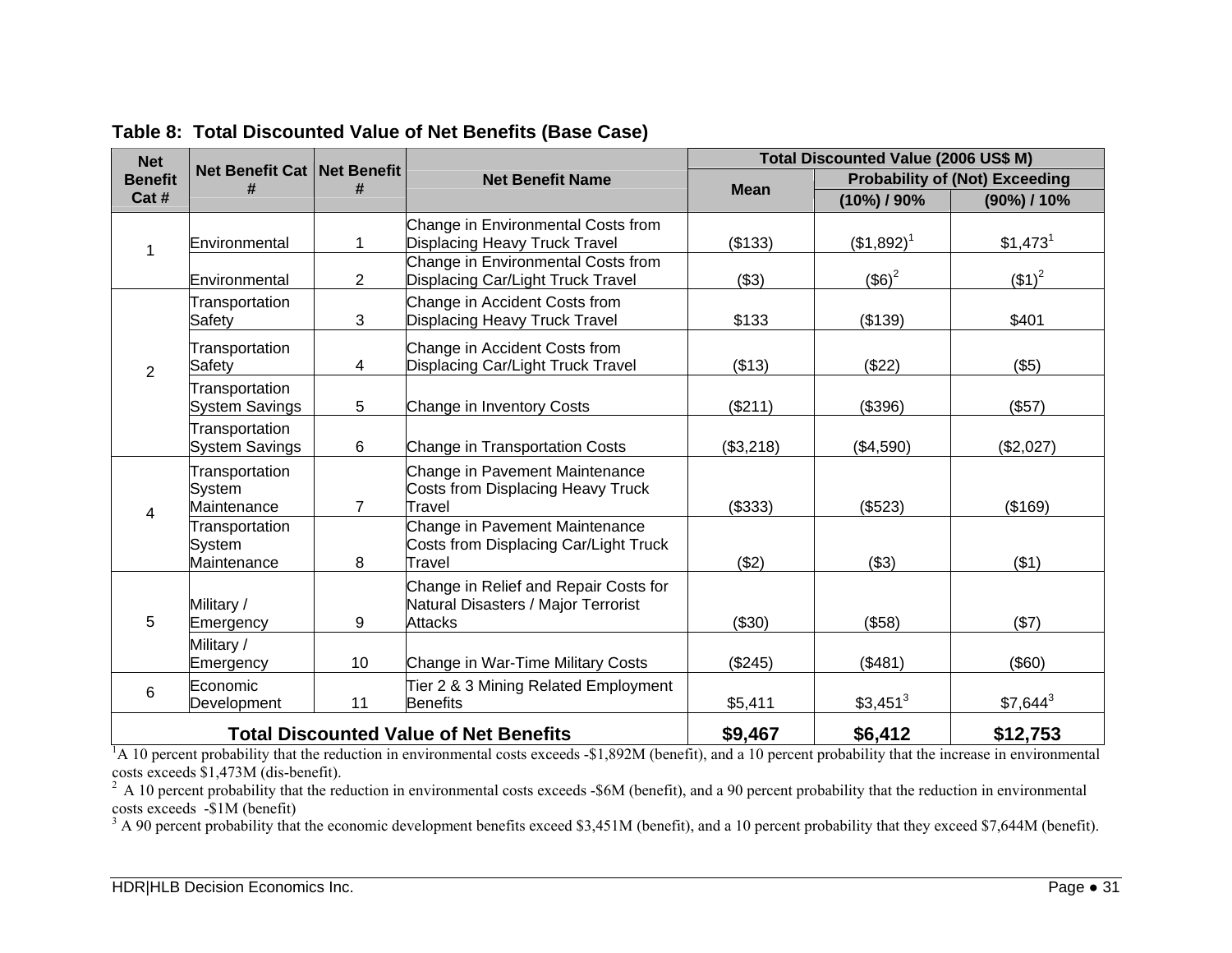**Table 8: Total Discounted Value of Net Benefits (Base Case)**

| Net Benefit Cat # | Net Benefit Cat # | Net Benefit # | Net Benefit Name | Total Discounted Value (2006 US$ M) | | |
|---|---|---|---|---|---|---|
| | | | | Mean | Probability of (Not) Exceeding | |
| | | | | | (10%) / 90% | (90%) / 10% |
| 1 | Environmental | 1 | Change in Environmental Costs from Displacing Heavy Truck Travel | ($133) | ($1,892)[1] | $1,473[1] |
| | Environmental | 2 | Change in Environmental Costs from Displacing Car/Light Truck Travel | ($3) | ($6)[2] | ($1)[2] |
| 2 | Transportation Safety | 3 | Change in Accident Costs from Displacing Heavy Truck Travel | $133 | ($139) | $401 |
| | Transportation Safety | 4 | Change in Accident Costs from Displacing Car/Light Truck Travel | ($13) | ($22) | ($5) |
| | Transportation System Savings | 5 | Change in Inventory Costs | ($211) | ($396) | ($57) |
| | Transportation System Savings | 6 | Change in Transportation Costs | ($3,218) | ($4,590) | ($2,027) |
| 4 | Transportation System Maintenance | 7 | Change in Pavement Maintenance Costs from Displacing Heavy Truck Travel | ($333) | ($523) | ($169) |
| | Transportation System Maintenance | 8 | Change in Pavement Maintenance Costs from Displacing Car/Light Truck Travel | ($2) | ($3) | ($1) |
| 5 | Military / Emergency | 9 | Change in Relief and Repair Costs for Natural Disasters / Major Terrorist Attacks | ($30) | ($58) | ($7) |
| | Military / Emergency | 10 | Change in War-Time Military Costs | ($245) | ($481) | ($60) |
| 6 | Economic Development | 11 | Tier 2 & 3 Mining Related Employment Benefits | $5,411 | $3,451[3] | $7,644[3] |
| **Total Discounted Value of Net Benefits** | | | | **$9,467** | **$6,412** | **$12,753** |

[1] A 10 percent probability that the reduction in environmental costs exceeds -$1,892M (benefit), and a 10 percent probability that the increase in environmental costs exceeds $1,473M (dis-benefit).

[2] A 10 percent probability that the reduction in environmental costs exceeds -$6M (benefit), and a 90 percent probability that the reduction in environmental costs exceeds -$1M (benefit)

[3] A 90 percent probability that the economic development benefits exceed $3,451M (benefit), and a 10 percent probability that they exceed $7,644M (benefit).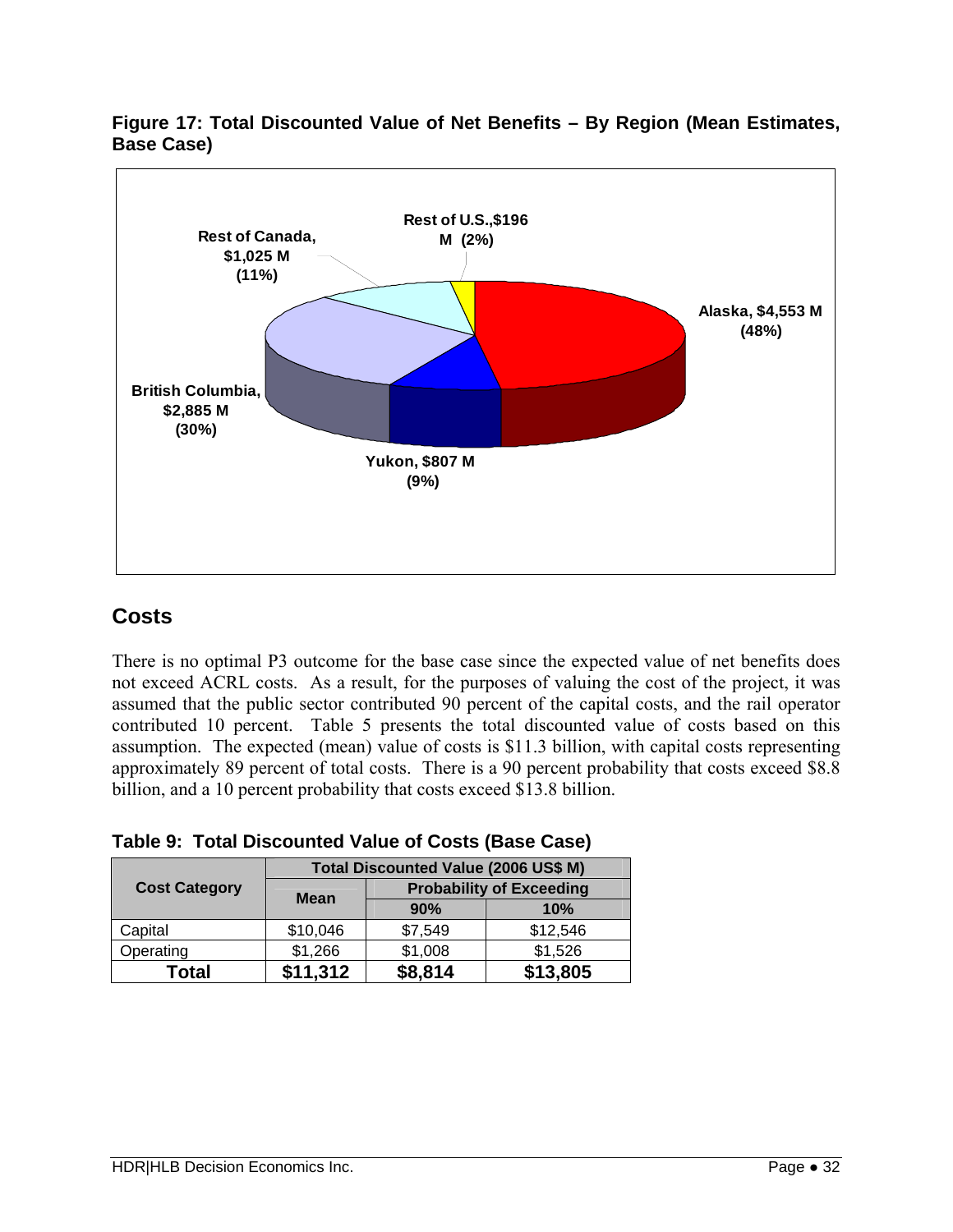**Figure 17: Total Discounted Value of Net Benefits – By Region (Mean Estimates, Base Case)**

Rest of U.S.,$196 M (2%)

Rest of Canada, $1,025 M (11%)

Alaska, $4,553 M (48%)

British Columbia, $2,885 M (30%)

Yukon, $807 M (9%)

## Costs

There is no optimal P3 outcome for the base case since the expected value of net benefits does not exceed ACRL costs. As a result, for the purposes of valuing the cost of the project, it was assumed that the public sector contributed 90 percent of the capital costs, and the rail operator contributed 10 percent. Table 5 presents the total discounted value of costs based on this assumption. The expected (mean) value of costs is $11.3 billion, with capital costs representing approximately 89 percent of total costs. There is a 90 percent probability that costs exceed $8.8 billion, and a 10 percent probability that costs exceed $13.8 billion.

**Table 9: Total Discounted Value of Costs (Base Case)**

| Cost Category | Total Discounted Value (2006 US$ M) | | |
|---|---|---|---|
| | Mean | Probability of Exceeding | |
| | | 90% | 10% |
| Capital | $10,046 | $7,549 | $12,546 |
| Operating | $1,266 | $1,008 | $1,526 |
| **Total** | **$11,312** | **$8,814** | **$13,805** |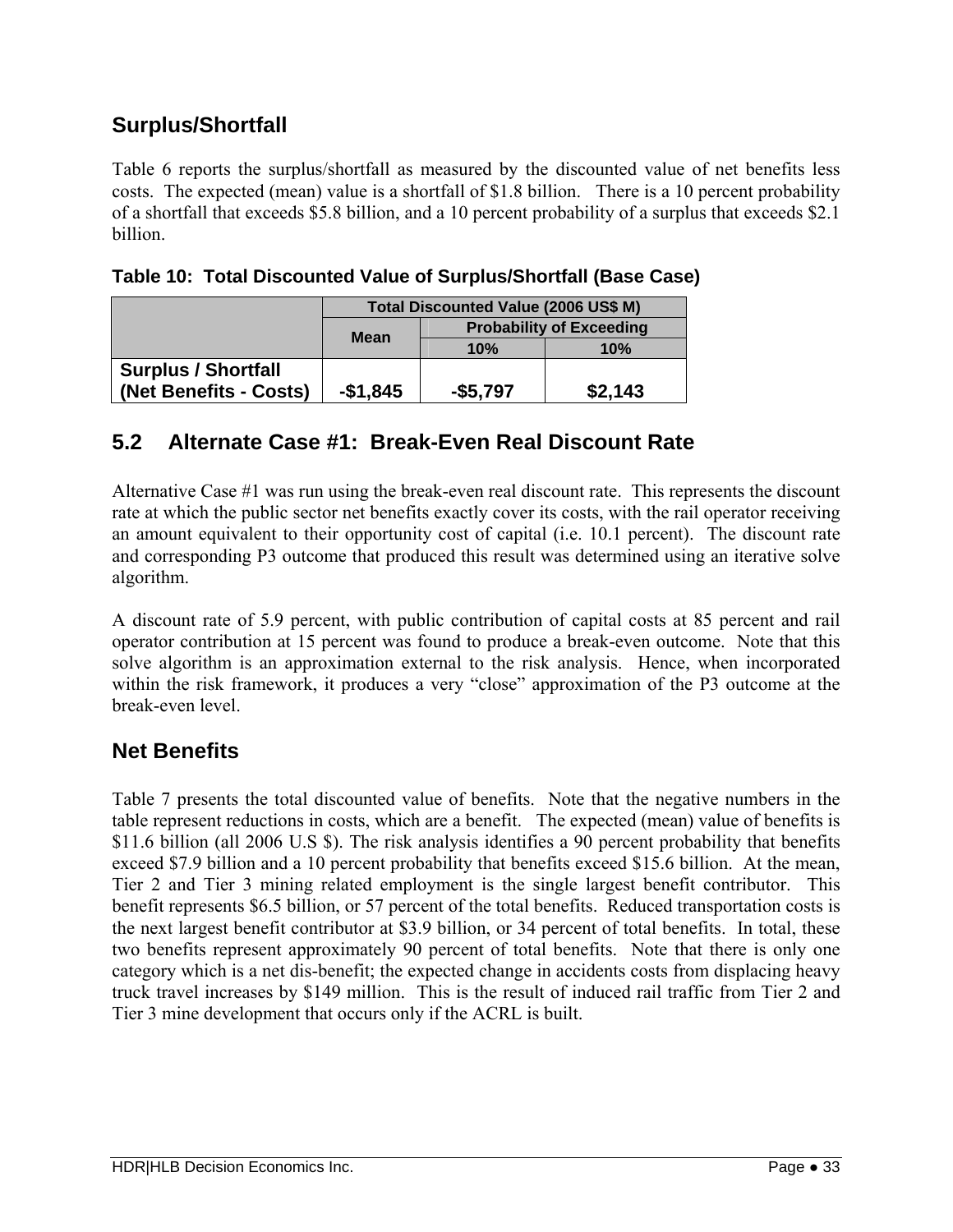## Surplus/Shortfall

Table 6 reports the surplus/shortfall as measured by the discounted value of net benefits less costs. The expected (mean) value is a shortfall of $1.8 billion. There is a 10 percent probability of a shortfall that exceeds $5.8 billion, and a 10 percent probability of a surplus that exceeds $2.1 billion.

**Table 10: Total Discounted Value of Surplus/Shortfall (Base Case)**

| | Total Discounted Value (2006 US$ M) | | |
|---|---|---|---|
| | Mean | Probability of Exceeding | |
| | | 10% | 10% |
| **Surplus / Shortfall (Net Benefits - Costs)** | **-$1,845** | **-$5,797** | **$2,143** |

## 5.2 Alternate Case #1: Break-Even Real Discount Rate

Alternative Case #1 was run using the break-even real discount rate. This represents the discount rate at which the public sector net benefits exactly cover its costs, with the rail operator receiving an amount equivalent to their opportunity cost of capital (i.e. 10.1 percent). The discount rate and corresponding P3 outcome that produced this result was determined using an iterative solve algorithm.

A discount rate of 5.9 percent, with public contribution of capital costs at 85 percent and rail operator contribution at 15 percent was found to produce a break-even outcome. Note that this solve algorithm is an approximation external to the risk analysis. Hence, when incorporated within the risk framework, it produces a very "close" approximation of the P3 outcome at the break-even level.

## Net Benefits

Table 7 presents the total discounted value of benefits. Note that the negative numbers in the table represent reductions in costs, which are a benefit. The expected (mean) value of benefits is $11.6 billion (all 2006 U.S $). The risk analysis identifies a 90 percent probability that benefits exceed $7.9 billion and a 10 percent probability that benefits exceed $15.6 billion. At the mean, Tier 2 and Tier 3 mining related employment is the single largest benefit contributor. This benefit represents $6.5 billion, or 57 percent of the total benefits. Reduced transportation costs is the next largest benefit contributor at $3.9 billion, or 34 percent of total benefits. In total, these two benefits represent approximately 90 percent of total benefits. Note that there is only one category which is a net dis-benefit; the expected change in accidents costs from displacing heavy truck travel increases by $149 million. This is the result of induced rail traffic from Tier 2 and Tier 3 mine development that occurs only if the ACRL is built.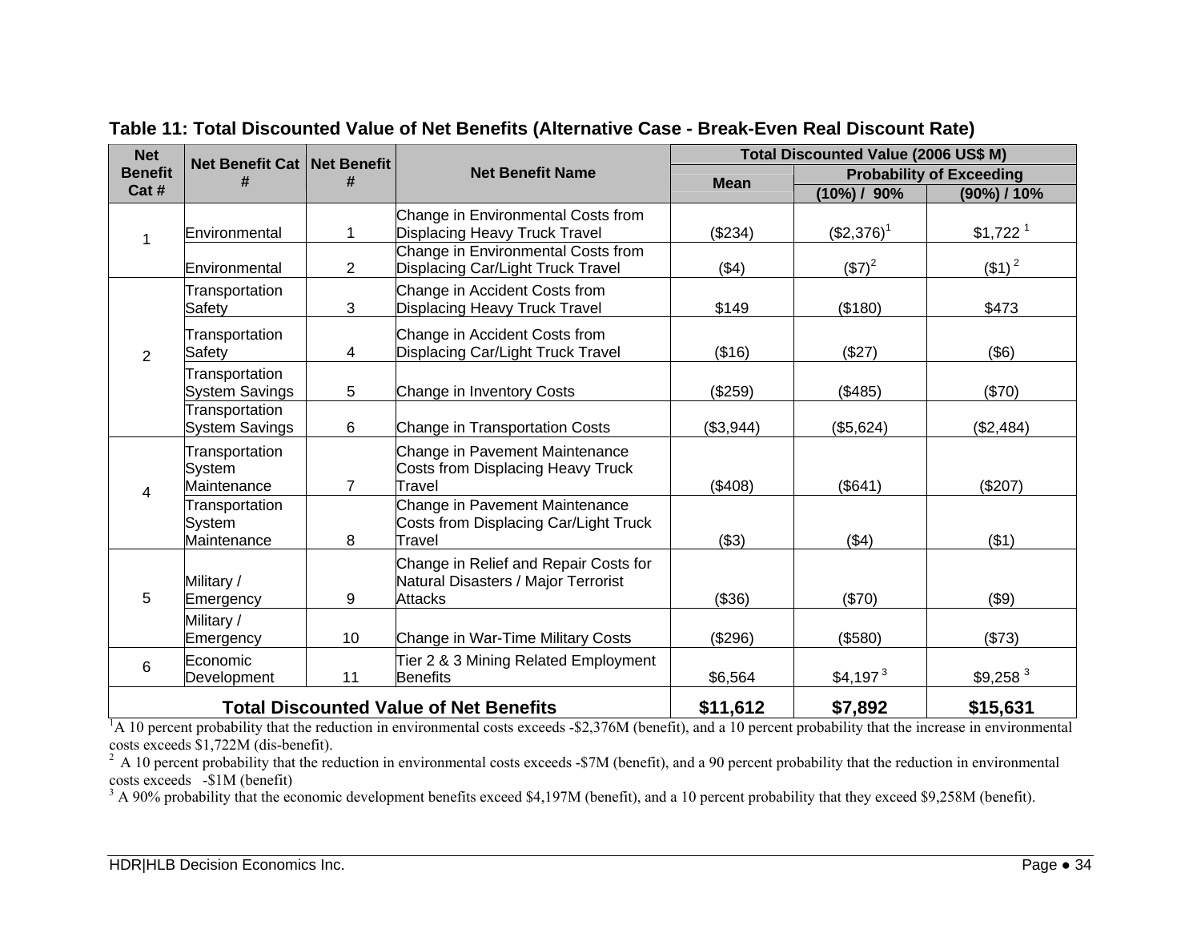**Table 11: Total Discounted Value of Net Benefits (Alternative Case - Break-Even Real Discount Rate)**

| Net Benefit Cat # | Net Benefit Cat # | Net Benefit # | Net Benefit Name | Total Discounted Value (2006 US$ M) | | |
|---|---|---|---|---|---|---|
| | | | | Mean | Probability of Exceeding | |
| | | | | | (10%) / 90% | (90%) / 10% |
| 1 | Environmental | 1 | Change in Environmental Costs from Displacing Heavy Truck Travel | ($234) | ($2,376)[1] | $1,722 [1] |
| | Environmental | 2 | Change in Environmental Costs from Displacing Car/Light Truck Travel | ($4) | ($7)[2] | ($1) [2] |
| 2 | Transportation Safety | 3 | Change in Accident Costs from Displacing Heavy Truck Travel | $149 | ($180) | $473 |
| | Transportation Safety | 4 | Change in Accident Costs from Displacing Car/Light Truck Travel | ($16) | ($27) | ($6) |
| | Transportation System Savings | 5 | Change in Inventory Costs | ($259) | ($485) | ($70) |
| | Transportation System Savings | 6 | Change in Transportation Costs | ($3,944) | ($5,624) | ($2,484) |
| 4 | Transportation System Maintenance | 7 | Change in Pavement Maintenance Costs from Displacing Heavy Truck Travel | ($408) | ($641) | ($207) |
| | Transportation System Maintenance | 8 | Change in Pavement Maintenance Costs from Displacing Car/Light Truck Travel | ($3) | ($4) | ($1) |
| 5 | Military / Emergency | 9 | Change in Relief and Repair Costs for Natural Disasters / Major Terrorist Attacks | ($36) | ($70) | ($9) |
| | Military / Emergency | 10 | Change in War-Time Military Costs | ($296) | ($580) | ($73) |
| 6 | Economic Development | 11 | Tier 2 & 3 Mining Related Employment Benefits | $6,564 | $4,197 [3] | $9,258 [3] |
| **Total Discounted Value of Net Benefits** | | | | **$11,612** | **$7,892** | **$15,631** |

[1]A 10 percent probability that the reduction in environmental costs exceeds -$2,376M (benefit), and a 10 percent probability that the increase in environmental costs exceeds $1,722M (dis-benefit).

[2] A 10 percent probability that the reduction in environmental costs exceeds -$7M (benefit), and a 90 percent probability that the reduction in environmental costs exceeds -$1M (benefit)

[3] A 90% probability that the economic development benefits exceed $4,197M (benefit), and a 10 percent probability that they exceed $9,258M (benefit).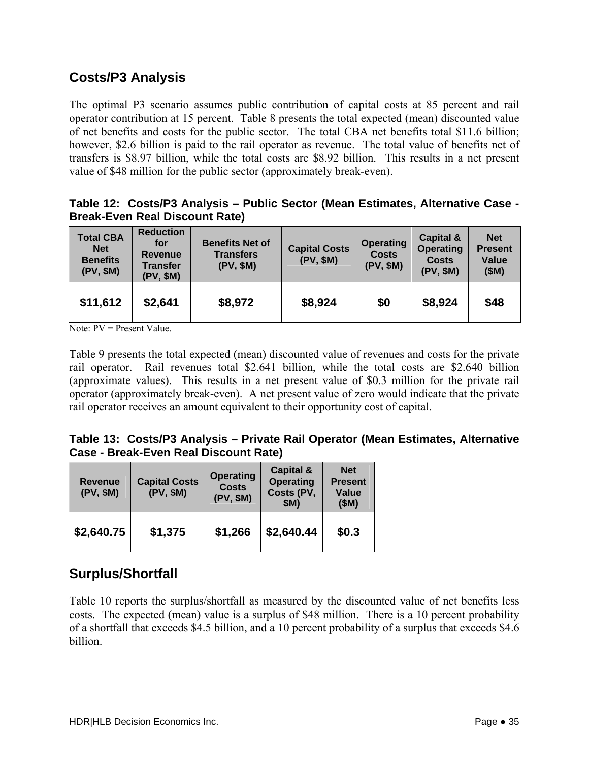## Costs/P3 Analysis

The optimal P3 scenario assumes public contribution of capital costs at 85 percent and rail operator contribution at 15 percent. Table 8 presents the total expected (mean) discounted value of net benefits and costs for the public sector. The total CBA net benefits total $11.6 billion; however, $2.6 billion is paid to the rail operator as revenue. The total value of benefits net of transfers is $8.97 billion, while the total costs are $8.92 billion. This results in a net present value of $48 million for the public sector (approximately break-even).

**Table 12: Costs/P3 Analysis – Public Sector (Mean Estimates, Alternative Case - Break-Even Real Discount Rate)**

| Total CBA Net Benefits (PV, $M) | Reduction for Revenue Transfer (PV, $M) | Benefits Net of Transfers (PV, $M) | Capital Costs (PV, $M) | Operating Costs (PV, $M) | Capital & Operating Costs (PV, $M) | Net Present Value ($M) |
|---|---|---|---|---|---|---|
| $11,612 | $2,641 | $8,972 | $8,924 | $0 | $8,924 | $48 |

Note: PV = Present Value.

Table 9 presents the total expected (mean) discounted value of revenues and costs for the private rail operator. Rail revenues total $2.641 billion, while the total costs are $2.640 billion (approximate values). This results in a net present value of $0.3 million for the private rail operator (approximately break-even). A net present value of zero would indicate that the private rail operator receives an amount equivalent to their opportunity cost of capital.

**Table 13: Costs/P3 Analysis – Private Rail Operator (Mean Estimates, Alternative Case - Break-Even Real Discount Rate)**

| Revenue (PV, $M) | Capital Costs (PV, $M) | Operating Costs (PV, $M) | Capital & Operating Costs (PV, $M) | Net Present Value ($M) |
|---|---|---|---|---|
| $2,640.75 | $1,375 | $1,266 | $2,640.44 | $0.3 |

## Surplus/Shortfall

Table 10 reports the surplus/shortfall as measured by the discounted value of net benefits less costs. The expected (mean) value is a surplus of $48 million. There is a 10 percent probability of a shortfall that exceeds $4.5 billion, and a 10 percent probability of a surplus that exceeds $4.6 billion.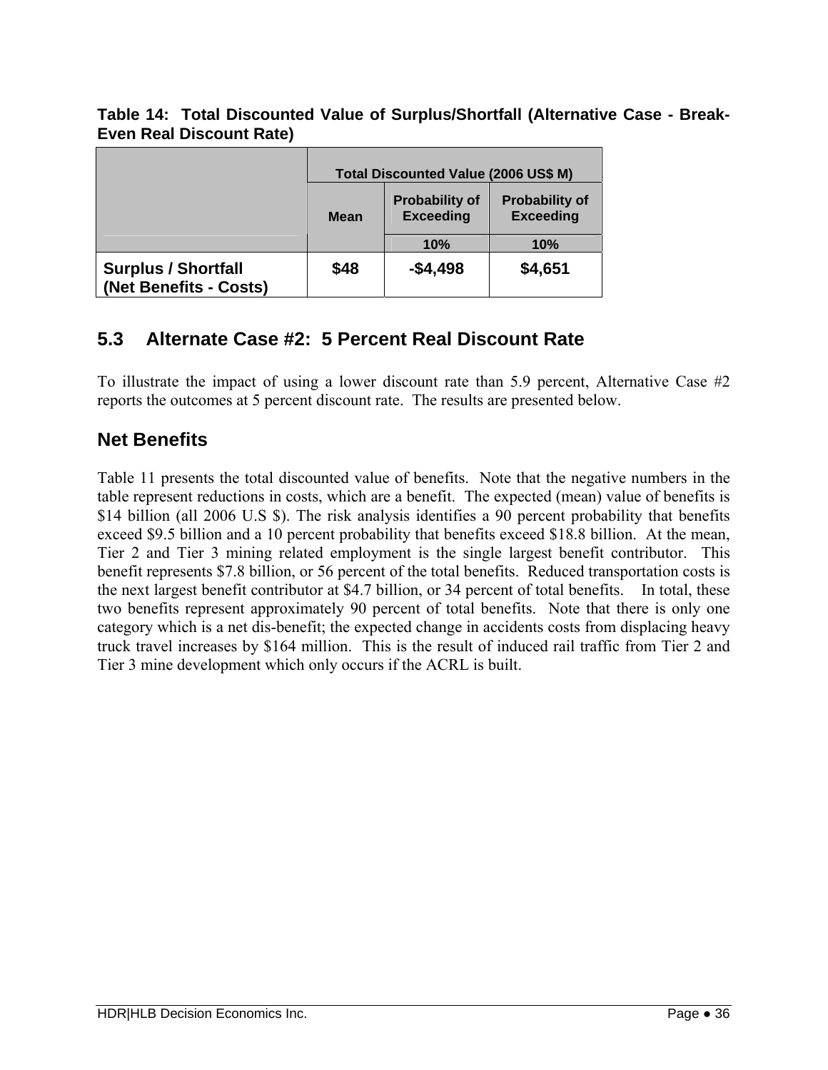**Table 14: Total Discounted Value of Surplus/Shortfall (Alternative Case - Break-Even Real Discount Rate)**

| | Total Discounted Value (2006 US$ M) | | |
|---|---|---|---|
| | Mean | Probability of Exceeding | Probability of Exceeding |
| | | 10% | 10% |
| **Surplus / Shortfall (Net Benefits - Costs)** | **$48** | **-$4,498** | **$4,651** |

## 5.3 Alternate Case #2: 5 Percent Real Discount Rate

To illustrate the impact of using a lower discount rate than 5.9 percent, Alternative Case #2 reports the outcomes at 5 percent discount rate. The results are presented below.

### Net Benefits

Table 11 presents the total discounted value of benefits. Note that the negative numbers in the table represent reductions in costs, which are a benefit. The expected (mean) value of benefits is $14 billion (all 2006 U.S $). The risk analysis identifies a 90 percent probability that benefits exceed $9.5 billion and a 10 percent probability that benefits exceed $18.8 billion. At the mean, Tier 2 and Tier 3 mining related employment is the single largest benefit contributor. This benefit represents $7.8 billion, or 56 percent of the total benefits. Reduced transportation costs is the next largest benefit contributor at $4.7 billion, or 34 percent of total benefits. In total, these two benefits represent approximately 90 percent of total benefits. Note that there is only one category which is a net dis-benefit; the expected change in accidents costs from displacing heavy truck travel increases by $164 million. This is the result of induced rail traffic from Tier 2 and Tier 3 mine development which only occurs if the ACRL is built.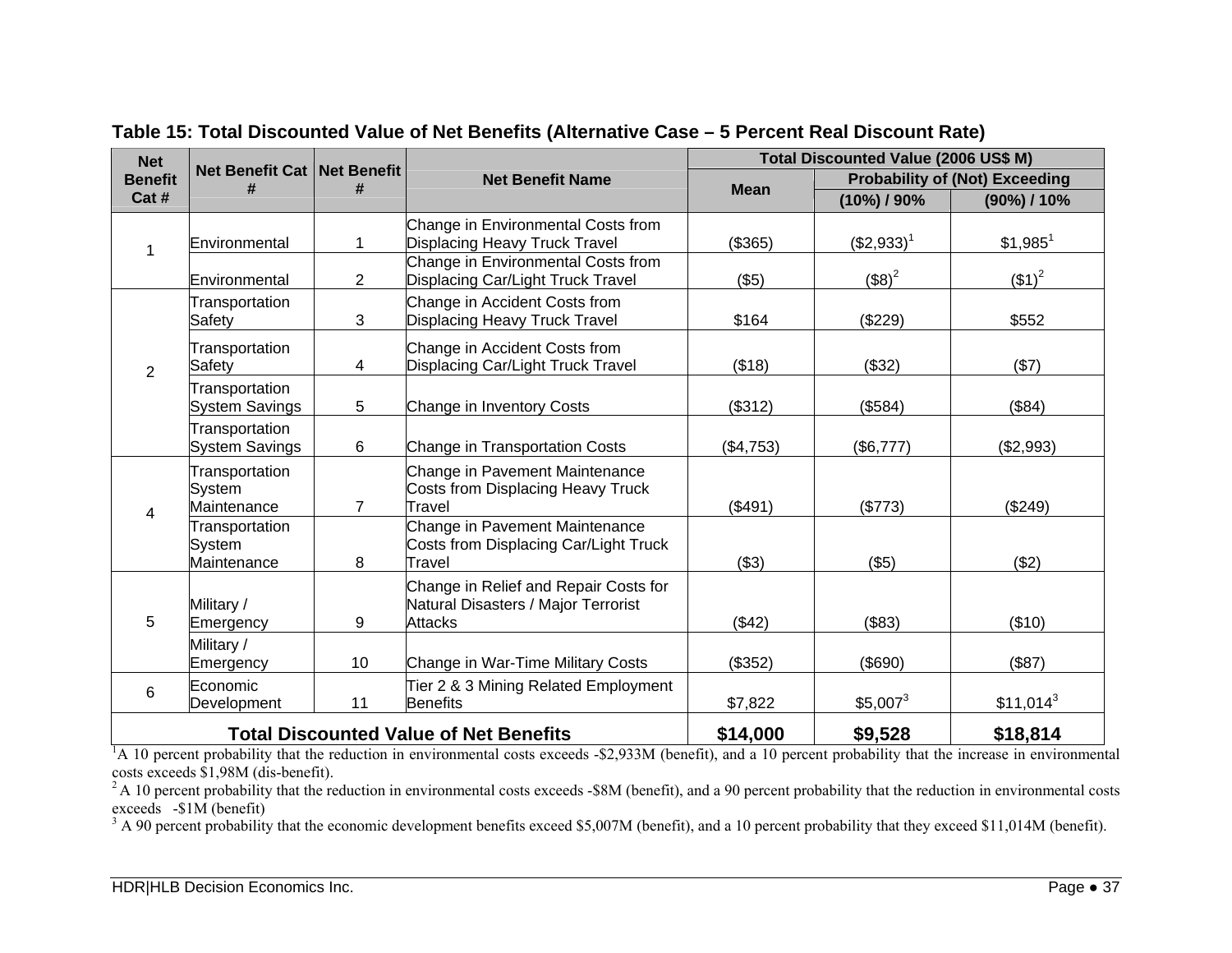**Table 15: Total Discounted Value of Net Benefits (Alternative Case – 5 Percent Real Discount Rate)**

| Net Benefit Cat # | Net Benefit Cat # | Net Benefit # | Net Benefit Name | Total Discounted Value (2006 US$ M) | | |
|---|---|---|---|---|---|---|
| | | | | Mean | Probability of (Not) Exceeding | |
| | | | | | (10%) / 90% | (90%) / 10% |
| 1 | Environmental | 1 | Change in Environmental Costs from Displacing Heavy Truck Travel | ($365) | ($2,933)[1] | $1,985[1] |
| | Environmental | 2 | Change in Environmental Costs from Displacing Car/Light Truck Travel | ($5) | ($8)[2] | ($1)[2] |
| 2 | Transportation Safety | 3 | Change in Accident Costs from Displacing Heavy Truck Travel | $164 | ($229) | $552 |
| | Transportation Safety | 4 | Change in Accident Costs from Displacing Car/Light Truck Travel | ($18) | ($32) | ($7) |
| | Transportation System Savings | 5 | Change in Inventory Costs | ($312) | ($584) | ($84) |
| | Transportation System Savings | 6 | Change in Transportation Costs | ($4,753) | ($6,777) | ($2,993) |
| 4 | Transportation System Maintenance | 7 | Change in Pavement Maintenance Costs from Displacing Heavy Truck Travel | ($491) | ($773) | ($249) |
| | Transportation System Maintenance | 8 | Change in Pavement Maintenance Costs from Displacing Car/Light Truck Travel | ($3) | ($5) | ($2) |
| 5 | Military / Emergency | 9 | Change in Relief and Repair Costs for Natural Disasters / Major Terrorist Attacks | ($42) | ($83) | ($10) |
| | Military / Emergency | 10 | Change in War-Time Military Costs | ($352) | ($690) | ($87) |
| 6 | Economic Development | 11 | Tier 2 & 3 Mining Related Employment Benefits | $7,822 | $5,007[3] | $11,014[3] |
| **Total Discounted Value of Net Benefits** | | | | **$14,000** | **$9,528** | **$18,814** |

[1] A 10 percent probability that the reduction in environmental costs exceeds -$2,933M (benefit), and a 10 percent probability that the increase in environmental costs exceeds $1,98M (dis-benefit).

[2] A 10 percent probability that the reduction in environmental costs exceeds -$8M (benefit), and a 90 percent probability that the reduction in environmental costs exceeds -$1M (benefit)

[3] A 90 percent probability that the economic development benefits exceed $5,007M (benefit), and a 10 percent probability that they exceed $11,014M (benefit).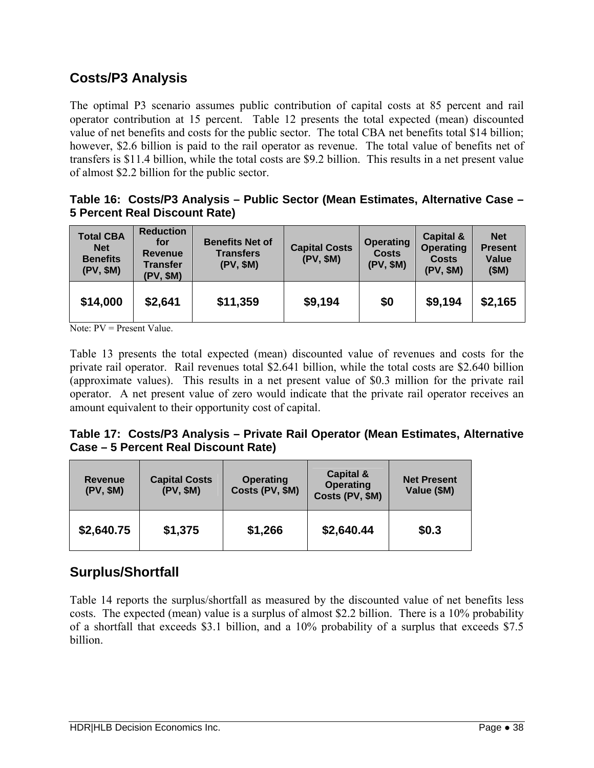## Costs/P3 Analysis

The optimal P3 scenario assumes public contribution of capital costs at 85 percent and rail operator contribution at 15 percent. Table 12 presents the total expected (mean) discounted value of net benefits and costs for the public sector. The total CBA net benefits total $14 billion; however, $2.6 billion is paid to the rail operator as revenue. The total value of benefits net of transfers is $11.4 billion, while the total costs are $9.2 billion. This results in a net present value of almost $2.2 billion for the public sector.

**Table 16: Costs/P3 Analysis – Public Sector (Mean Estimates, Alternative Case – 5 Percent Real Discount Rate)**

| Total CBA Net Benefits (PV, $M) | Reduction for Revenue Transfer (PV, $M) | Benefits Net of Transfers (PV, $M) | Capital Costs (PV, $M) | Operating Costs (PV, $M) | Capital & Operating Costs (PV, $M) | Net Present Value ($M) |
|---|---|---|---|---|---|---|
| $14,000 | $2,641 | $11,359 | $9,194 | $0 | $9,194 | $2,165 |

Note: PV = Present Value.

Table 13 presents the total expected (mean) discounted value of revenues and costs for the private rail operator. Rail revenues total $2.641 billion, while the total costs are $2.640 billion (approximate values). This results in a net present value of $0.3 million for the private rail operator. A net present value of zero would indicate that the private rail operator receives an amount equivalent to their opportunity cost of capital.

**Table 17: Costs/P3 Analysis – Private Rail Operator (Mean Estimates, Alternative Case – 5 Percent Real Discount Rate)**

| Revenue (PV, $M) | Capital Costs (PV, $M) | Operating Costs (PV, $M) | Capital & Operating Costs (PV, $M) | Net Present Value ($M) |
|---|---|---|---|---|
| $2,640.75 | $1,375 | $1,266 | $2,640.44 | $0.3 |

## Surplus/Shortfall

Table 14 reports the surplus/shortfall as measured by the discounted value of net benefits less costs. The expected (mean) value is a surplus of almost $2.2 billion. There is a 10% probability of a shortfall that exceeds $3.1 billion, and a 10% probability of a surplus that exceeds $7.5 billion.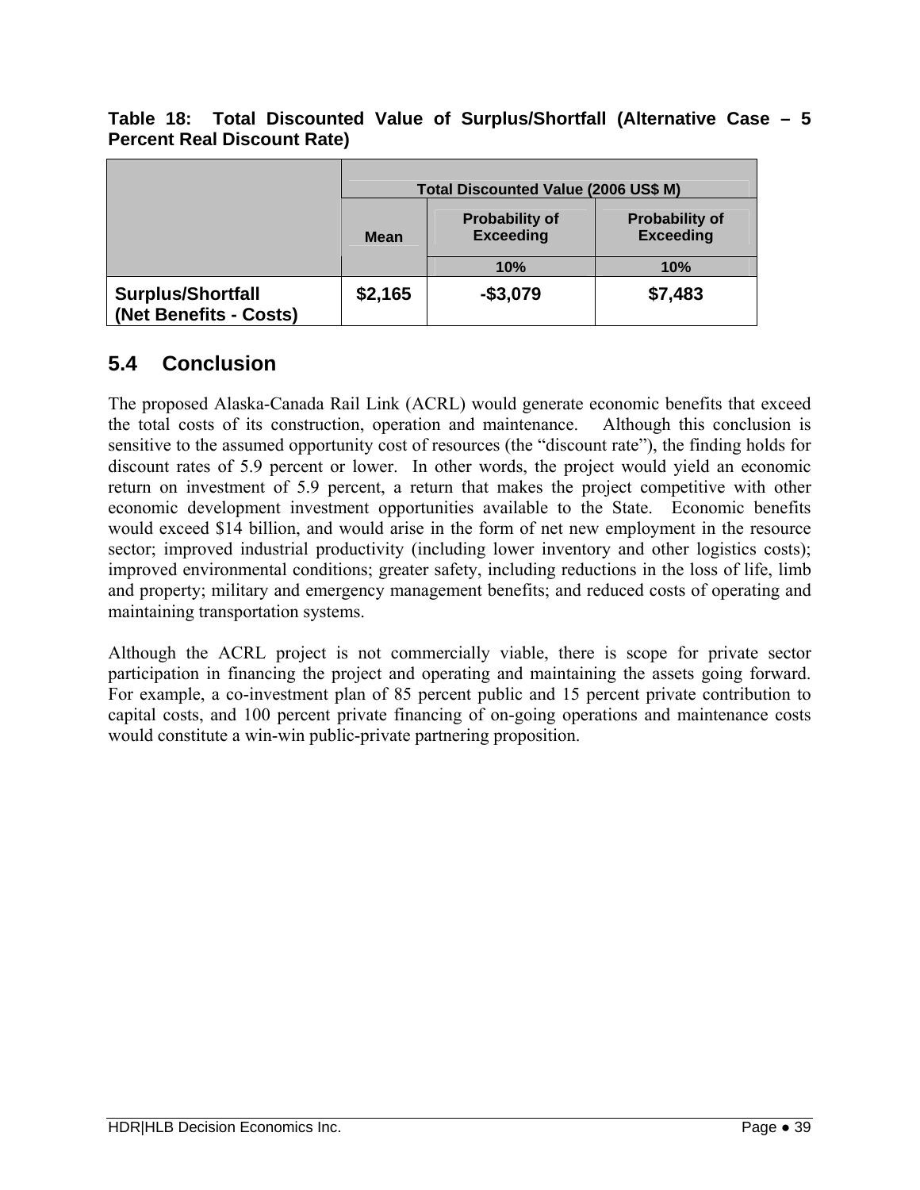**Table 18: Total Discounted Value of Surplus/Shortfall (Alternative Case – 5 Percent Real Discount Rate)**

| | Total Discounted Value (2006 US$ M) | | |
|---|---|---|---|
| | Mean | Probability of Exceeding | Probability of Exceeding |
| | | 10% | 10% |
| **Surplus/Shortfall (Net Benefits - Costs)** | **$2,165** | **-$3,079** | **$7,483** |

## 5.4 Conclusion

The proposed Alaska-Canada Rail Link (ACRL) would generate economic benefits that exceed the total costs of its construction, operation and maintenance. Although this conclusion is sensitive to the assumed opportunity cost of resources (the "discount rate"), the finding holds for discount rates of 5.9 percent or lower. In other words, the project would yield an economic return on investment of 5.9 percent, a return that makes the project competitive with other economic development investment opportunities available to the State. Economic benefits would exceed $14 billion, and would arise in the form of net new employment in the resource sector; improved industrial productivity (including lower inventory and other logistics costs); improved environmental conditions; greater safety, including reductions in the loss of life, limb and property; military and emergency management benefits; and reduced costs of operating and maintaining transportation systems.

Although the ACRL project is not commercially viable, there is scope for private sector participation in financing the project and operating and maintaining the assets going forward. For example, a co-investment plan of 85 percent public and 15 percent private contribution to capital costs, and 100 percent private financing of on-going operations and maintenance costs would constitute a win-win public-private partnering proposition.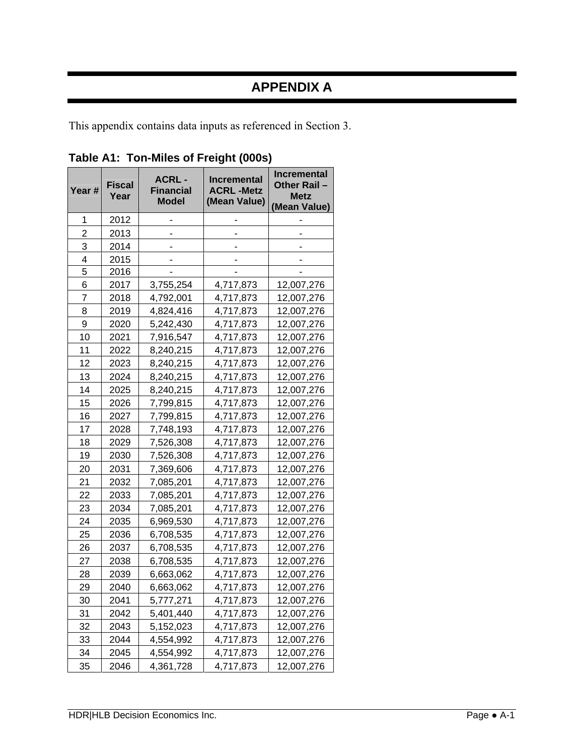# APPENDIX A

This appendix contains data inputs as referenced in Section 3.

**Table A1: Ton-Miles of Freight (000s)**

| Year # | Fiscal Year | ACRL - Financial Model | Incremental ACRL -Metz (Mean Value) | Incremental Other Rail – Metz (Mean Value) |
|---|---|---|---|---|
| 1 | 2012 | - | - | - |
| 2 | 2013 | - | - | - |
| 3 | 2014 | - | - | - |
| 4 | 2015 | - | - | - |
| 5 | 2016 | - | - | - |
| 6 | 2017 | 3,755,254 | 4,717,873 | 12,007,276 |
| 7 | 2018 | 4,792,001 | 4,717,873 | 12,007,276 |
| 8 | 2019 | 4,824,416 | 4,717,873 | 12,007,276 |
| 9 | 2020 | 5,242,430 | 4,717,873 | 12,007,276 |
| 10 | 2021 | 7,916,547 | 4,717,873 | 12,007,276 |
| 11 | 2022 | 8,240,215 | 4,717,873 | 12,007,276 |
| 12 | 2023 | 8,240,215 | 4,717,873 | 12,007,276 |
| 13 | 2024 | 8,240,215 | 4,717,873 | 12,007,276 |
| 14 | 2025 | 8,240,215 | 4,717,873 | 12,007,276 |
| 15 | 2026 | 7,799,815 | 4,717,873 | 12,007,276 |
| 16 | 2027 | 7,799,815 | 4,717,873 | 12,007,276 |
| 17 | 2028 | 7,748,193 | 4,717,873 | 12,007,276 |
| 18 | 2029 | 7,526,308 | 4,717,873 | 12,007,276 |
| 19 | 2030 | 7,526,308 | 4,717,873 | 12,007,276 |
| 20 | 2031 | 7,369,606 | 4,717,873 | 12,007,276 |
| 21 | 2032 | 7,085,201 | 4,717,873 | 12,007,276 |
| 22 | 2033 | 7,085,201 | 4,717,873 | 12,007,276 |
| 23 | 2034 | 7,085,201 | 4,717,873 | 12,007,276 |
| 24 | 2035 | 6,969,530 | 4,717,873 | 12,007,276 |
| 25 | 2036 | 6,708,535 | 4,717,873 | 12,007,276 |
| 26 | 2037 | 6,708,535 | 4,717,873 | 12,007,276 |
| 27 | 2038 | 6,708,535 | 4,717,873 | 12,007,276 |
| 28 | 2039 | 6,663,062 | 4,717,873 | 12,007,276 |
| 29 | 2040 | 6,663,062 | 4,717,873 | 12,007,276 |
| 30 | 2041 | 5,777,271 | 4,717,873 | 12,007,276 |
| 31 | 2042 | 5,401,440 | 4,717,873 | 12,007,276 |
| 32 | 2043 | 5,152,023 | 4,717,873 | 12,007,276 |
| 33 | 2044 | 4,554,992 | 4,717,873 | 12,007,276 |
| 34 | 2045 | 4,554,992 | 4,717,873 | 12,007,276 |
| 35 | 2046 | 4,361,728 | 4,717,873 | 12,007,276 |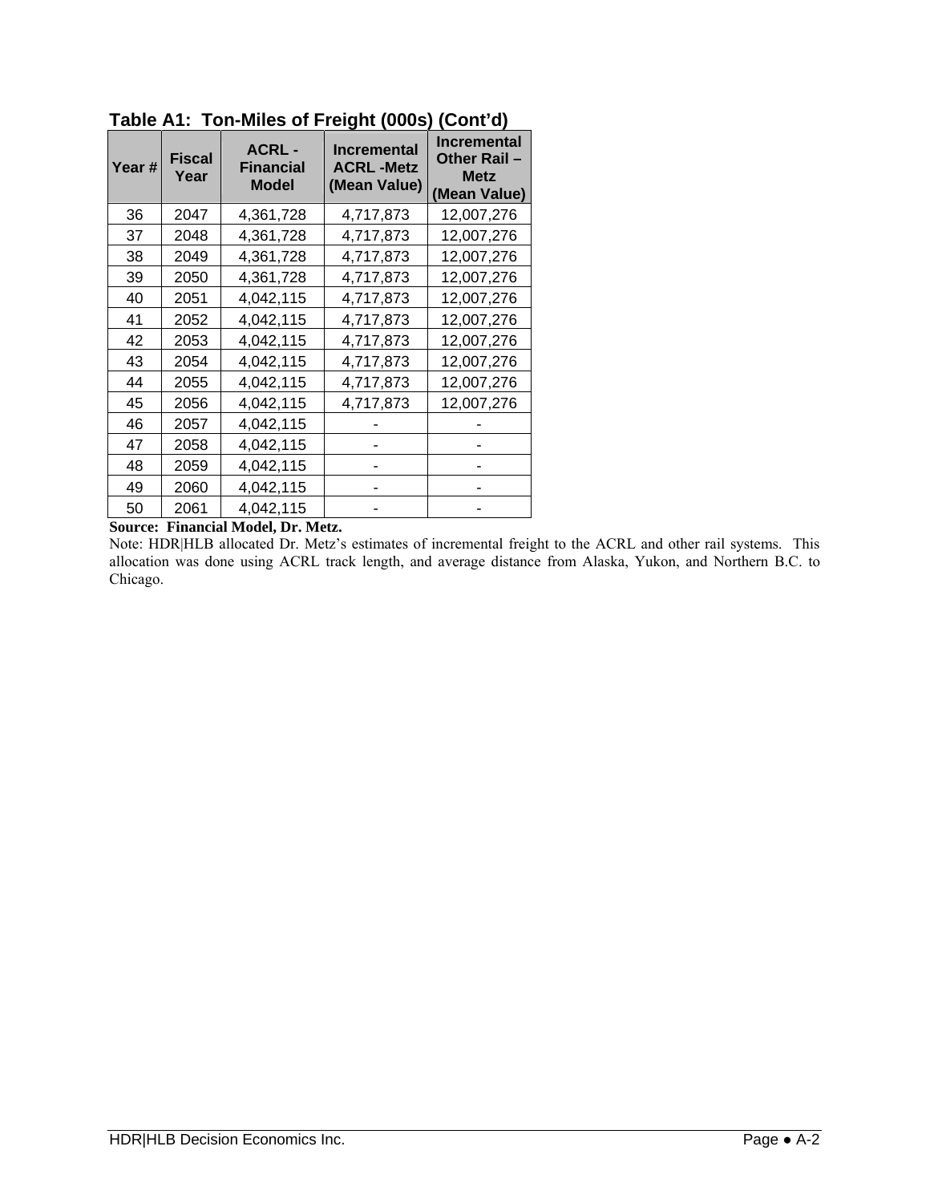**Table A1: Ton-Miles of Freight (000s) (Cont'd)**

| Year # | Fiscal Year | ACRL - Financial Model | Incremental ACRL -Metz (Mean Value) | Incremental Other Rail – Metz (Mean Value) |
|---|---|---|---|---|
| 36 | 2047 | 4,361,728 | 4,717,873 | 12,007,276 |
| 37 | 2048 | 4,361,728 | 4,717,873 | 12,007,276 |
| 38 | 2049 | 4,361,728 | 4,717,873 | 12,007,276 |
| 39 | 2050 | 4,361,728 | 4,717,873 | 12,007,276 |
| 40 | 2051 | 4,042,115 | 4,717,873 | 12,007,276 |
| 41 | 2052 | 4,042,115 | 4,717,873 | 12,007,276 |
| 42 | 2053 | 4,042,115 | 4,717,873 | 12,007,276 |
| 43 | 2054 | 4,042,115 | 4,717,873 | 12,007,276 |
| 44 | 2055 | 4,042,115 | 4,717,873 | 12,007,276 |
| 45 | 2056 | 4,042,115 | 4,717,873 | 12,007,276 |
| 46 | 2057 | 4,042,115 | - | - |
| 47 | 2058 | 4,042,115 | - | - |
| 48 | 2059 | 4,042,115 | - | - |
| 49 | 2060 | 4,042,115 | - | - |
| 50 | 2061 | 4,042,115 | - | - |

**Source: Financial Model, Dr. Metz.**

Note: HDR|HLB allocated Dr. Metz's estimates of incremental freight to the ACRL and other rail systems. This allocation was done using ACRL track length, and average distance from Alaska, Yukon, and Northern B.C. to Chicago.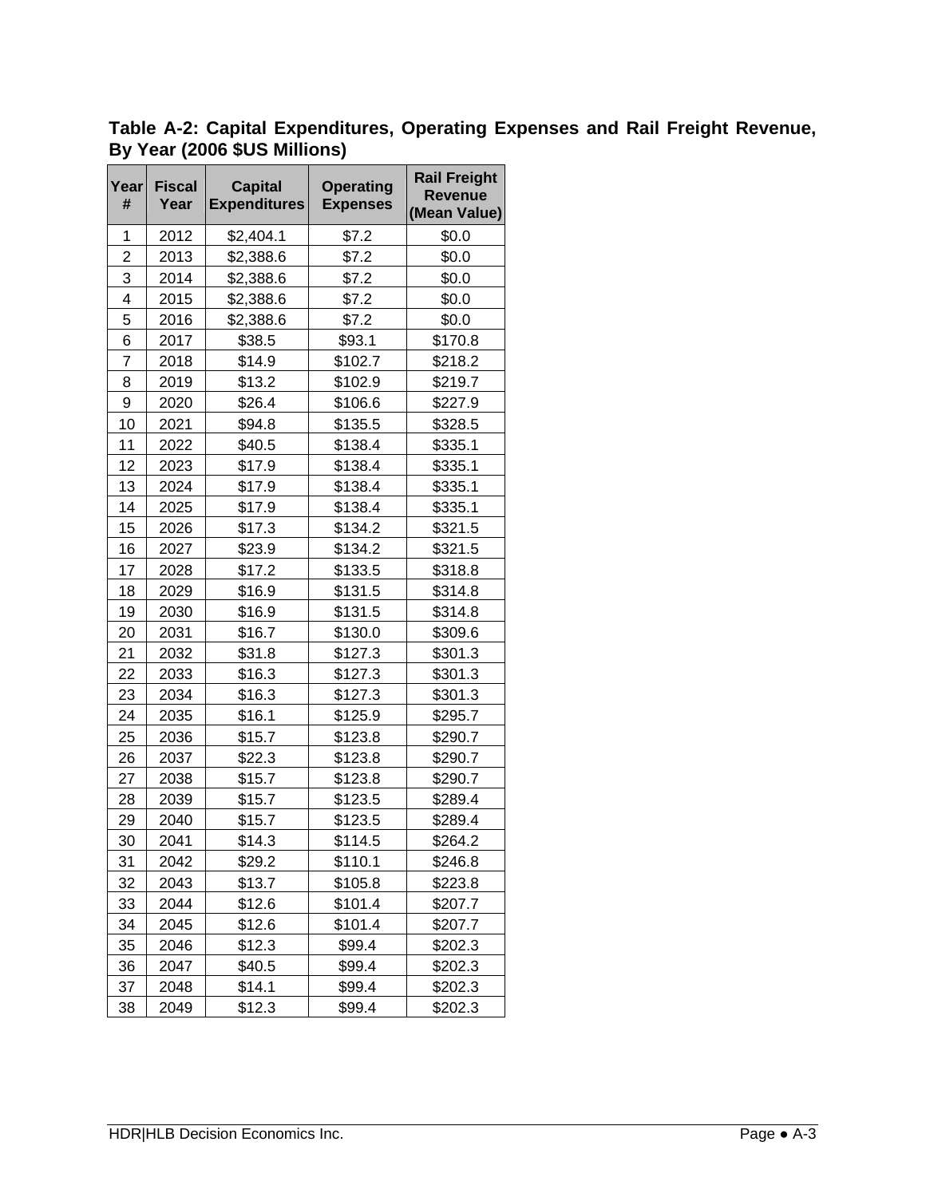**Table A-2: Capital Expenditures, Operating Expenses and Rail Freight Revenue, By Year (2006 $US Millions)**

| Year # | Fiscal Year | Capital Expenditures | Operating Expenses | Rail Freight Revenue (Mean Value) |
|---|---|---|---|---|
| 1 | 2012 | $2,404.1 | $7.2 | $0.0 |
| 2 | 2013 | $2,388.6 | $7.2 | $0.0 |
| 3 | 2014 | $2,388.6 | $7.2 | $0.0 |
| 4 | 2015 | $2,388.6 | $7.2 | $0.0 |
| 5 | 2016 | $2,388.6 | $7.2 | $0.0 |
| 6 | 2017 | $38.5 | $93.1 | $170.8 |
| 7 | 2018 | $14.9 | $102.7 | $218.2 |
| 8 | 2019 | $13.2 | $102.9 | $219.7 |
| 9 | 2020 | $26.4 | $106.6 | $227.9 |
| 10 | 2021 | $94.8 | $135.5 | $328.5 |
| 11 | 2022 | $40.5 | $138.4 | $335.1 |
| 12 | 2023 | $17.9 | $138.4 | $335.1 |
| 13 | 2024 | $17.9 | $138.4 | $335.1 |
| 14 | 2025 | $17.9 | $138.4 | $335.1 |
| 15 | 2026 | $17.3 | $134.2 | $321.5 |
| 16 | 2027 | $23.9 | $134.2 | $321.5 |
| 17 | 2028 | $17.2 | $133.5 | $318.8 |
| 18 | 2029 | $16.9 | $131.5 | $314.8 |
| 19 | 2030 | $16.9 | $131.5 | $314.8 |
| 20 | 2031 | $16.7 | $130.0 | $309.6 |
| 21 | 2032 | $31.8 | $127.3 | $301.3 |
| 22 | 2033 | $16.3 | $127.3 | $301.3 |
| 23 | 2034 | $16.3 | $127.3 | $301.3 |
| 24 | 2035 | $16.1 | $125.9 | $295.7 |
| 25 | 2036 | $15.7 | $123.8 | $290.7 |
| 26 | 2037 | $22.3 | $123.8 | $290.7 |
| 27 | 2038 | $15.7 | $123.8 | $290.7 |
| 28 | 2039 | $15.7 | $123.5 | $289.4 |
| 29 | 2040 | $15.7 | $123.5 | $289.4 |
| 30 | 2041 | $14.3 | $114.5 | $264.2 |
| 31 | 2042 | $29.2 | $110.1 | $246.8 |
| 32 | 2043 | $13.7 | $105.8 | $223.8 |
| 33 | 2044 | $12.6 | $101.4 | $207.7 |
| 34 | 2045 | $12.6 | $101.4 | $207.7 |
| 35 | 2046 | $12.3 | $99.4 | $202.3 |
| 36 | 2047 | $40.5 | $99.4 | $202.3 |
| 37 | 2048 | $14.1 | $99.4 | $202.3 |
| 38 | 2049 | $12.3 | $99.4 | $202.3 |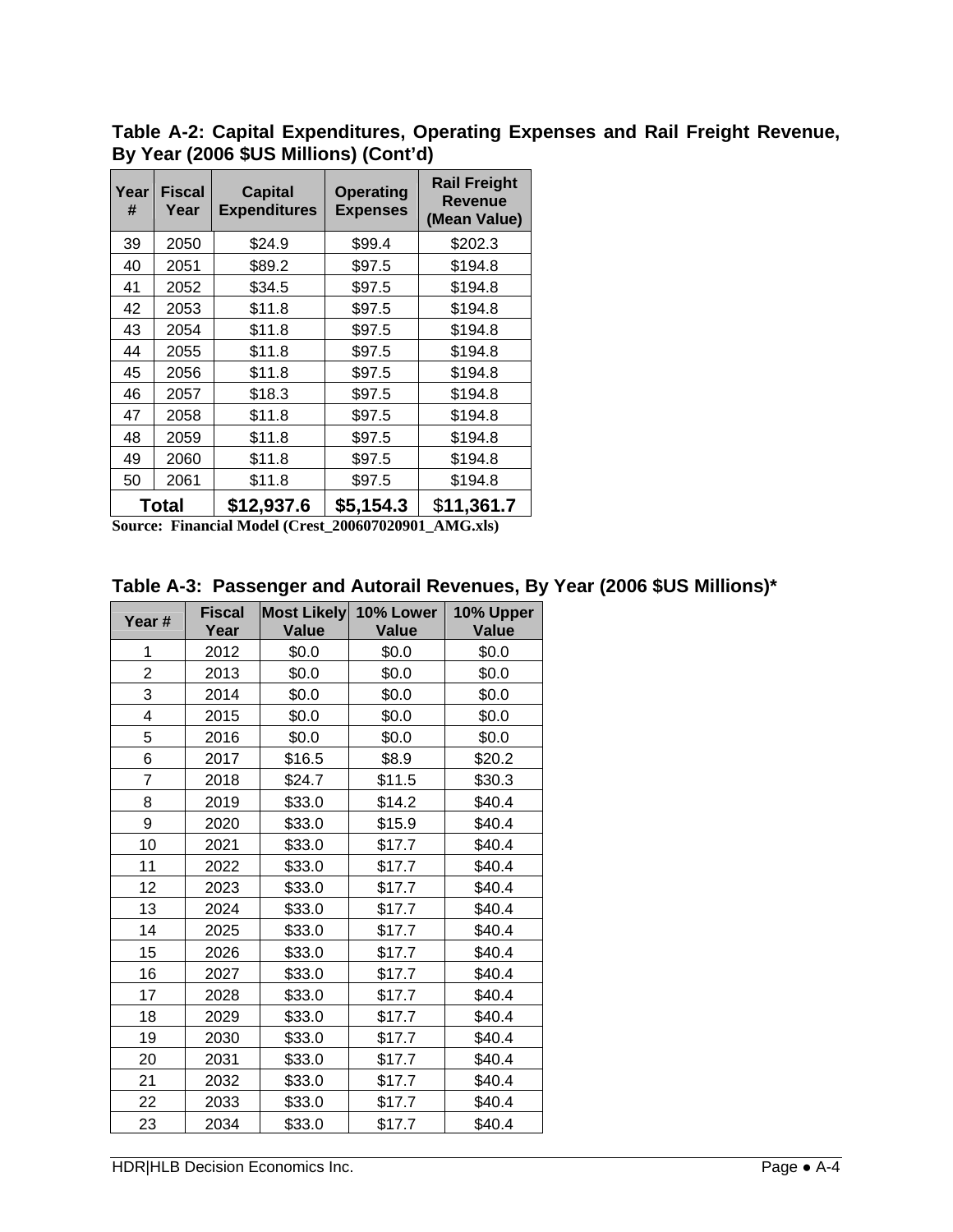**Table A-2: Capital Expenditures, Operating Expenses and Rail Freight Revenue, By Year (2006 $US Millions) (Cont'd)**

| Year # | Fiscal Year | Capital Expenditures | Operating Expenses | Rail Freight Revenue (Mean Value) |
|---|---|---|---|---|
| 39 | 2050 | $24.9 | $99.4 | $202.3 |
| 40 | 2051 | $89.2 | $97.5 | $194.8 |
| 41 | 2052 | $34.5 | $97.5 | $194.8 |
| 42 | 2053 | $11.8 | $97.5 | $194.8 |
| 43 | 2054 | $11.8 | $97.5 | $194.8 |
| 44 | 2055 | $11.8 | $97.5 | $194.8 |
| 45 | 2056 | $11.8 | $97.5 | $194.8 |
| 46 | 2057 | $18.3 | $97.5 | $194.8 |
| 47 | 2058 | $11.8 | $97.5 | $194.8 |
| 48 | 2059 | $11.8 | $97.5 | $194.8 |
| 49 | 2060 | $11.8 | $97.5 | $194.8 |
| 50 | 2061 | $11.8 | $97.5 | $194.8 |
| **Total** | | **$12,937.6** | **$5,154.3** | **$11,361.7** |

**Source: Financial Model (Crest_200607020901_AMG.xls)**

**Table A-3: Passenger and Autorail Revenues, By Year (2006 $US Millions)***

| Year # | Fiscal Year | Most Likely Value | 10% Lower Value | 10% Upper Value |
|---|---|---|---|---|
| 1 | 2012 | $0.0 | $0.0 | $0.0 |
| 2 | 2013 | $0.0 | $0.0 | $0.0 |
| 3 | 2014 | $0.0 | $0.0 | $0.0 |
| 4 | 2015 | $0.0 | $0.0 | $0.0 |
| 5 | 2016 | $0.0 | $0.0 | $0.0 |
| 6 | 2017 | $16.5 | $8.9 | $20.2 |
| 7 | 2018 | $24.7 | $11.5 | $30.3 |
| 8 | 2019 | $33.0 | $14.2 | $40.4 |
| 9 | 2020 | $33.0 | $15.9 | $40.4 |
| 10 | 2021 | $33.0 | $17.7 | $40.4 |
| 11 | 2022 | $33.0 | $17.7 | $40.4 |
| 12 | 2023 | $33.0 | $17.7 | $40.4 |
| 13 | 2024 | $33.0 | $17.7 | $40.4 |
| 14 | 2025 | $33.0 | $17.7 | $40.4 |
| 15 | 2026 | $33.0 | $17.7 | $40.4 |
| 16 | 2027 | $33.0 | $17.7 | $40.4 |
| 17 | 2028 | $33.0 | $17.7 | $40.4 |
| 18 | 2029 | $33.0 | $17.7 | $40.4 |
| 19 | 2030 | $33.0 | $17.7 | $40.4 |
| 20 | 2031 | $33.0 | $17.7 | $40.4 |
| 21 | 2032 | $33.0 | $17.7 | $40.4 |
| 22 | 2033 | $33.0 | $17.7 | $40.4 |
| 23 | 2034 | $33.0 | $17.7 | $40.4 |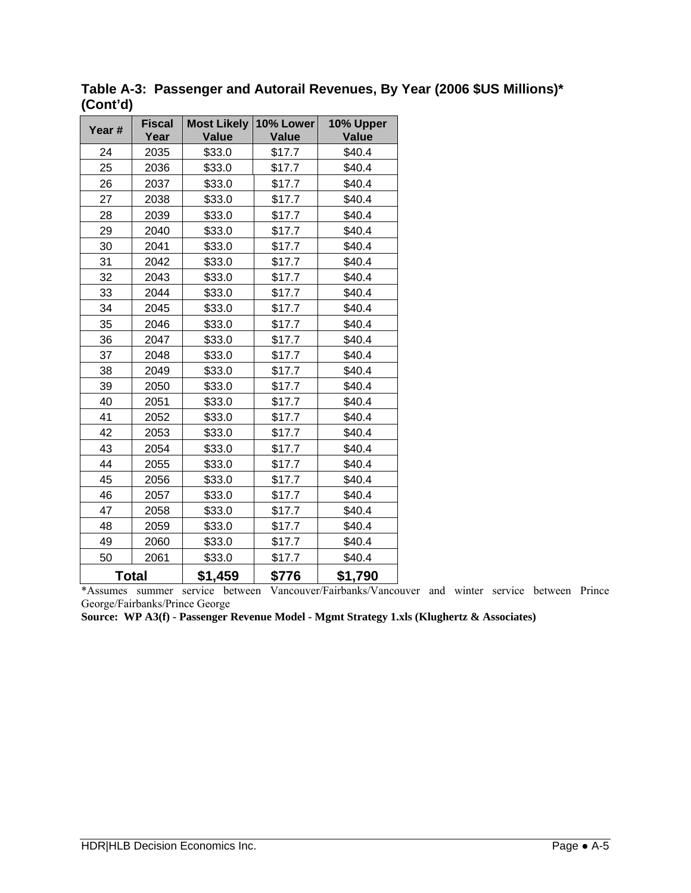**Table A-3: Passenger and Autorail Revenues, By Year (2006 $US Millions)* (Cont'd)**

| Year # | Fiscal Year | Most Likely Value | 10% Lower Value | 10% Upper Value |
|---|---|---|---|---|
| 24 | 2035 | $33.0 | $17.7 | $40.4 |
| 25 | 2036 | $33.0 | $17.7 | $40.4 |
| 26 | 2037 | $33.0 | $17.7 | $40.4 |
| 27 | 2038 | $33.0 | $17.7 | $40.4 |
| 28 | 2039 | $33.0 | $17.7 | $40.4 |
| 29 | 2040 | $33.0 | $17.7 | $40.4 |
| 30 | 2041 | $33.0 | $17.7 | $40.4 |
| 31 | 2042 | $33.0 | $17.7 | $40.4 |
| 32 | 2043 | $33.0 | $17.7 | $40.4 |
| 33 | 2044 | $33.0 | $17.7 | $40.4 |
| 34 | 2045 | $33.0 | $17.7 | $40.4 |
| 35 | 2046 | $33.0 | $17.7 | $40.4 |
| 36 | 2047 | $33.0 | $17.7 | $40.4 |
| 37 | 2048 | $33.0 | $17.7 | $40.4 |
| 38 | 2049 | $33.0 | $17.7 | $40.4 |
| 39 | 2050 | $33.0 | $17.7 | $40.4 |
| 40 | 2051 | $33.0 | $17.7 | $40.4 |
| 41 | 2052 | $33.0 | $17.7 | $40.4 |
| 42 | 2053 | $33.0 | $17.7 | $40.4 |
| 43 | 2054 | $33.0 | $17.7 | $40.4 |
| 44 | 2055 | $33.0 | $17.7 | $40.4 |
| 45 | 2056 | $33.0 | $17.7 | $40.4 |
| 46 | 2057 | $33.0 | $17.7 | $40.4 |
| 47 | 2058 | $33.0 | $17.7 | $40.4 |
| 48 | 2059 | $33.0 | $17.7 | $40.4 |
| 49 | 2060 | $33.0 | $17.7 | $40.4 |
| 50 | 2061 | $33.0 | $17.7 | $40.4 |
| **Total** | | **$1,459** | **$776** | **$1,790** |

*Assumes summer service between Vancouver/Fairbanks/Vancouver and winter service between Prince George/Fairbanks/Prince George

**Source: WP A3(f) - Passenger Revenue Model - Mgmt Strategy 1.xls (Klughertz & Associates)**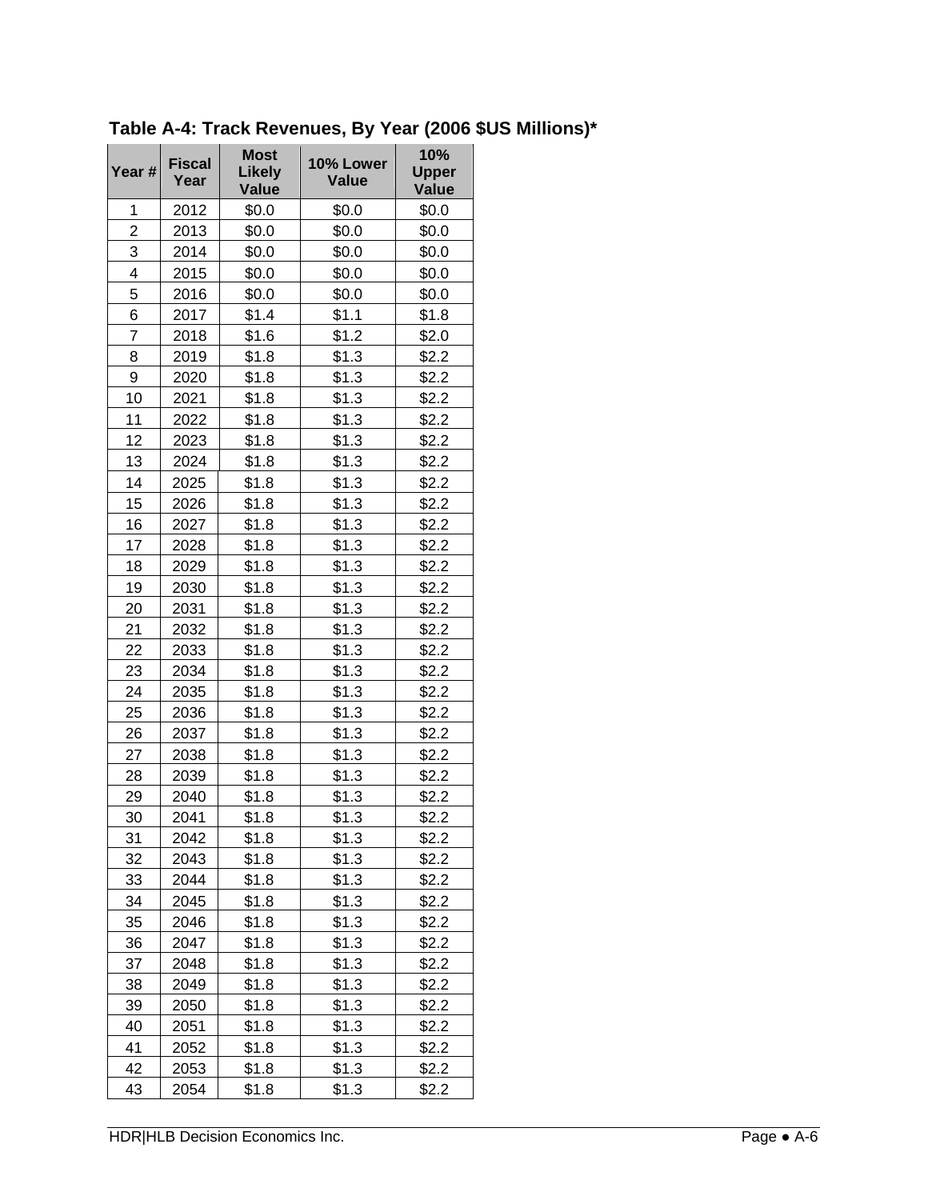**Table A-4: Track Revenues, By Year (2006 $US Millions)***

| Year # | Fiscal Year | Most Likely Value | 10% Lower Value | 10% Upper Value |
|---|---|---|---|---|
| 1 | 2012 | $0.0 | $0.0 | $0.0 |
| 2 | 2013 | $0.0 | $0.0 | $0.0 |
| 3 | 2014 | $0.0 | $0.0 | $0.0 |
| 4 | 2015 | $0.0 | $0.0 | $0.0 |
| 5 | 2016 | $0.0 | $0.0 | $0.0 |
| 6 | 2017 | $1.4 | $1.1 | $1.8 |
| 7 | 2018 | $1.6 | $1.2 | $2.0 |
| 8 | 2019 | $1.8 | $1.3 | $2.2 |
| 9 | 2020 | $1.8 | $1.3 | $2.2 |
| 10 | 2021 | $1.8 | $1.3 | $2.2 |
| 11 | 2022 | $1.8 | $1.3 | $2.2 |
| 12 | 2023 | $1.8 | $1.3 | $2.2 |
| 13 | 2024 | $1.8 | $1.3 | $2.2 |
| 14 | 2025 | $1.8 | $1.3 | $2.2 |
| 15 | 2026 | $1.8 | $1.3 | $2.2 |
| 16 | 2027 | $1.8 | $1.3 | $2.2 |
| 17 | 2028 | $1.8 | $1.3 | $2.2 |
| 18 | 2029 | $1.8 | $1.3 | $2.2 |
| 19 | 2030 | $1.8 | $1.3 | $2.2 |
| 20 | 2031 | $1.8 | $1.3 | $2.2 |
| 21 | 2032 | $1.8 | $1.3 | $2.2 |
| 22 | 2033 | $1.8 | $1.3 | $2.2 |
| 23 | 2034 | $1.8 | $1.3 | $2.2 |
| 24 | 2035 | $1.8 | $1.3 | $2.2 |
| 25 | 2036 | $1.8 | $1.3 | $2.2 |
| 26 | 2037 | $1.8 | $1.3 | $2.2 |
| 27 | 2038 | $1.8 | $1.3 | $2.2 |
| 28 | 2039 | $1.8 | $1.3 | $2.2 |
| 29 | 2040 | $1.8 | $1.3 | $2.2 |
| 30 | 2041 | $1.8 | $1.3 | $2.2 |
| 31 | 2042 | $1.8 | $1.3 | $2.2 |
| 32 | 2043 | $1.8 | $1.3 | $2.2 |
| 33 | 2044 | $1.8 | $1.3 | $2.2 |
| 34 | 2045 | $1.8 | $1.3 | $2.2 |
| 35 | 2046 | $1.8 | $1.3 | $2.2 |
| 36 | 2047 | $1.8 | $1.3 | $2.2 |
| 37 | 2048 | $1.8 | $1.3 | $2.2 |
| 38 | 2049 | $1.8 | $1.3 | $2.2 |
| 39 | 2050 | $1.8 | $1.3 | $2.2 |
| 40 | 2051 | $1.8 | $1.3 | $2.2 |
| 41 | 2052 | $1.8 | $1.3 | $2.2 |
| 42 | 2053 | $1.8 | $1.3 | $2.2 |
| 43 | 2054 | $1.8 | $1.3 | $2.2 |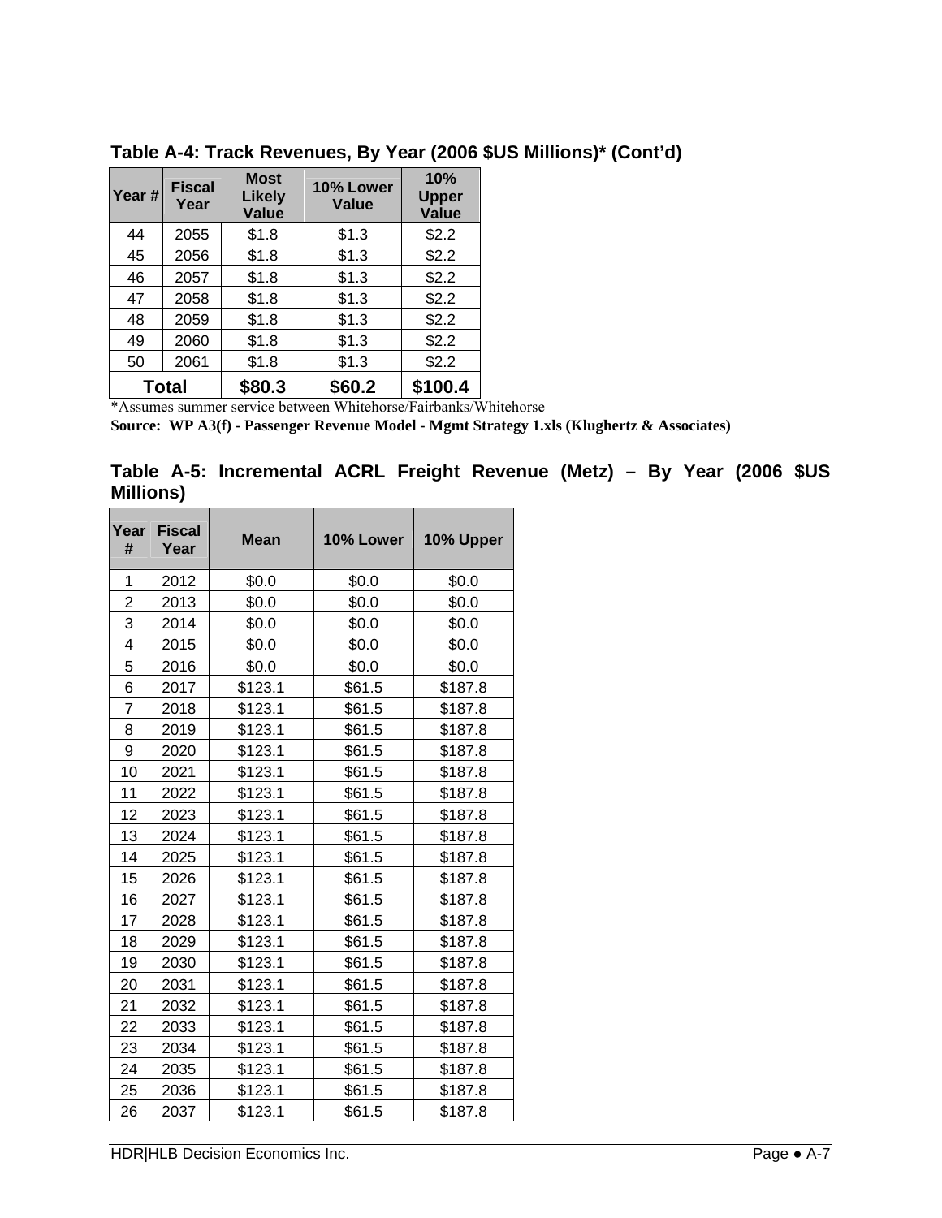**Table A-4: Track Revenues, By Year (2006 $US Millions)* (Cont'd)**

| Year # | Fiscal Year | Most Likely Value | 10% Lower Value | 10% Upper Value |
|---|---|---|---|---|
| 44 | 2055 | $1.8 | $1.3 | $2.2 |
| 45 | 2056 | $1.8 | $1.3 | $2.2 |
| 46 | 2057 | $1.8 | $1.3 | $2.2 |
| 47 | 2058 | $1.8 | $1.3 | $2.2 |
| 48 | 2059 | $1.8 | $1.3 | $2.2 |
| 49 | 2060 | $1.8 | $1.3 | $2.2 |
| 50 | 2061 | $1.8 | $1.3 | $2.2 |
| **Total** | | **$80.3** | **$60.2** | **$100.4** |

*Assumes summer service between Whitehorse/Fairbanks/Whitehorse

**Source: WP A3(f) - Passenger Revenue Model - Mgmt Strategy 1.xls (Klughertz & Associates)**

**Table A-5: Incremental ACRL Freight Revenue (Metz) – By Year (2006 $US Millions)**

| Year # | Fiscal Year | Mean | 10% Lower | 10% Upper |
|---|---|---|---|---|
| 1 | 2012 | $0.0 | $0.0 | $0.0 |
| 2 | 2013 | $0.0 | $0.0 | $0.0 |
| 3 | 2014 | $0.0 | $0.0 | $0.0 |
| 4 | 2015 | $0.0 | $0.0 | $0.0 |
| 5 | 2016 | $0.0 | $0.0 | $0.0 |
| 6 | 2017 | $123.1 | $61.5 | $187.8 |
| 7 | 2018 | $123.1 | $61.5 | $187.8 |
| 8 | 2019 | $123.1 | $61.5 | $187.8 |
| 9 | 2020 | $123.1 | $61.5 | $187.8 |
| 10 | 2021 | $123.1 | $61.5 | $187.8 |
| 11 | 2022 | $123.1 | $61.5 | $187.8 |
| 12 | 2023 | $123.1 | $61.5 | $187.8 |
| 13 | 2024 | $123.1 | $61.5 | $187.8 |
| 14 | 2025 | $123.1 | $61.5 | $187.8 |
| 15 | 2026 | $123.1 | $61.5 | $187.8 |
| 16 | 2027 | $123.1 | $61.5 | $187.8 |
| 17 | 2028 | $123.1 | $61.5 | $187.8 |
| 18 | 2029 | $123.1 | $61.5 | $187.8 |
| 19 | 2030 | $123.1 | $61.5 | $187.8 |
| 20 | 2031 | $123.1 | $61.5 | $187.8 |
| 21 | 2032 | $123.1 | $61.5 | $187.8 |
| 22 | 2033 | $123.1 | $61.5 | $187.8 |
| 23 | 2034 | $123.1 | $61.5 | $187.8 |
| 24 | 2035 | $123.1 | $61.5 | $187.8 |
| 25 | 2036 | $123.1 | $61.5 | $187.8 |
| 26 | 2037 | $123.1 | $61.5 | $187.8 |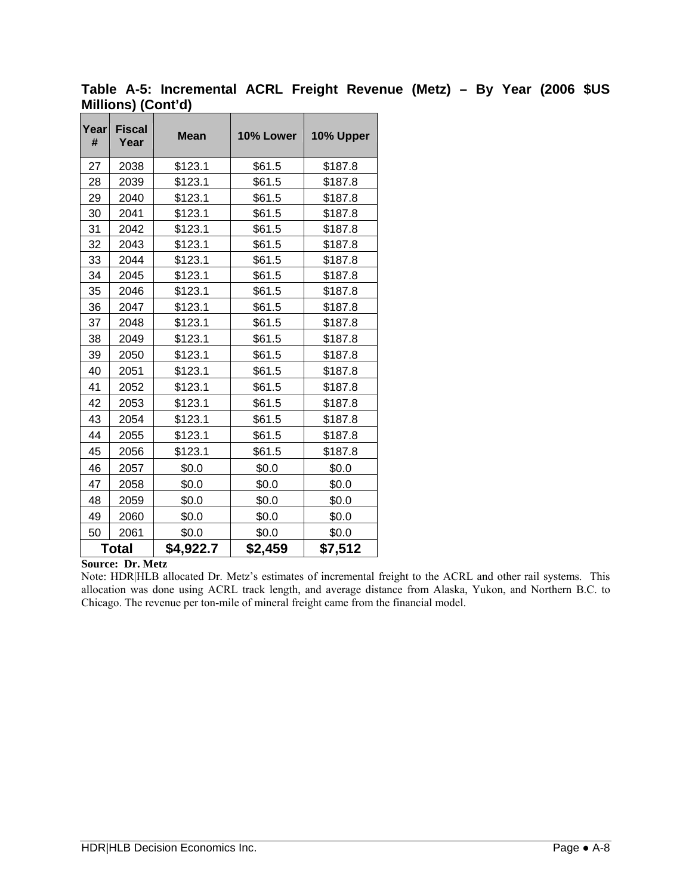**Table A-5: Incremental ACRL Freight Revenue (Metz) – By Year (2006 $US Millions) (Cont'd)**

| Year # | Fiscal Year | Mean | 10% Lower | 10% Upper |
|---|---|---|---|---|
| 27 | 2038 | $123.1 | $61.5 | $187.8 |
| 28 | 2039 | $123.1 | $61.5 | $187.8 |
| 29 | 2040 | $123.1 | $61.5 | $187.8 |
| 30 | 2041 | $123.1 | $61.5 | $187.8 |
| 31 | 2042 | $123.1 | $61.5 | $187.8 |
| 32 | 2043 | $123.1 | $61.5 | $187.8 |
| 33 | 2044 | $123.1 | $61.5 | $187.8 |
| 34 | 2045 | $123.1 | $61.5 | $187.8 |
| 35 | 2046 | $123.1 | $61.5 | $187.8 |
| 36 | 2047 | $123.1 | $61.5 | $187.8 |
| 37 | 2048 | $123.1 | $61.5 | $187.8 |
| 38 | 2049 | $123.1 | $61.5 | $187.8 |
| 39 | 2050 | $123.1 | $61.5 | $187.8 |
| 40 | 2051 | $123.1 | $61.5 | $187.8 |
| 41 | 2052 | $123.1 | $61.5 | $187.8 |
| 42 | 2053 | $123.1 | $61.5 | $187.8 |
| 43 | 2054 | $123.1 | $61.5 | $187.8 |
| 44 | 2055 | $123.1 | $61.5 | $187.8 |
| 45 | 2056 | $123.1 | $61.5 | $187.8 |
| 46 | 2057 | $0.0 | $0.0 | $0.0 |
| 47 | 2058 | $0.0 | $0.0 | $0.0 |
| 48 | 2059 | $0.0 | $0.0 | $0.0 |
| 49 | 2060 | $0.0 | $0.0 | $0.0 |
| 50 | 2061 | $0.0 | $0.0 | $0.0 |
| **Total** | | **$4,922.7** | **$2,459** | **$7,512** |

**Source: Dr. Metz**

Note: HDR|HLB allocated Dr. Metz's estimates of incremental freight to the ACRL and other rail systems. This allocation was done using ACRL track length, and average distance from Alaska, Yukon, and Northern B.C. to Chicago. The revenue per ton-mile of mineral freight came from the financial model.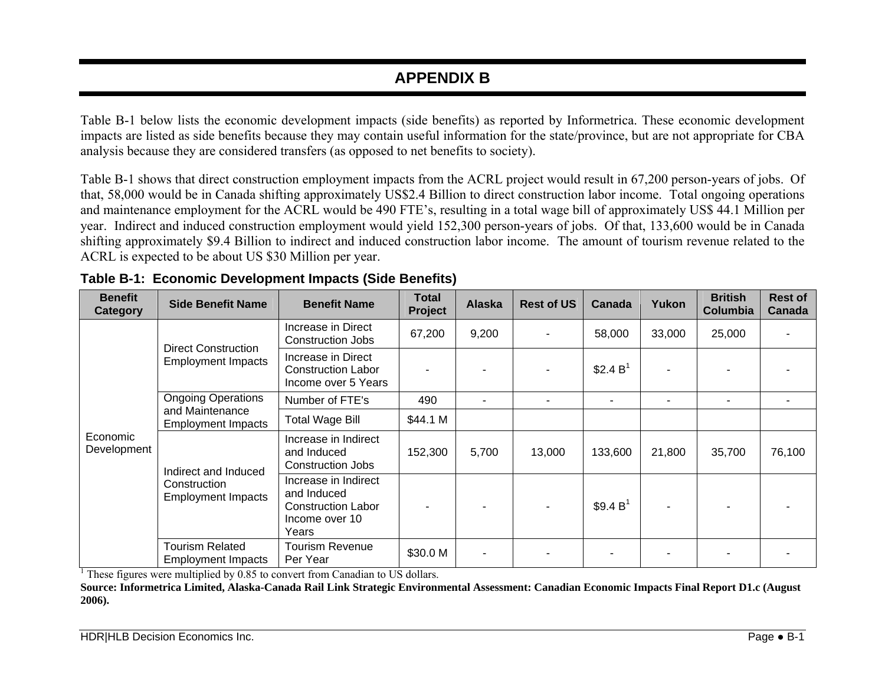# APPENDIX B

Table B-1 below lists the economic development impacts (side benefits) as reported by Informetrica. These economic development impacts are listed as side benefits because they may contain useful information for the state/province, but are not appropriate for CBA analysis because they are considered transfers (as opposed to net benefits to society).

Table B-1 shows that direct construction employment impacts from the ACRL project would result in 67,200 person-years of jobs. Of that, 58,000 would be in Canada shifting approximately US$2.4 Billion to direct construction labor income. Total ongoing operations and maintenance employment for the ACRL would be 490 FTE's, resulting in a total wage bill of approximately US$ 44.1 Million per year. Indirect and induced construction employment would yield 152,300 person-years of jobs. Of that, 133,600 would be in Canada shifting approximately $9.4 Billion to indirect and induced construction labor income. The amount of tourism revenue related to the ACRL is expected to be about US $30 Million per year.

**Table B-1: Economic Development Impacts (Side Benefits)**

| Benefit Category | Side Benefit Name | Benefit Name | Total Project | Alaska | Rest of US | Canada | Yukon | British Columbia | Rest of Canada |
|---|---|---|---|---|---|---|---|---|---|
| Economic Development | Direct Construction Employment Impacts | Increase in Direct Construction Jobs | 67,200 | 9,200 | - | 58,000 | 33,000 | 25,000 | - |
| | | Increase in Direct Construction Labor Income over 5 Years | - | - | - | $2.4 B[1] | - | - | - |
| | Ongoing Operations and Maintenance Employment Impacts | Number of FTE's | 490 | - | - | - | - | - | - |
| | | Total Wage Bill | $44.1 M | | | | | | |
| | Indirect and Induced Construction Employment Impacts | Increase in Indirect and Induced Construction Jobs | 152,300 | 5,700 | 13,000 | 133,600 | 21,800 | 35,700 | 76,100 |
| | | Increase in Indirect and Induced Construction Labor Income over 10 Years | - | - | - | $9.4 B[1] | - | - | - |
| | Tourism Related Employment Impacts | Tourism Revenue Per Year | $30.0 M | - | - | - | - | - | - |

[1] These figures were multiplied by 0.85 to convert from Canadian to US dollars.

**Source: Informetrica Limited, Alaska-Canada Rail Link Strategic Environmental Assessment: Canadian Economic Impacts Final Report D1.c (August 2006).**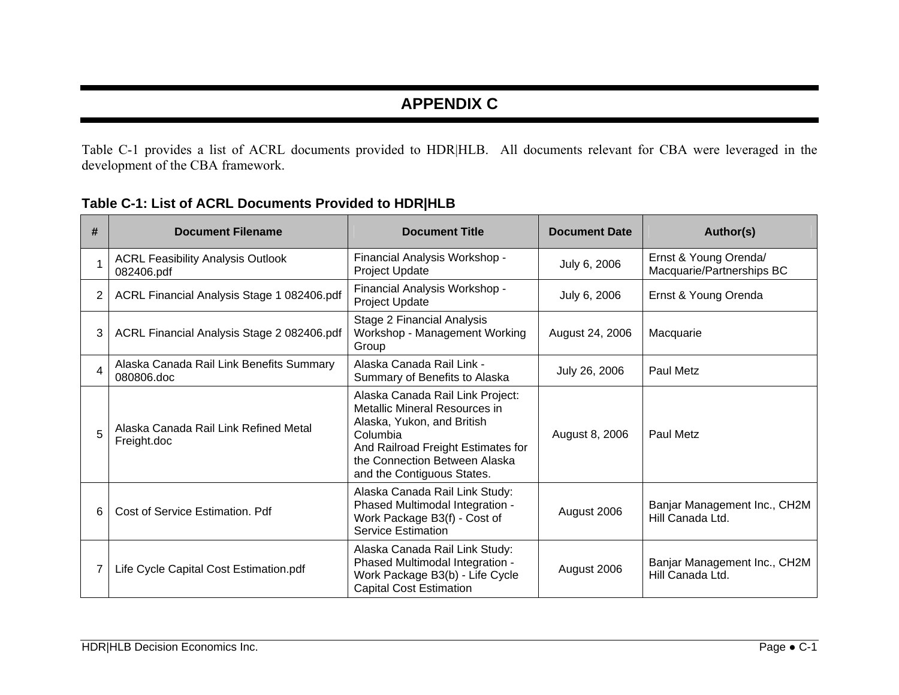# APPENDIX C

Table C-1 provides a list of ACRL documents provided to HDR|HLB. All documents relevant for CBA were leveraged in the development of the CBA framework.

**Table C-1: List of ACRL Documents Provided to HDR|HLB**

| # | Document Filename | Document Title | Document Date | Author(s) |
|---|---|---|---|---|
| 1 | ACRL Feasibility Analysis Outlook 082406.pdf | Financial Analysis Workshop - Project Update | July 6, 2006 | Ernst & Young Orenda/ Macquarie/Partnerships BC |
| 2 | ACRL Financial Analysis Stage 1 082406.pdf | Financial Analysis Workshop - Project Update | July 6, 2006 | Ernst & Young Orenda |
| 3 | ACRL Financial Analysis Stage 2 082406.pdf | Stage 2 Financial Analysis Workshop - Management Working Group | August 24, 2006 | Macquarie |
| 4 | Alaska Canada Rail Link Benefits Summary 080806.doc | Alaska Canada Rail Link - Summary of Benefits to Alaska | July 26, 2006 | Paul Metz |
| 5 | Alaska Canada Rail Link Refined Metal Freight.doc | Alaska Canada Rail Link Project: Metallic Mineral Resources in Alaska, Yukon, and British Columbia And Railroad Freight Estimates for the Connection Between Alaska and the Contiguous States. | August 8, 2006 | Paul Metz |
| 6 | Cost of Service Estimation. Pdf | Alaska Canada Rail Link Study: Phased Multimodal Integration - Work Package B3(f) - Cost of Service Estimation | August 2006 | Banjar Management Inc., CH2M Hill Canada Ltd. |
| 7 | Life Cycle Capital Cost Estimation.pdf | Alaska Canada Rail Link Study: Phased Multimodal Integration - Work Package B3(b) - Life Cycle Capital Cost Estimation | August 2006 | Banjar Management Inc., CH2M Hill Canada Ltd. |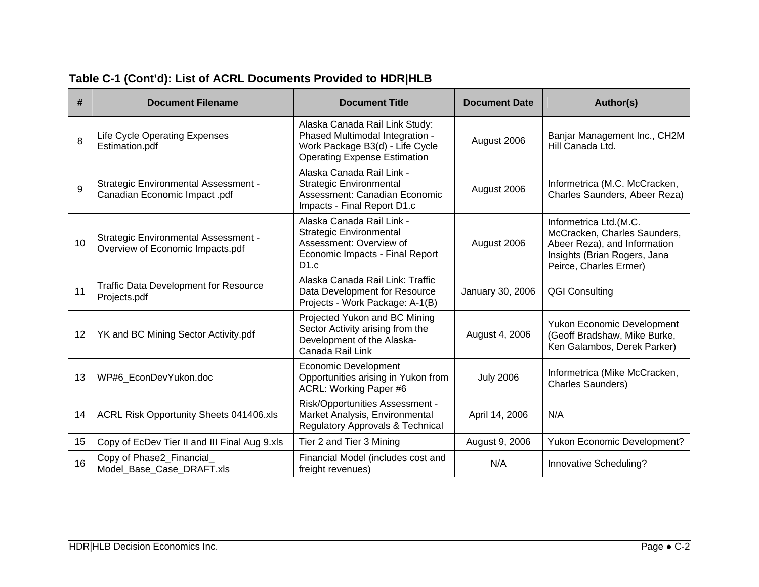**Table C-1 (Cont'd): List of ACRL Documents Provided to HDR|HLB**

| # | Document Filename | Document Title | Document Date | Author(s) |
|---|---|---|---|---|
| 8 | Life Cycle Operating Expenses Estimation.pdf | Alaska Canada Rail Link Study: Phased Multimodal Integration - Work Package B3(d) - Life Cycle Operating Expense Estimation | August 2006 | Banjar Management Inc., CH2M Hill Canada Ltd. |
| 9 | Strategic Environmental Assessment - Canadian Economic Impact .pdf | Alaska Canada Rail Link - Strategic Environmental Assessment: Canadian Economic Impacts - Final Report D1.c | August 2006 | Informetrica (M.C. McCracken, Charles Saunders, Abeer Reza) |
| 10 | Strategic Environmental Assessment - Overview of Economic Impacts.pdf | Alaska Canada Rail Link - Strategic Environmental Assessment: Overview of Economic Impacts - Final Report D1.c | August 2006 | Informetrica Ltd.(M.C. McCracken, Charles Saunders, Abeer Reza), and Information Insights (Brian Rogers, Jana Peirce, Charles Ermer) |
| 11 | Traffic Data Development for Resource Projects.pdf | Alaska Canada Rail Link: Traffic Data Development for Resource Projects - Work Package: A-1(B) | January 30, 2006 | QGI Consulting |
| 12 | YK and BC Mining Sector Activity.pdf | Projected Yukon and BC Mining Sector Activity arising from the Development of the Alaska-Canada Rail Link | August 4, 2006 | Yukon Economic Development (Geoff Bradshaw, Mike Burke, Ken Galambos, Derek Parker) |
| 13 | WP#6_EconDevYukon.doc | Economic Development Opportunities arising in Yukon from ACRL: Working Paper #6 | July 2006 | Informetrica (Mike McCracken, Charles Saunders) |
| 14 | ACRL Risk Opportunity Sheets 041406.xls | Risk/Opportunities Assessment - Market Analysis, Environmental Regulatory Approvals & Technical | April 14, 2006 | N/A |
| 15 | Copy of EcDev Tier II and III Final Aug 9.xls | Tier 2 and Tier 3 Mining | August 9, 2006 | Yukon Economic Development? |
| 16 | Copy of Phase2_Financial_ Model_Base_Case_DRAFT.xls | Financial Model (includes cost and freight revenues) | N/A | Innovative Scheduling? |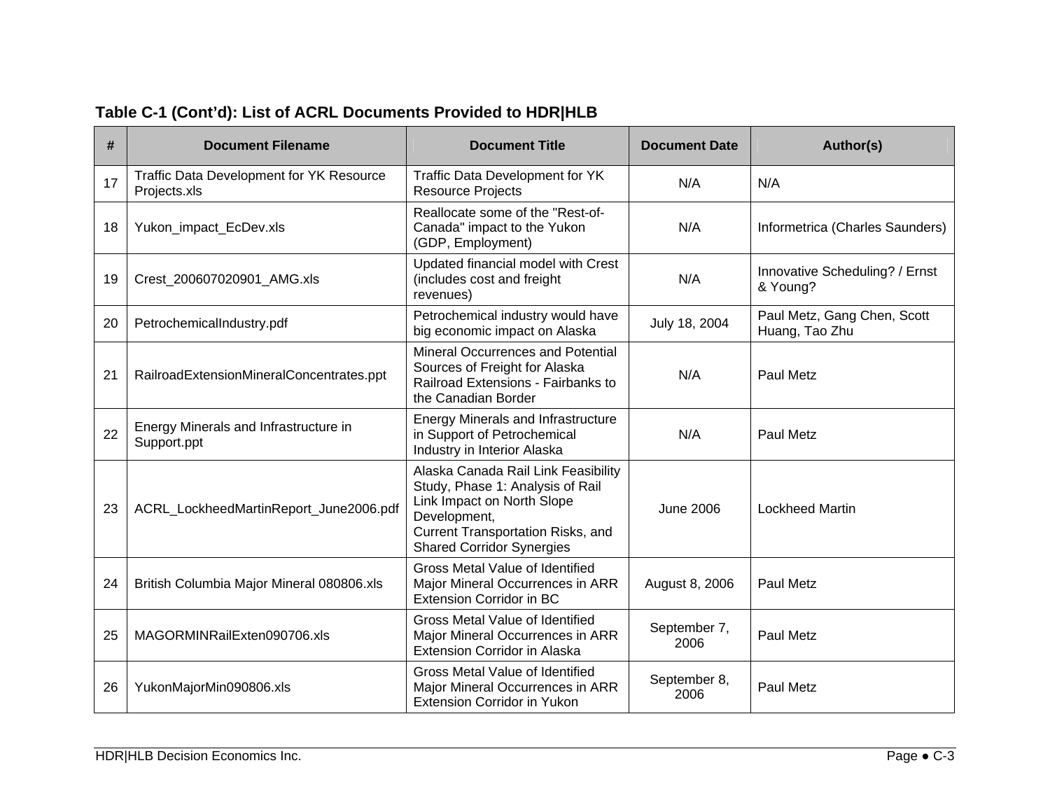**Table C-1 (Cont'd): List of ACRL Documents Provided to HDR|HLB**

| # | Document Filename | Document Title | Document Date | Author(s) |
|---|---|---|---|---|
| 17 | Traffic Data Development for YK Resource Projects.xls | Traffic Data Development for YK Resource Projects | N/A | N/A |
| 18 | Yukon_impact_EcDev.xls | Reallocate some of the "Rest-of-Canada" impact to the Yukon (GDP, Employment) | N/A | Informetrica (Charles Saunders) |
| 19 | Crest_200607020901_AMG.xls | Updated financial model with Crest (includes cost and freight revenues) | N/A | Innovative Scheduling? / Ernst & Young? |
| 20 | PetrochemicalIndustry.pdf | Petrochemical industry would have big economic impact on Alaska | July 18, 2004 | Paul Metz, Gang Chen, Scott Huang, Tao Zhu |
| 21 | RailroadExtensionMineralConcentrates.ppt | Mineral Occurrences and Potential Sources of Freight for Alaska Railroad Extensions - Fairbanks to the Canadian Border | N/A | Paul Metz |
| 22 | Energy Minerals and Infrastructure in Support.ppt | Energy Minerals and Infrastructure in Support of Petrochemical Industry in Interior Alaska | N/A | Paul Metz |
| 23 | ACRL_LockheedMartinReport_June2006.pdf | Alaska Canada Rail Link Feasibility Study, Phase 1: Analysis of Rail Link Impact on North Slope Development, Current Transportation Risks, and Shared Corridor Synergies | June 2006 | Lockheed Martin |
| 24 | British Columbia Major Mineral 080806.xls | Gross Metal Value of Identified Major Mineral Occurrences in ARR Extension Corridor in BC | August 8, 2006 | Paul Metz |
| 25 | MAGORMINRailExten090706.xls | Gross Metal Value of Identified Major Mineral Occurrences in ARR Extension Corridor in Alaska | September 7, 2006 | Paul Metz |
| 26 | YukonMajorMin090806.xls | Gross Metal Value of Identified Major Mineral Occurrences in ARR Extension Corridor in Yukon | September 8, 2006 | Paul Metz |